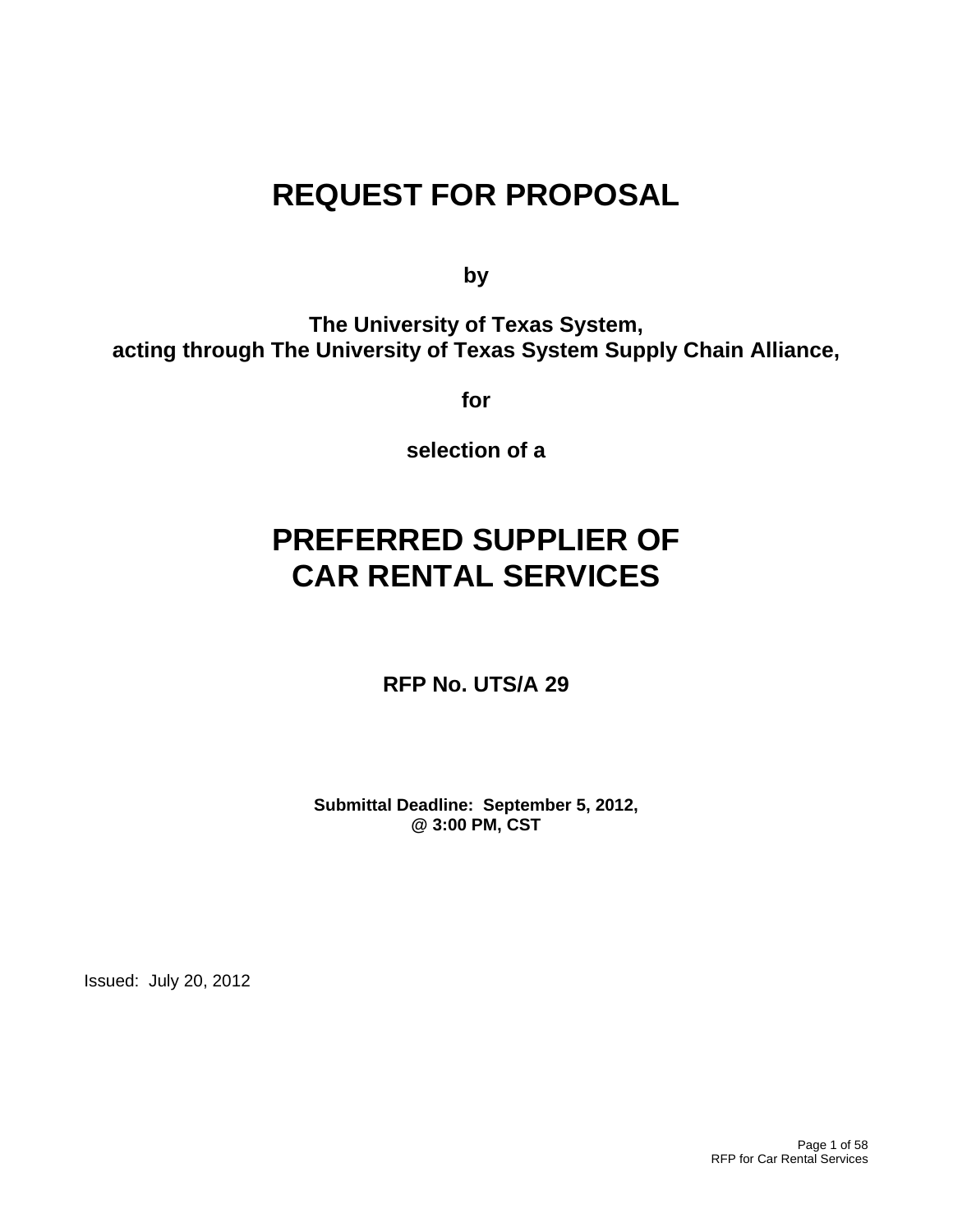# REQUEST FOR PROPOSAL

**by**

**The University of Texas System,**
**acting through The University of Texas System Supply Chain Alliance,**

**for**

**selection of a**

# PREFERRED SUPPLIER OF CAR RENTAL SERVICES

**RFP No. UTS/A 29**

**Submittal Deadline: September 5, 2012,**
**@ 3:00 PM, CST**

Issued: July 20, 2012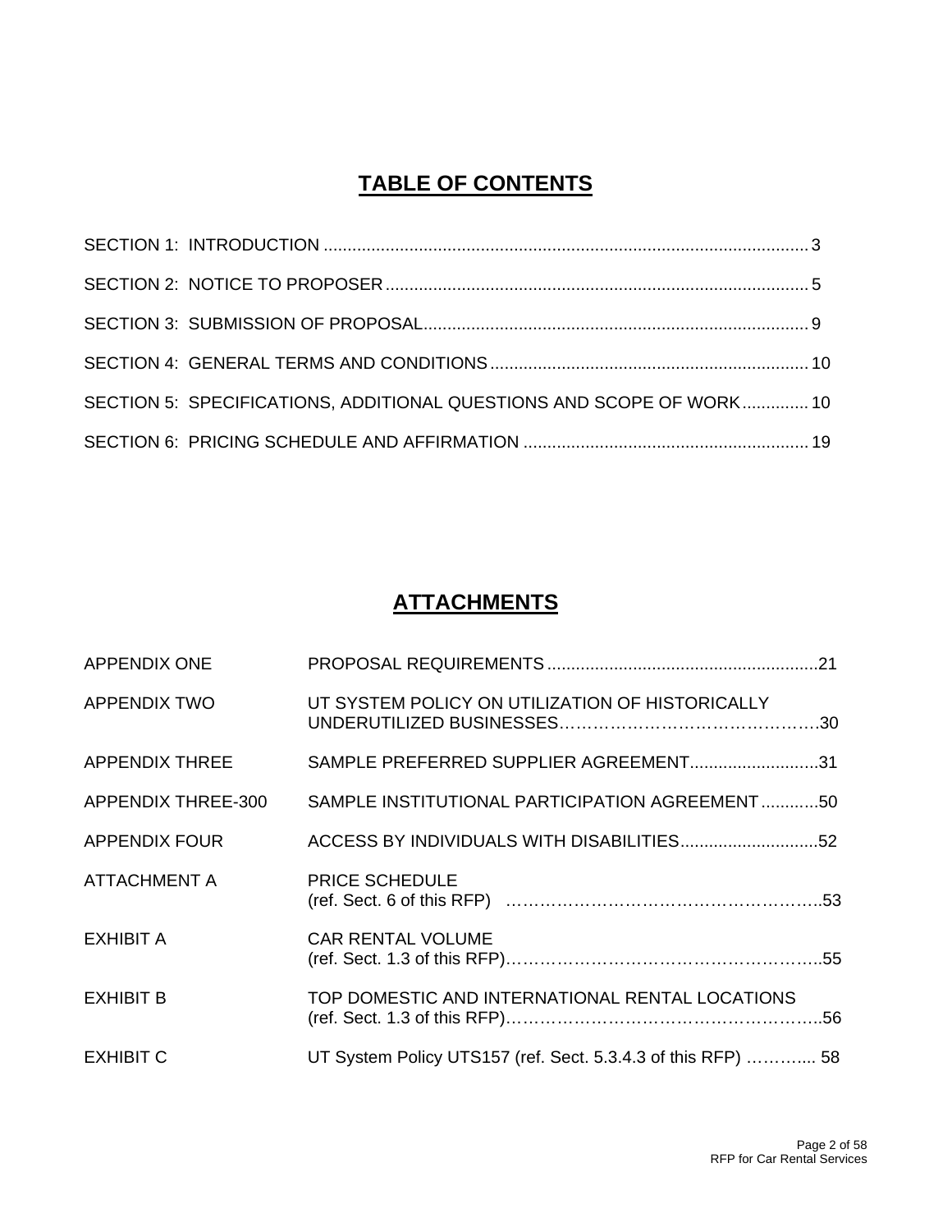# TABLE OF CONTENTS

SECTION 1: INTRODUCTION ..................................................................................................... 3

SECTION 2: NOTICE TO PROPOSER ........................................................................................ 5

SECTION 3: SUBMISSION OF PROPOSAL................................................................................ 9

SECTION 4: GENERAL TERMS AND CONDITIONS .................................................................. 10

SECTION 5: SPECIFICATIONS, ADDITIONAL QUESTIONS AND SCOPE OF WORK.............. 10

SECTION 6: PRICING SCHEDULE AND AFFIRMATION ........................................................... 19

# ATTACHMENTS

| | |
|---|---|
| APPENDIX ONE | PROPOSAL REQUIREMENTS .........................................................21 |
| APPENDIX TWO | UT SYSTEM POLICY ON UTILIZATION OF HISTORICALLY UNDERUTILIZED BUSINESSES……………………………………….30 |
| APPENDIX THREE | SAMPLE PREFERRED SUPPLIER AGREEMENT...........................31 |
| APPENDIX THREE-300 | SAMPLE INSTITUTIONAL PARTICIPATION AGREEMENT ............50 |
| APPENDIX FOUR | ACCESS BY INDIVIDUALS WITH DISABILITIES.............................52 |
| ATTACHMENT A | PRICE SCHEDULE (ref. Sect. 6 of this RFP) ………………………………………………..53 |
| EXHIBIT A | CAR RENTAL VOLUME (ref. Sect. 1.3 of this RFP)………………………………………………..55 |
| EXHIBIT B | TOP DOMESTIC AND INTERNATIONAL RENTAL LOCATIONS (ref. Sect. 1.3 of this RFP)………………………………………………..56 |
| EXHIBIT C | UT System Policy UTS157 (ref. Sect. 5.3.4.3 of this RFP) ……….... 58 |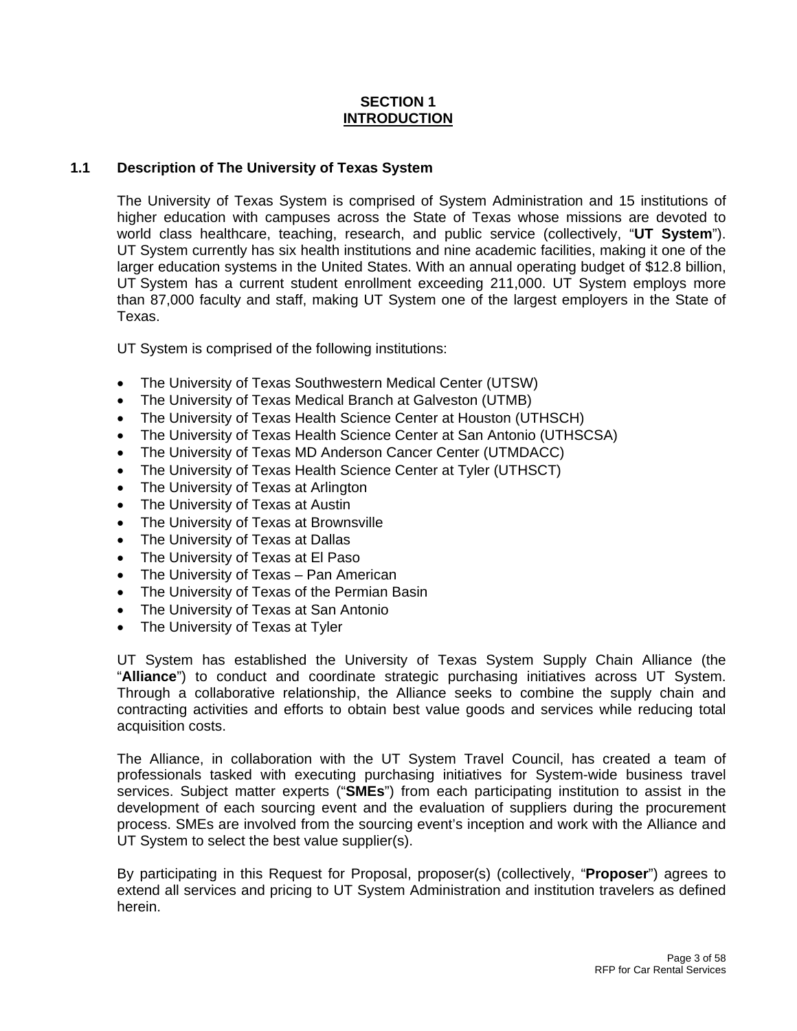# SECTION 1
# INTRODUCTION

## 1.1 Description of The University of Texas System

The University of Texas System is comprised of System Administration and 15 institutions of higher education with campuses across the State of Texas whose missions are devoted to world class healthcare, teaching, research, and public service (collectively, "**UT System**"). UT System currently has six health institutions and nine academic facilities, making it one of the larger education systems in the United States. With an annual operating budget of $12.8 billion, UT System has a current student enrollment exceeding 211,000. UT System employs more than 87,000 faculty and staff, making UT System one of the largest employers in the State of Texas.

UT System is comprised of the following institutions:

- The University of Texas Southwestern Medical Center (UTSW)
- The University of Texas Medical Branch at Galveston (UTMB)
- The University of Texas Health Science Center at Houston (UTHSCH)
- The University of Texas Health Science Center at San Antonio (UTHSCSA)
- The University of Texas MD Anderson Cancer Center (UTMDACC)
- The University of Texas Health Science Center at Tyler (UTHSCT)
- The University of Texas at Arlington
- The University of Texas at Austin
- The University of Texas at Brownsville
- The University of Texas at Dallas
- The University of Texas at El Paso
- The University of Texas – Pan American
- The University of Texas of the Permian Basin
- The University of Texas at San Antonio
- The University of Texas at Tyler

UT System has established the University of Texas System Supply Chain Alliance (the "**Alliance**") to conduct and coordinate strategic purchasing initiatives across UT System. Through a collaborative relationship, the Alliance seeks to combine the supply chain and contracting activities and efforts to obtain best value goods and services while reducing total acquisition costs.

The Alliance, in collaboration with the UT System Travel Council, has created a team of professionals tasked with executing purchasing initiatives for System-wide business travel services. Subject matter experts ("**SMEs**") from each participating institution to assist in the development of each sourcing event and the evaluation of suppliers during the procurement process. SMEs are involved from the sourcing event's inception and work with the Alliance and UT System to select the best value supplier(s).

By participating in this Request for Proposal, proposer(s) (collectively, "**Proposer**") agrees to extend all services and pricing to UT System Administration and institution travelers as defined herein.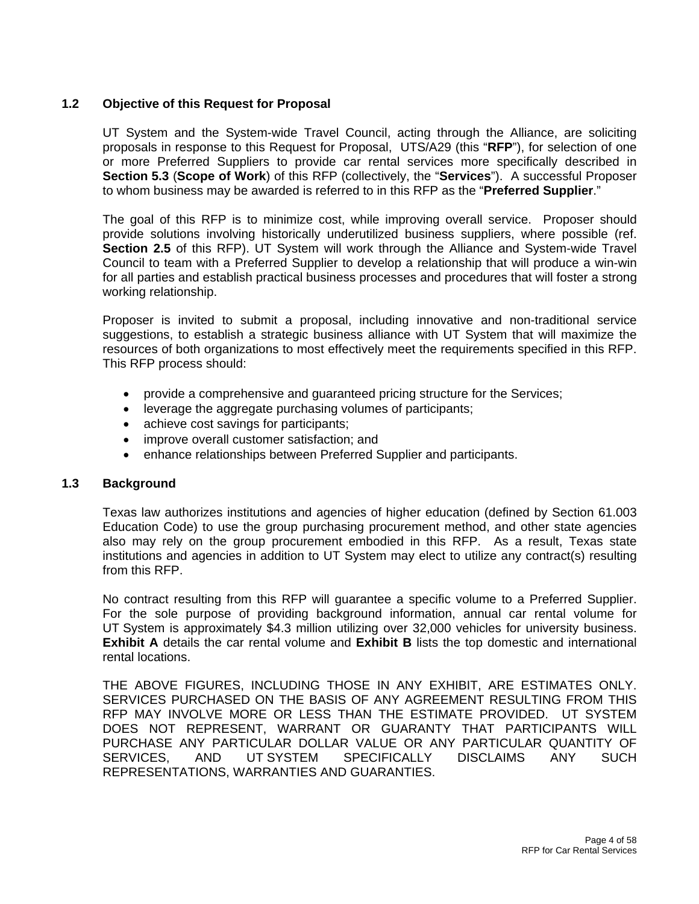### 1.2 Objective of this Request for Proposal

UT System and the System-wide Travel Council, acting through the Alliance, are soliciting proposals in response to this Request for Proposal, UTS/A29 (this "**RFP**"), for selection of one or more Preferred Suppliers to provide car rental services more specifically described in **Section 5.3** (**Scope of Work**) of this RFP (collectively, the "**Services**"). A successful Proposer to whom business may be awarded is referred to in this RFP as the "**Preferred Supplier**."

The goal of this RFP is to minimize cost, while improving overall service. Proposer should provide solutions involving historically underutilized business suppliers, where possible (ref. **Section 2.5** of this RFP). UT System will work through the Alliance and System-wide Travel Council to team with a Preferred Supplier to develop a relationship that will produce a win-win for all parties and establish practical business processes and procedures that will foster a strong working relationship.

Proposer is invited to submit a proposal, including innovative and non-traditional service suggestions, to establish a strategic business alliance with UT System that will maximize the resources of both organizations to most effectively meet the requirements specified in this RFP. This RFP process should:

- provide a comprehensive and guaranteed pricing structure for the Services;
- leverage the aggregate purchasing volumes of participants;
- achieve cost savings for participants;
- improve overall customer satisfaction; and
- enhance relationships between Preferred Supplier and participants.

### 1.3 Background

Texas law authorizes institutions and agencies of higher education (defined by Section 61.003 Education Code) to use the group purchasing procurement method, and other state agencies also may rely on the group procurement embodied in this RFP. As a result, Texas state institutions and agencies in addition to UT System may elect to utilize any contract(s) resulting from this RFP.

No contract resulting from this RFP will guarantee a specific volume to a Preferred Supplier. For the sole purpose of providing background information, annual car rental volume for UT System is approximately $4.3 million utilizing over 32,000 vehicles for university business. **Exhibit A** details the car rental volume and **Exhibit B** lists the top domestic and international rental locations.

THE ABOVE FIGURES, INCLUDING THOSE IN ANY EXHIBIT, ARE ESTIMATES ONLY. SERVICES PURCHASED ON THE BASIS OF ANY AGREEMENT RESULTING FROM THIS RFP MAY INVOLVE MORE OR LESS THAN THE ESTIMATE PROVIDED. UT SYSTEM DOES NOT REPRESENT, WARRANT OR GUARANTY THAT PARTICIPANTS WILL PURCHASE ANY PARTICULAR DOLLAR VALUE OR ANY PARTICULAR QUANTITY OF SERVICES, AND UT SYSTEM SPECIFICALLY DISCLAIMS ANY SUCH REPRESENTATIONS, WARRANTIES AND GUARANTIES.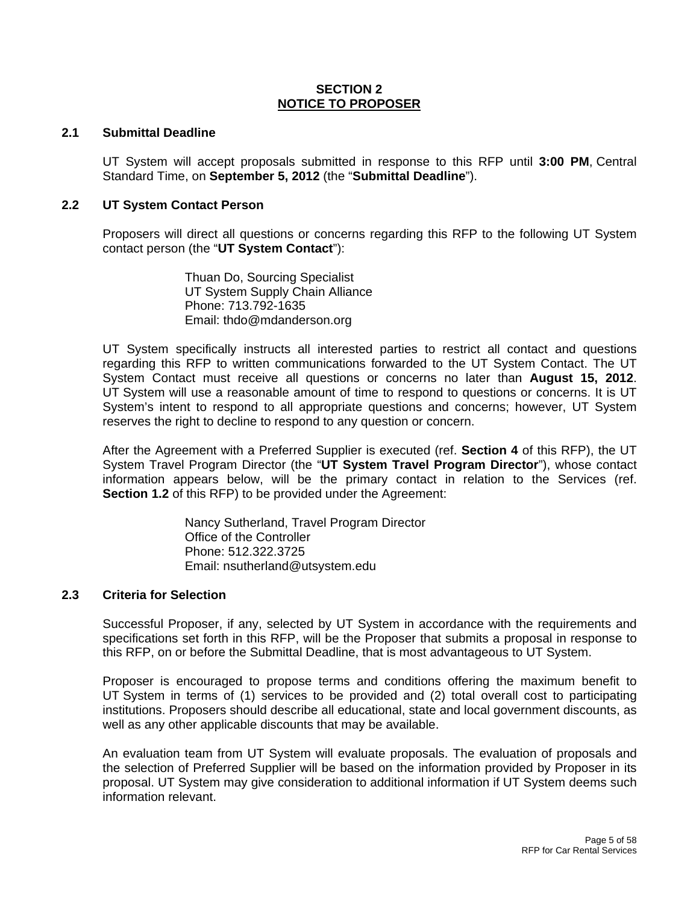## SECTION 2
## NOTICE TO PROPOSER

### 2.1 Submittal Deadline

UT System will accept proposals submitted in response to this RFP until **3:00 PM**, Central Standard Time, on **September 5, 2012** (the "**Submittal Deadline**").

### 2.2 UT System Contact Person

Proposers will direct all questions or concerns regarding this RFP to the following UT System contact person (the "**UT System Contact**"):

Thuan Do, Sourcing Specialist
UT System Supply Chain Alliance
Phone: 713.792-1635
Email: thdo@mdanderson.org

UT System specifically instructs all interested parties to restrict all contact and questions regarding this RFP to written communications forwarded to the UT System Contact. The UT System Contact must receive all questions or concerns no later than **August 15, 2012**. UT System will use a reasonable amount of time to respond to questions or concerns. It is UT System's intent to respond to all appropriate questions and concerns; however, UT System reserves the right to decline to respond to any question or concern.

After the Agreement with a Preferred Supplier is executed (ref. **Section 4** of this RFP), the UT System Travel Program Director (the "**UT System Travel Program Director**"), whose contact information appears below, will be the primary contact in relation to the Services (ref. **Section 1.2** of this RFP) to be provided under the Agreement:

Nancy Sutherland, Travel Program Director
Office of the Controller
Phone: 512.322.3725
Email: nsutherland@utsystem.edu

### 2.3 Criteria for Selection

Successful Proposer, if any, selected by UT System in accordance with the requirements and specifications set forth in this RFP, will be the Proposer that submits a proposal in response to this RFP, on or before the Submittal Deadline, that is most advantageous to UT System.

Proposer is encouraged to propose terms and conditions offering the maximum benefit to UT System in terms of (1) services to be provided and (2) total overall cost to participating institutions. Proposers should describe all educational, state and local government discounts, as well as any other applicable discounts that may be available.

An evaluation team from UT System will evaluate proposals. The evaluation of proposals and the selection of Preferred Supplier will be based on the information provided by Proposer in its proposal. UT System may give consideration to additional information if UT System deems such information relevant.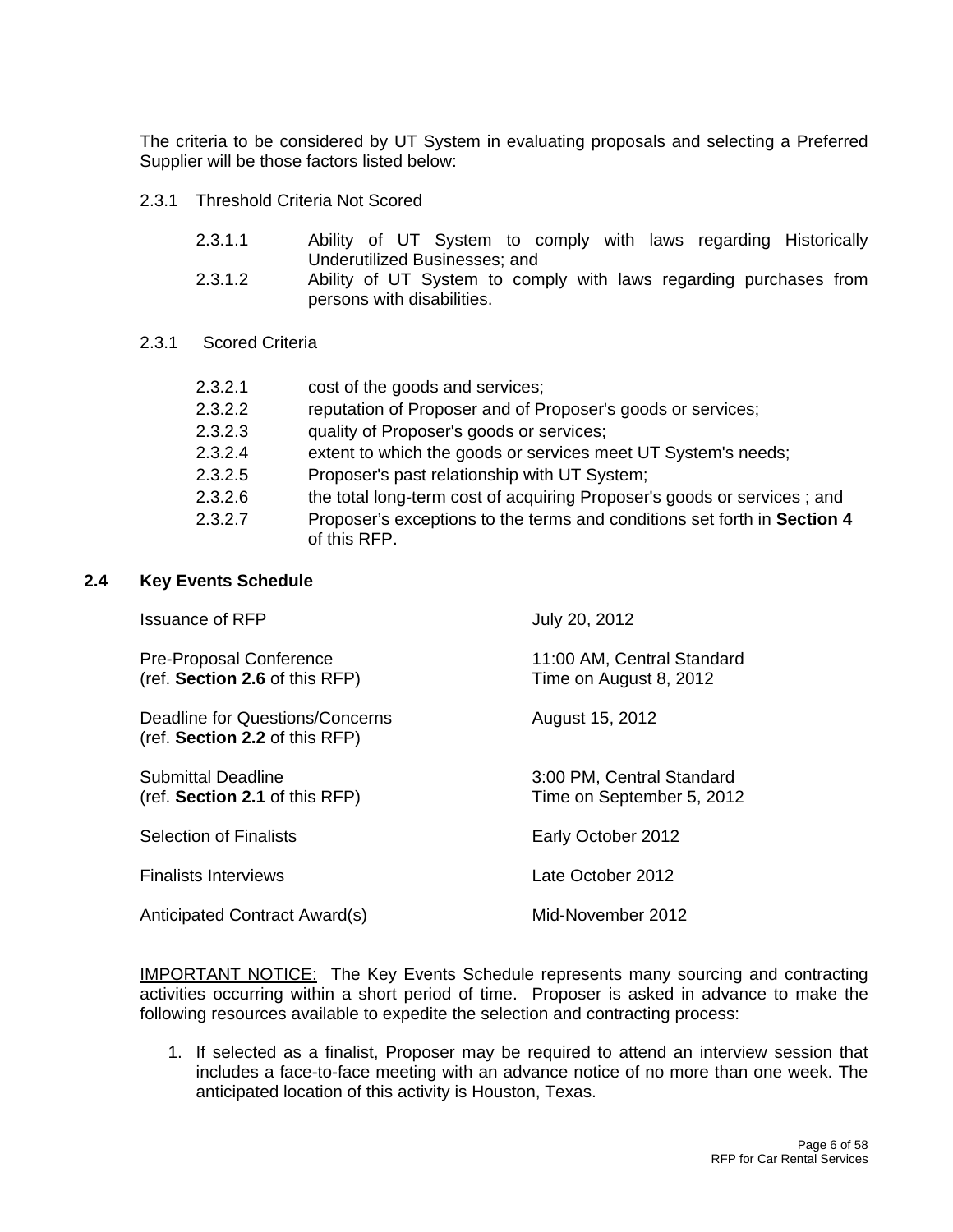The criteria to be considered by UT System in evaluating proposals and selecting a Preferred Supplier will be those factors listed below:

2.3.1 Threshold Criteria Not Scored

- 2.3.1.1 Ability of UT System to comply with laws regarding Historically Underutilized Businesses; and
- 2.3.1.2 Ability of UT System to comply with laws regarding purchases from persons with disabilities.

2.3.1 Scored Criteria

- 2.3.2.1 cost of the goods and services;
- 2.3.2.2 reputation of Proposer and of Proposer's goods or services;
- 2.3.2.3 quality of Proposer's goods or services;
- 2.3.2.4 extent to which the goods or services meet UT System's needs;
- 2.3.2.5 Proposer's past relationship with UT System;
- 2.3.2.6 the total long-term cost of acquiring Proposer's goods or services ; and
- 2.3.2.7 Proposer's exceptions to the terms and conditions set forth in **Section 4** of this RFP.

## 2.4 Key Events Schedule

| Event | Date |
|---|---|
| Issuance of RFP | July 20, 2012 |
| Pre-Proposal Conference (ref. **Section 2.6** of this RFP) | 11:00 AM, Central Standard Time on August 8, 2012 |
| Deadline for Questions/Concerns (ref. **Section 2.2** of this RFP) | August 15, 2012 |
| Submittal Deadline (ref. **Section 2.1** of this RFP) | 3:00 PM, Central Standard Time on September 5, 2012 |
| Selection of Finalists | Early October 2012 |
| Finalists Interviews | Late October 2012 |
| Anticipated Contract Award(s) | Mid-November 2012 |

IMPORTANT NOTICE: The Key Events Schedule represents many sourcing and contracting activities occurring within a short period of time. Proposer is asked in advance to make the following resources available to expedite the selection and contracting process:

1. If selected as a finalist, Proposer may be required to attend an interview session that includes a face-to-face meeting with an advance notice of no more than one week. The anticipated location of this activity is Houston, Texas.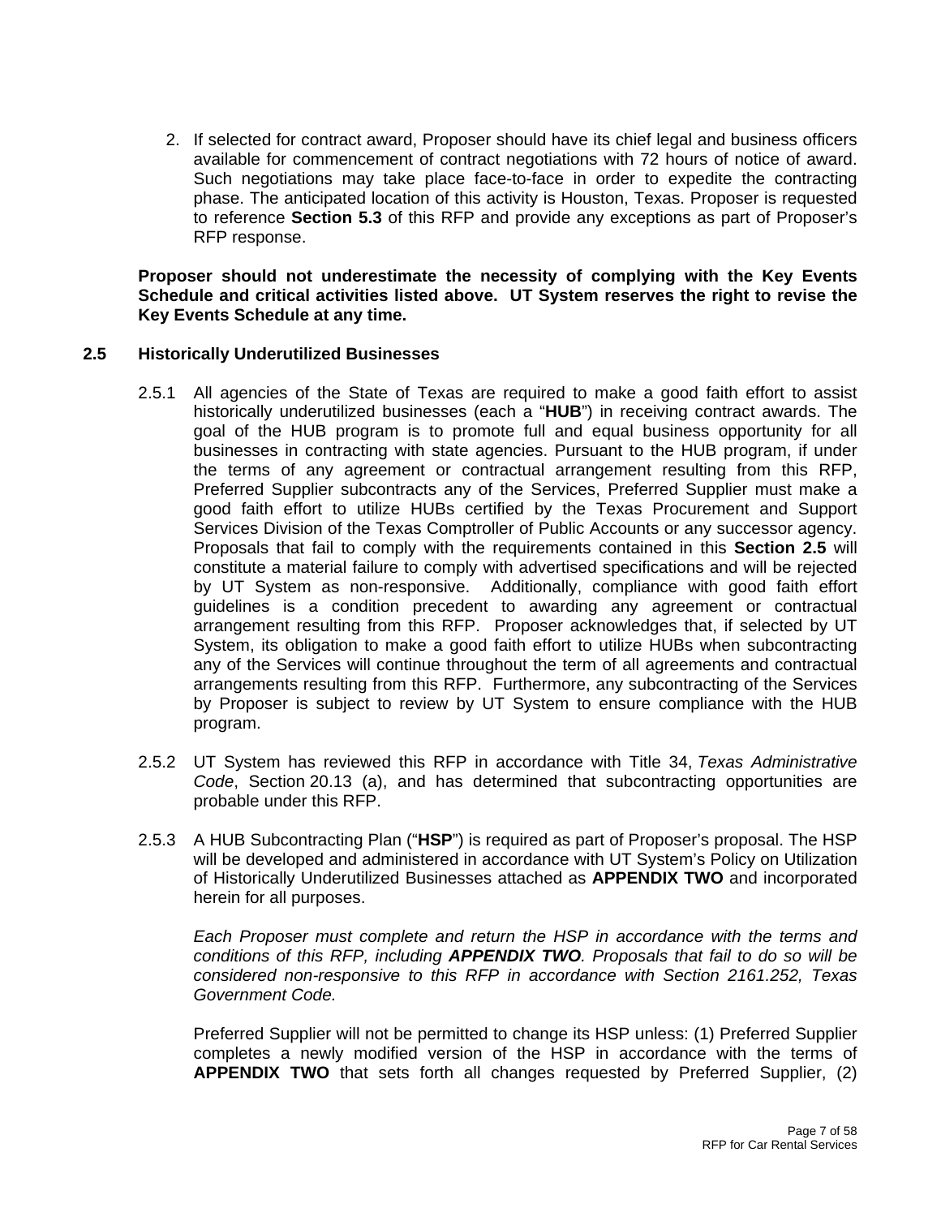2. If selected for contract award, Proposer should have its chief legal and business officers available for commencement of contract negotiations with 72 hours of notice of award. Such negotiations may take place face-to-face in order to expedite the contracting phase. The anticipated location of this activity is Houston, Texas. Proposer is requested to reference **Section 5.3** of this RFP and provide any exceptions as part of Proposer's RFP response.

**Proposer should not underestimate the necessity of complying with the Key Events Schedule and critical activities listed above. UT System reserves the right to revise the Key Events Schedule at any time.**

## 2.5 Historically Underutilized Businesses

2.5.1 All agencies of the State of Texas are required to make a good faith effort to assist historically underutilized businesses (each a "**HUB**") in receiving contract awards. The goal of the HUB program is to promote full and equal business opportunity for all businesses in contracting with state agencies. Pursuant to the HUB program, if under the terms of any agreement or contractual arrangement resulting from this RFP, Preferred Supplier subcontracts any of the Services, Preferred Supplier must make a good faith effort to utilize HUBs certified by the Texas Procurement and Support Services Division of the Texas Comptroller of Public Accounts or any successor agency. Proposals that fail to comply with the requirements contained in this **Section 2.5** will constitute a material failure to comply with advertised specifications and will be rejected by UT System as non-responsive. Additionally, compliance with good faith effort guidelines is a condition precedent to awarding any agreement or contractual arrangement resulting from this RFP. Proposer acknowledges that, if selected by UT System, its obligation to make a good faith effort to utilize HUBs when subcontracting any of the Services will continue throughout the term of all agreements and contractual arrangements resulting from this RFP. Furthermore, any subcontracting of the Services by Proposer is subject to review by UT System to ensure compliance with the HUB program.

2.5.2 UT System has reviewed this RFP in accordance with Title 34, *Texas Administrative Code*, Section 20.13 (a), and has determined that subcontracting opportunities are probable under this RFP.

2.5.3 A HUB Subcontracting Plan ("**HSP**") is required as part of Proposer's proposal. The HSP will be developed and administered in accordance with UT System's Policy on Utilization of Historically Underutilized Businesses attached as **APPENDIX TWO** and incorporated herein for all purposes.

*Each Proposer must complete and return the HSP in accordance with the terms and conditions of this RFP, including **APPENDIX TWO**. Proposals that fail to do so will be considered non-responsive to this RFP in accordance with Section 2161.252, Texas Government Code.*

Preferred Supplier will not be permitted to change its HSP unless: (1) Preferred Supplier completes a newly modified version of the HSP in accordance with the terms of **APPENDIX TWO** that sets forth all changes requested by Preferred Supplier, (2)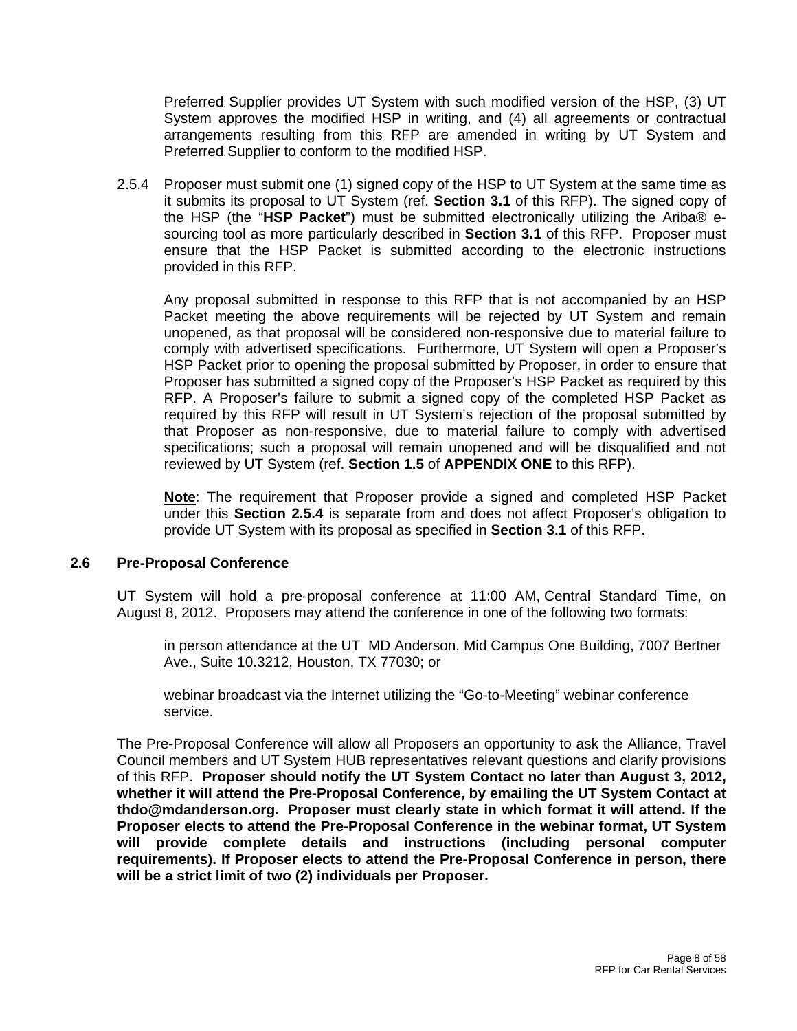Preferred Supplier provides UT System with such modified version of the HSP, (3) UT System approves the modified HSP in writing, and (4) all agreements or contractual arrangements resulting from this RFP are amended in writing by UT System and Preferred Supplier to conform to the modified HSP.

2.5.4 Proposer must submit one (1) signed copy of the HSP to UT System at the same time as it submits its proposal to UT System (ref. **Section 3.1** of this RFP). The signed copy of the HSP (the "**HSP Packet**") must be submitted electronically utilizing the Ariba® e-sourcing tool as more particularly described in **Section 3.1** of this RFP. Proposer must ensure that the HSP Packet is submitted according to the electronic instructions provided in this RFP.

Any proposal submitted in response to this RFP that is not accompanied by an HSP Packet meeting the above requirements will be rejected by UT System and remain unopened, as that proposal will be considered non-responsive due to material failure to comply with advertised specifications. Furthermore, UT System will open a Proposer's HSP Packet prior to opening the proposal submitted by Proposer, in order to ensure that Proposer has submitted a signed copy of the Proposer's HSP Packet as required by this RFP. A Proposer's failure to submit a signed copy of the completed HSP Packet as required by this RFP will result in UT System's rejection of the proposal submitted by that Proposer as non-responsive, due to material failure to comply with advertised specifications; such a proposal will remain unopened and will be disqualified and not reviewed by UT System (ref. **Section 1.5** of **APPENDIX ONE** to this RFP).

**Note**: The requirement that Proposer provide a signed and completed HSP Packet under this **Section 2.5.4** is separate from and does not affect Proposer's obligation to provide UT System with its proposal as specified in **Section 3.1** of this RFP.

### 2.6 Pre-Proposal Conference

UT System will hold a pre-proposal conference at 11:00 AM, Central Standard Time, on August 8, 2012. Proposers may attend the conference in one of the following two formats:

in person attendance at the UT MD Anderson, Mid Campus One Building, 7007 Bertner Ave., Suite 10.3212, Houston, TX 77030; or

webinar broadcast via the Internet utilizing the "Go-to-Meeting" webinar conference service.

The Pre-Proposal Conference will allow all Proposers an opportunity to ask the Alliance, Travel Council members and UT System HUB representatives relevant questions and clarify provisions of this RFP. **Proposer should notify the UT System Contact no later than August 3, 2012, whether it will attend the Pre-Proposal Conference, by emailing the UT System Contact at thdo@mdanderson.org. Proposer must clearly state in which format it will attend. If the Proposer elects to attend the Pre-Proposal Conference in the webinar format, UT System will provide complete details and instructions (including personal computer requirements). If Proposer elects to attend the Pre-Proposal Conference in person, there will be a strict limit of two (2) individuals per Proposer.**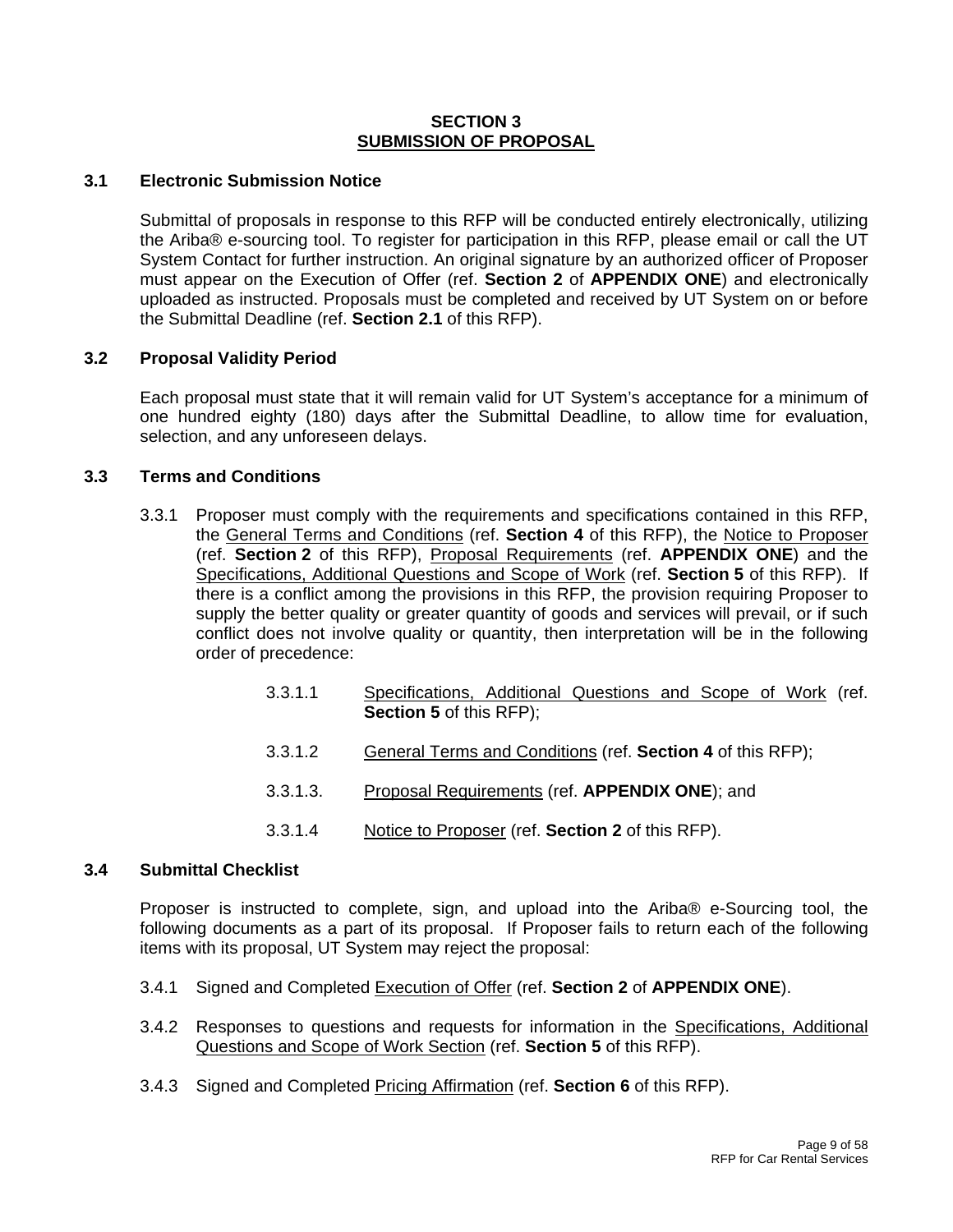# SECTION 3
## SUBMISSION OF PROPOSAL

### 3.1 Electronic Submission Notice

Submittal of proposals in response to this RFP will be conducted entirely electronically, utilizing the Ariba® e-sourcing tool. To register for participation in this RFP, please email or call the UT System Contact for further instruction. An original signature by an authorized officer of Proposer must appear on the Execution of Offer (ref. **Section 2** of **APPENDIX ONE**) and electronically uploaded as instructed. Proposals must be completed and received by UT System on or before the Submittal Deadline (ref. **Section 2.1** of this RFP).

### 3.2 Proposal Validity Period

Each proposal must state that it will remain valid for UT System's acceptance for a minimum of one hundred eighty (180) days after the Submittal Deadline, to allow time for evaluation, selection, and any unforeseen delays.

### 3.3 Terms and Conditions

3.3.1 Proposer must comply with the requirements and specifications contained in this RFP, the General Terms and Conditions (ref. **Section 4** of this RFP), the Notice to Proposer (ref. **Section 2** of this RFP), Proposal Requirements (ref. **APPENDIX ONE**) and the Specifications, Additional Questions and Scope of Work (ref. **Section 5** of this RFP). If there is a conflict among the provisions in this RFP, the provision requiring Proposer to supply the better quality or greater quantity of goods and services will prevail, or if such conflict does not involve quality or quantity, then interpretation will be in the following order of precedence:

- 3.3.1.1 Specifications, Additional Questions and Scope of Work (ref. **Section 5** of this RFP);
- 3.3.1.2 General Terms and Conditions (ref. **Section 4** of this RFP);
- 3.3.1.3. Proposal Requirements (ref. **APPENDIX ONE**); and
- 3.3.1.4 Notice to Proposer (ref. **Section 2** of this RFP).

### 3.4 Submittal Checklist

Proposer is instructed to complete, sign, and upload into the Ariba® e-Sourcing tool, the following documents as a part of its proposal. If Proposer fails to return each of the following items with its proposal, UT System may reject the proposal:

3.4.1 Signed and Completed Execution of Offer (ref. **Section 2** of **APPENDIX ONE**).

3.4.2 Responses to questions and requests for information in the Specifications, Additional Questions and Scope of Work Section (ref. **Section 5** of this RFP).

3.4.3 Signed and Completed Pricing Affirmation (ref. **Section 6** of this RFP).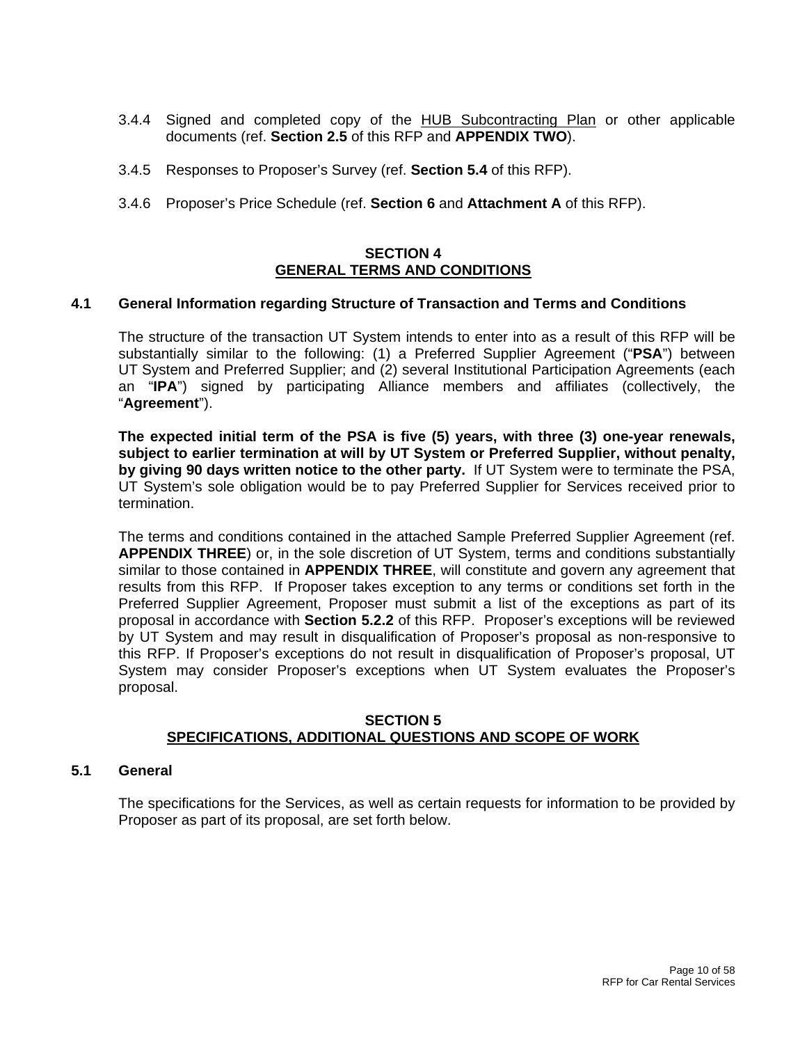3.4.4 Signed and completed copy of the HUB Subcontracting Plan or other applicable documents (ref. **Section 2.5** of this RFP and **APPENDIX TWO**).

3.4.5 Responses to Proposer's Survey (ref. **Section 5.4** of this RFP).

3.4.6 Proposer's Price Schedule (ref. **Section 6** and **Attachment A** of this RFP).

## SECTION 4
## GENERAL TERMS AND CONDITIONS

### 4.1 General Information regarding Structure of Transaction and Terms and Conditions

The structure of the transaction UT System intends to enter into as a result of this RFP will be substantially similar to the following: (1) a Preferred Supplier Agreement ("**PSA**") between UT System and Preferred Supplier; and (2) several Institutional Participation Agreements (each an "**IPA**") signed by participating Alliance members and affiliates (collectively, the "**Agreement**").

**The expected initial term of the PSA is five (5) years, with three (3) one-year renewals, subject to earlier termination at will by UT System or Preferred Supplier, without penalty, by giving 90 days written notice to the other party.** If UT System were to terminate the PSA, UT System's sole obligation would be to pay Preferred Supplier for Services received prior to termination.

The terms and conditions contained in the attached Sample Preferred Supplier Agreement (ref. **APPENDIX THREE**) or, in the sole discretion of UT System, terms and conditions substantially similar to those contained in **APPENDIX THREE**, will constitute and govern any agreement that results from this RFP. If Proposer takes exception to any terms or conditions set forth in the Preferred Supplier Agreement, Proposer must submit a list of the exceptions as part of its proposal in accordance with **Section 5.2.2** of this RFP. Proposer's exceptions will be reviewed by UT System and may result in disqualification of Proposer's proposal as non-responsive to this RFP. If Proposer's exceptions do not result in disqualification of Proposer's proposal, UT System may consider Proposer's exceptions when UT System evaluates the Proposer's proposal.

## SECTION 5
## SPECIFICATIONS, ADDITIONAL QUESTIONS AND SCOPE OF WORK

### 5.1 General

The specifications for the Services, as well as certain requests for information to be provided by Proposer as part of its proposal, are set forth below.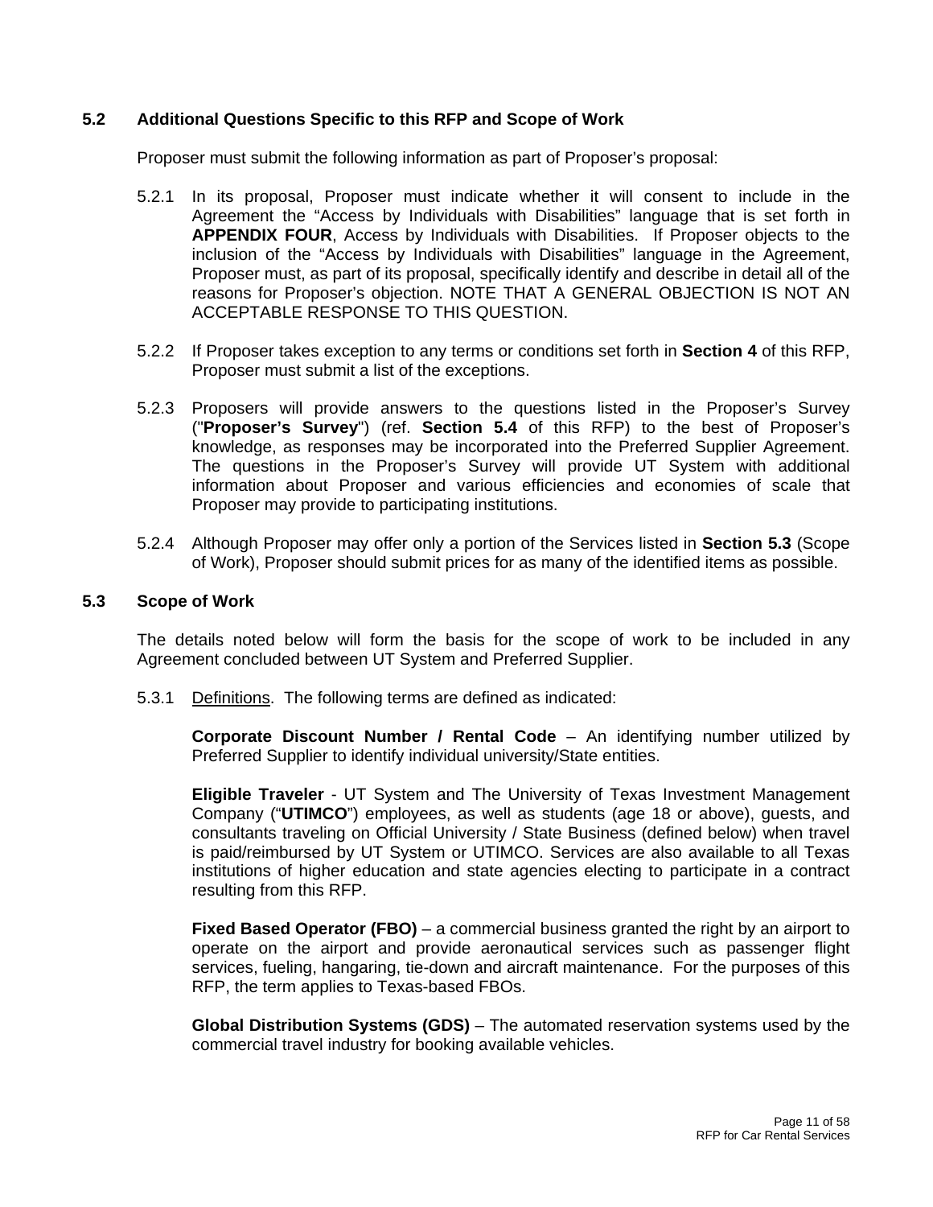## 5.2 Additional Questions Specific to this RFP and Scope of Work

Proposer must submit the following information as part of Proposer's proposal:

5.2.1 In its proposal, Proposer must indicate whether it will consent to include in the Agreement the "Access by Individuals with Disabilities" language that is set forth in **APPENDIX FOUR**, Access by Individuals with Disabilities. If Proposer objects to the inclusion of the "Access by Individuals with Disabilities" language in the Agreement, Proposer must, as part of its proposal, specifically identify and describe in detail all of the reasons for Proposer's objection. NOTE THAT A GENERAL OBJECTION IS NOT AN ACCEPTABLE RESPONSE TO THIS QUESTION.

5.2.2 If Proposer takes exception to any terms or conditions set forth in **Section 4** of this RFP, Proposer must submit a list of the exceptions.

5.2.3 Proposers will provide answers to the questions listed in the Proposer's Survey ("**Proposer's Survey**") (ref. **Section 5.4** of this RFP) to the best of Proposer's knowledge, as responses may be incorporated into the Preferred Supplier Agreement. The questions in the Proposer's Survey will provide UT System with additional information about Proposer and various efficiencies and economies of scale that Proposer may provide to participating institutions.

5.2.4 Although Proposer may offer only a portion of the Services listed in **Section 5.3** (Scope of Work), Proposer should submit prices for as many of the identified items as possible.

## 5.3 Scope of Work

The details noted below will form the basis for the scope of work to be included in any Agreement concluded between UT System and Preferred Supplier.

5.3.1 Definitions. The following terms are defined as indicated:

**Corporate Discount Number / Rental Code** – An identifying number utilized by Preferred Supplier to identify individual university/State entities.

**Eligible Traveler** - UT System and The University of Texas Investment Management Company ("**UTIMCO**") employees, as well as students (age 18 or above), guests, and consultants traveling on Official University / State Business (defined below) when travel is paid/reimbursed by UT System or UTIMCO. Services are also available to all Texas institutions of higher education and state agencies electing to participate in a contract resulting from this RFP.

**Fixed Based Operator (FBO)** – a commercial business granted the right by an airport to operate on the airport and provide aeronautical services such as passenger flight services, fueling, hangaring, tie-down and aircraft maintenance. For the purposes of this RFP, the term applies to Texas-based FBOs.

**Global Distribution Systems (GDS)** – The automated reservation systems used by the commercial travel industry for booking available vehicles.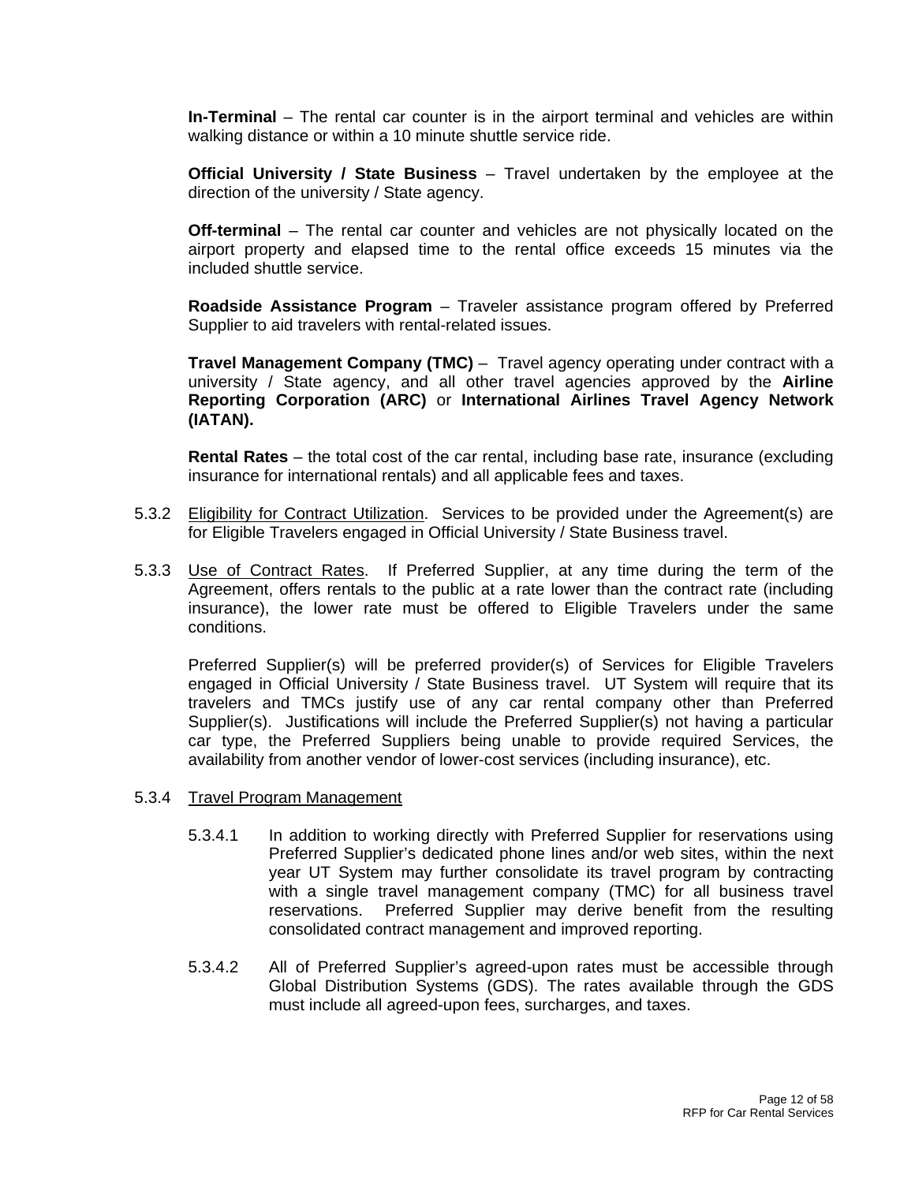**In-Terminal** – The rental car counter is in the airport terminal and vehicles are within walking distance or within a 10 minute shuttle service ride.

**Official University / State Business** – Travel undertaken by the employee at the direction of the university / State agency.

**Off-terminal** – The rental car counter and vehicles are not physically located on the airport property and elapsed time to the rental office exceeds 15 minutes via the included shuttle service.

**Roadside Assistance Program** – Traveler assistance program offered by Preferred Supplier to aid travelers with rental-related issues.

**Travel Management Company (TMC)** – Travel agency operating under contract with a university / State agency, and all other travel agencies approved by the **Airline Reporting Corporation (ARC)** or **International Airlines Travel Agency Network (IATAN).**

**Rental Rates** – the total cost of the car rental, including base rate, insurance (excluding insurance for international rentals) and all applicable fees and taxes.

5.3.2 Eligibility for Contract Utilization. Services to be provided under the Agreement(s) are for Eligible Travelers engaged in Official University / State Business travel.

5.3.3 Use of Contract Rates. If Preferred Supplier, at any time during the term of the Agreement, offers rentals to the public at a rate lower than the contract rate (including insurance), the lower rate must be offered to Eligible Travelers under the same conditions.

Preferred Supplier(s) will be preferred provider(s) of Services for Eligible Travelers engaged in Official University / State Business travel. UT System will require that its travelers and TMCs justify use of any car rental company other than Preferred Supplier(s). Justifications will include the Preferred Supplier(s) not having a particular car type, the Preferred Suppliers being unable to provide required Services, the availability from another vendor of lower-cost services (including insurance), etc.

5.3.4 Travel Program Management

5.3.4.1 In addition to working directly with Preferred Supplier for reservations using Preferred Supplier's dedicated phone lines and/or web sites, within the next year UT System may further consolidate its travel program by contracting with a single travel management company (TMC) for all business travel reservations. Preferred Supplier may derive benefit from the resulting consolidated contract management and improved reporting.

5.3.4.2 All of Preferred Supplier's agreed-upon rates must be accessible through Global Distribution Systems (GDS). The rates available through the GDS must include all agreed-upon fees, surcharges, and taxes.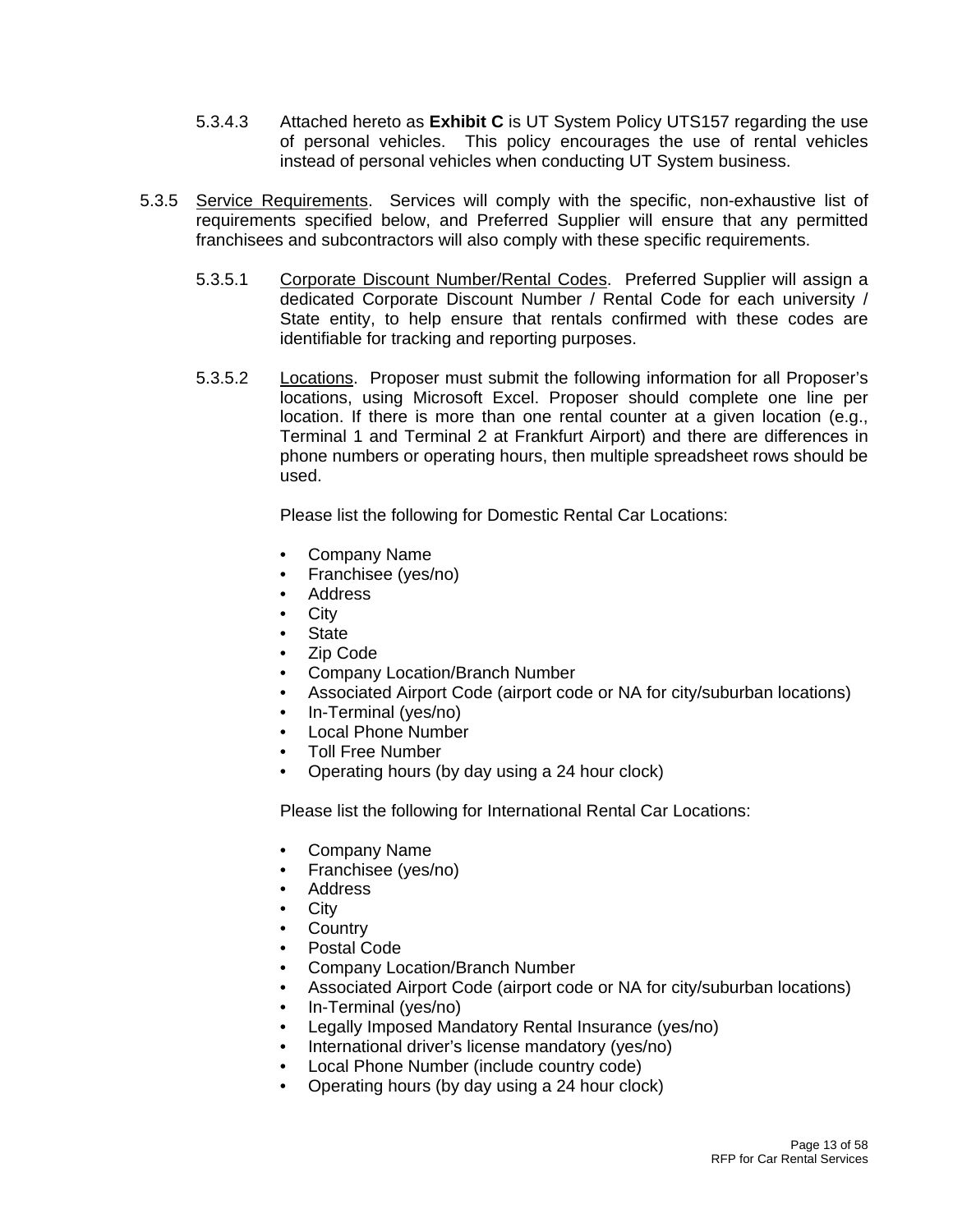5.3.4.3 Attached hereto as **Exhibit C** is UT System Policy UTS157 regarding the use of personal vehicles. This policy encourages the use of rental vehicles instead of personal vehicles when conducting UT System business.

5.3.5 Service Requirements. Services will comply with the specific, non-exhaustive list of requirements specified below, and Preferred Supplier will ensure that any permitted franchisees and subcontractors will also comply with these specific requirements.

5.3.5.1 Corporate Discount Number/Rental Codes. Preferred Supplier will assign a dedicated Corporate Discount Number / Rental Code for each university / State entity, to help ensure that rentals confirmed with these codes are identifiable for tracking and reporting purposes.

5.3.5.2 Locations. Proposer must submit the following information for all Proposer's locations, using Microsoft Excel. Proposer should complete one line per location. If there is more than one rental counter at a given location (e.g., Terminal 1 and Terminal 2 at Frankfurt Airport) and there are differences in phone numbers or operating hours, then multiple spreadsheet rows should be used.

Please list the following for Domestic Rental Car Locations:

- Company Name
- Franchisee (yes/no)
- Address
- City
- State
- Zip Code
- Company Location/Branch Number
- Associated Airport Code (airport code or NA for city/suburban locations)
- In-Terminal (yes/no)
- Local Phone Number
- Toll Free Number
- Operating hours (by day using a 24 hour clock)

Please list the following for International Rental Car Locations:

- Company Name
- Franchisee (yes/no)
- Address
- City
- Country
- Postal Code
- Company Location/Branch Number
- Associated Airport Code (airport code or NA for city/suburban locations)
- In-Terminal (yes/no)
- Legally Imposed Mandatory Rental Insurance (yes/no)
- International driver's license mandatory (yes/no)
- Local Phone Number (include country code)
- Operating hours (by day using a 24 hour clock)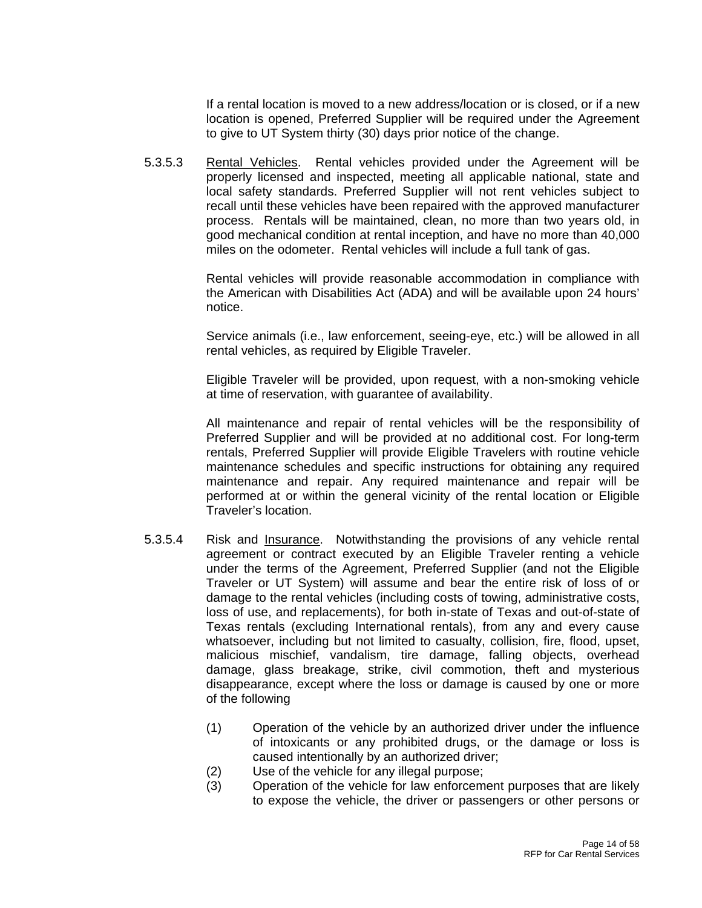If a rental location is moved to a new address/location or is closed, or if a new location is opened, Preferred Supplier will be required under the Agreement to give to UT System thirty (30) days prior notice of the change.

5.3.5.3 Rental Vehicles. Rental vehicles provided under the Agreement will be properly licensed and inspected, meeting all applicable national, state and local safety standards. Preferred Supplier will not rent vehicles subject to recall until these vehicles have been repaired with the approved manufacturer process. Rentals will be maintained, clean, no more than two years old, in good mechanical condition at rental inception, and have no more than 40,000 miles on the odometer. Rental vehicles will include a full tank of gas.

Rental vehicles will provide reasonable accommodation in compliance with the American with Disabilities Act (ADA) and will be available upon 24 hours' notice.

Service animals (i.e., law enforcement, seeing-eye, etc.) will be allowed in all rental vehicles, as required by Eligible Traveler.

Eligible Traveler will be provided, upon request, with a non-smoking vehicle at time of reservation, with guarantee of availability.

All maintenance and repair of rental vehicles will be the responsibility of Preferred Supplier and will be provided at no additional cost. For long-term rentals, Preferred Supplier will provide Eligible Travelers with routine vehicle maintenance schedules and specific instructions for obtaining any required maintenance and repair. Any required maintenance and repair will be performed at or within the general vicinity of the rental location or Eligible Traveler's location.

5.3.5.4 Risk and Insurance. Notwithstanding the provisions of any vehicle rental agreement or contract executed by an Eligible Traveler renting a vehicle under the terms of the Agreement, Preferred Supplier (and not the Eligible Traveler or UT System) will assume and bear the entire risk of loss of or damage to the rental vehicles (including costs of towing, administrative costs, loss of use, and replacements), for both in-state of Texas and out-of-state of Texas rentals (excluding International rentals), from any and every cause whatsoever, including but not limited to casualty, collision, fire, flood, upset, malicious mischief, vandalism, tire damage, falling objects, overhead damage, glass breakage, strike, civil commotion, theft and mysterious disappearance, except where the loss or damage is caused by one or more of the following

(1) Operation of the vehicle by an authorized driver under the influence of intoxicants or any prohibited drugs, or the damage or loss is caused intentionally by an authorized driver;

(2) Use of the vehicle for any illegal purpose;

(3) Operation of the vehicle for law enforcement purposes that are likely to expose the vehicle, the driver or passengers or other persons or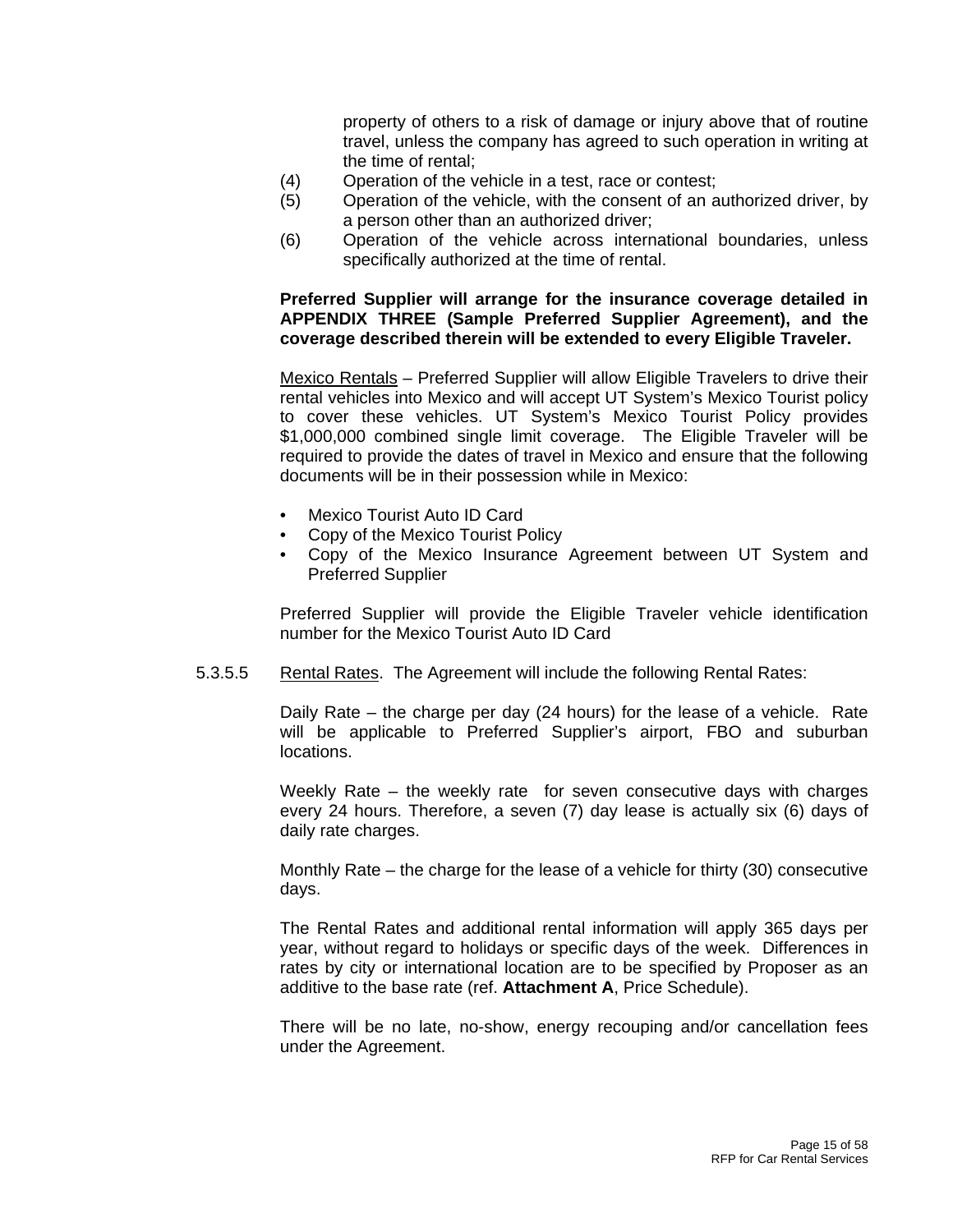property of others to a risk of damage or injury above that of routine travel, unless the company has agreed to such operation in writing at the time of rental;

(4) Operation of the vehicle in a test, race or contest;

(5) Operation of the vehicle, with the consent of an authorized driver, by a person other than an authorized driver;

(6) Operation of the vehicle across international boundaries, unless specifically authorized at the time of rental.

**Preferred Supplier will arrange for the insurance coverage detailed in APPENDIX THREE (Sample Preferred Supplier Agreement), and the coverage described therein will be extended to every Eligible Traveler.**

Mexico Rentals – Preferred Supplier will allow Eligible Travelers to drive their rental vehicles into Mexico and will accept UT System's Mexico Tourist policy to cover these vehicles. UT System's Mexico Tourist Policy provides $1,000,000 combined single limit coverage. The Eligible Traveler will be required to provide the dates of travel in Mexico and ensure that the following documents will be in their possession while in Mexico:

- Mexico Tourist Auto ID Card
- Copy of the Mexico Tourist Policy
- Copy of the Mexico Insurance Agreement between UT System and Preferred Supplier

Preferred Supplier will provide the Eligible Traveler vehicle identification number for the Mexico Tourist Auto ID Card

5.3.5.5 Rental Rates. The Agreement will include the following Rental Rates:

Daily Rate – the charge per day (24 hours) for the lease of a vehicle. Rate will be applicable to Preferred Supplier's airport, FBO and suburban locations.

Weekly Rate – the weekly rate for seven consecutive days with charges every 24 hours. Therefore, a seven (7) day lease is actually six (6) days of daily rate charges.

Monthly Rate – the charge for the lease of a vehicle for thirty (30) consecutive days.

The Rental Rates and additional rental information will apply 365 days per year, without regard to holidays or specific days of the week. Differences in rates by city or international location are to be specified by Proposer as an additive to the base rate (ref. **Attachment A**, Price Schedule).

There will be no late, no-show, energy recouping and/or cancellation fees under the Agreement.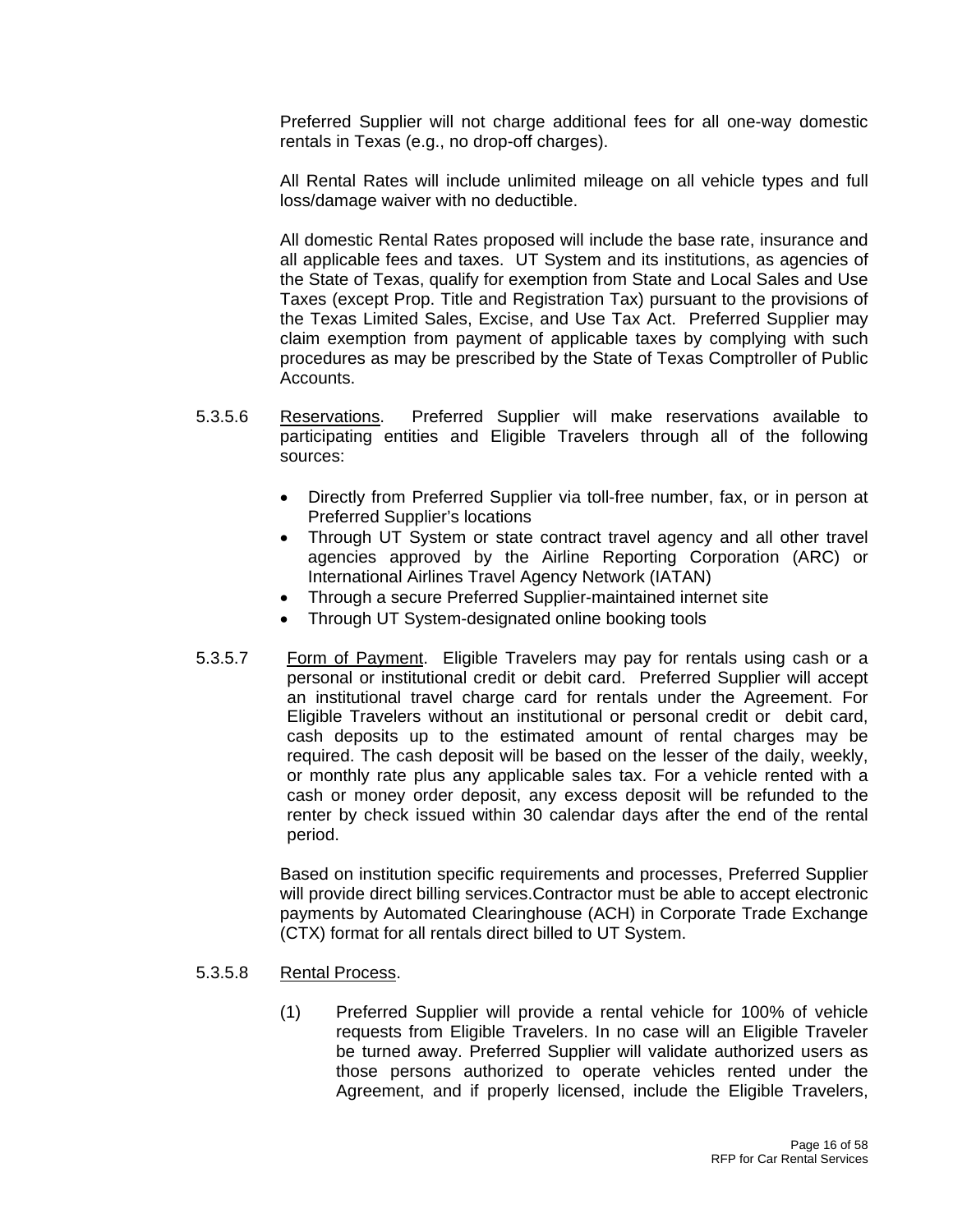Preferred Supplier will not charge additional fees for all one-way domestic rentals in Texas (e.g., no drop-off charges).

All Rental Rates will include unlimited mileage on all vehicle types and full loss/damage waiver with no deductible.

All domestic Rental Rates proposed will include the base rate, insurance and all applicable fees and taxes. UT System and its institutions, as agencies of the State of Texas, qualify for exemption from State and Local Sales and Use Taxes (except Prop. Title and Registration Tax) pursuant to the provisions of the Texas Limited Sales, Excise, and Use Tax Act. Preferred Supplier may claim exemption from payment of applicable taxes by complying with such procedures as may be prescribed by the State of Texas Comptroller of Public Accounts.

5.3.5.6 Reservations. Preferred Supplier will make reservations available to participating entities and Eligible Travelers through all of the following sources:

- Directly from Preferred Supplier via toll-free number, fax, or in person at Preferred Supplier's locations
- Through UT System or state contract travel agency and all other travel agencies approved by the Airline Reporting Corporation (ARC) or International Airlines Travel Agency Network (IATAN)
- Through a secure Preferred Supplier-maintained internet site
- Through UT System-designated online booking tools

5.3.5.7 Form of Payment. Eligible Travelers may pay for rentals using cash or a personal or institutional credit or debit card. Preferred Supplier will accept an institutional travel charge card for rentals under the Agreement. For Eligible Travelers without an institutional or personal credit or debit card, cash deposits up to the estimated amount of rental charges may be required. The cash deposit will be based on the lesser of the daily, weekly, or monthly rate plus any applicable sales tax. For a vehicle rented with a cash or money order deposit, any excess deposit will be refunded to the renter by check issued within 30 calendar days after the end of the rental period.

Based on institution specific requirements and processes, Preferred Supplier will provide direct billing services.Contractor must be able to accept electronic payments by Automated Clearinghouse (ACH) in Corporate Trade Exchange (CTX) format for all rentals direct billed to UT System.

5.3.5.8 Rental Process.

(1) Preferred Supplier will provide a rental vehicle for 100% of vehicle requests from Eligible Travelers. In no case will an Eligible Traveler be turned away. Preferred Supplier will validate authorized users as those persons authorized to operate vehicles rented under the Agreement, and if properly licensed, include the Eligible Travelers,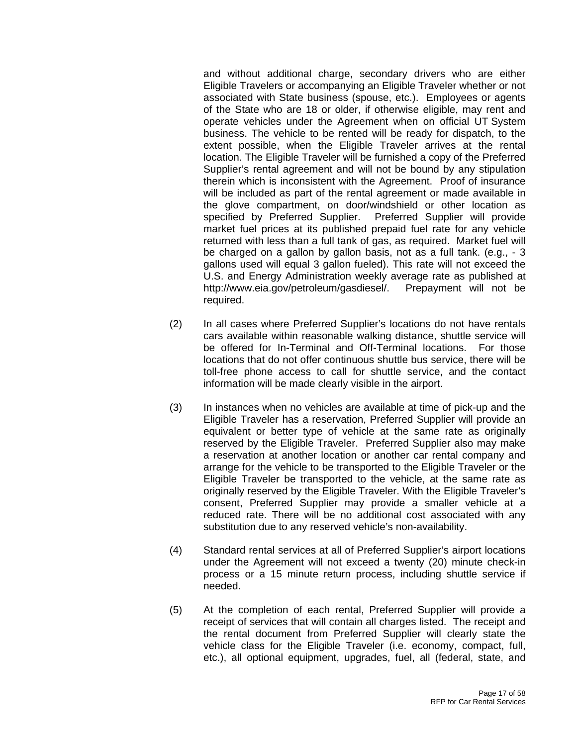and without additional charge, secondary drivers who are either Eligible Travelers or accompanying an Eligible Traveler whether or not associated with State business (spouse, etc.). Employees or agents of the State who are 18 or older, if otherwise eligible, may rent and operate vehicles under the Agreement when on official UT System business. The vehicle to be rented will be ready for dispatch, to the extent possible, when the Eligible Traveler arrives at the rental location. The Eligible Traveler will be furnished a copy of the Preferred Supplier's rental agreement and will not be bound by any stipulation therein which is inconsistent with the Agreement. Proof of insurance will be included as part of the rental agreement or made available in the glove compartment, on door/windshield or other location as specified by Preferred Supplier. Preferred Supplier will provide market fuel prices at its published prepaid fuel rate for any vehicle returned with less than a full tank of gas, as required. Market fuel will be charged on a gallon by gallon basis, not as a full tank. (e.g., - 3 gallons used will equal 3 gallon fueled). This rate will not exceed the U.S. and Energy Administration weekly average rate as published at http://www.eia.gov/petroleum/gasdiesel/. Prepayment will not be required.

(2) In all cases where Preferred Supplier's locations do not have rentals cars available within reasonable walking distance, shuttle service will be offered for In-Terminal and Off-Terminal locations. For those locations that do not offer continuous shuttle bus service, there will be toll-free phone access to call for shuttle service, and the contact information will be made clearly visible in the airport.

(3) In instances when no vehicles are available at time of pick-up and the Eligible Traveler has a reservation, Preferred Supplier will provide an equivalent or better type of vehicle at the same rate as originally reserved by the Eligible Traveler. Preferred Supplier also may make a reservation at another location or another car rental company and arrange for the vehicle to be transported to the Eligible Traveler or the Eligible Traveler be transported to the vehicle, at the same rate as originally reserved by the Eligible Traveler. With the Eligible Traveler's consent, Preferred Supplier may provide a smaller vehicle at a reduced rate. There will be no additional cost associated with any substitution due to any reserved vehicle's non-availability.

(4) Standard rental services at all of Preferred Supplier's airport locations under the Agreement will not exceed a twenty (20) minute check-in process or a 15 minute return process, including shuttle service if needed.

(5) At the completion of each rental, Preferred Supplier will provide a receipt of services that will contain all charges listed. The receipt and the rental document from Preferred Supplier will clearly state the vehicle class for the Eligible Traveler (i.e. economy, compact, full, etc.), all optional equipment, upgrades, fuel, all (federal, state, and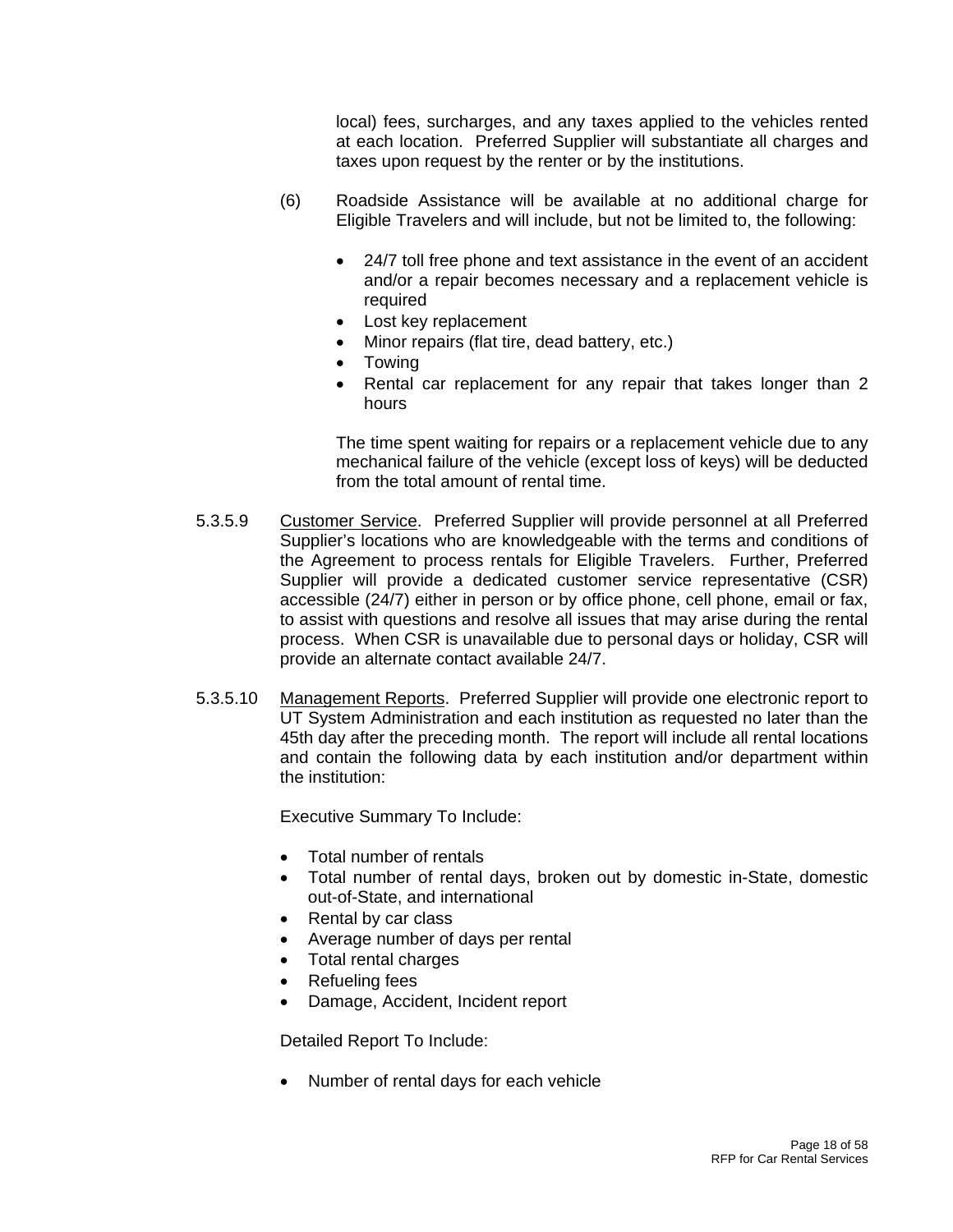local) fees, surcharges, and any taxes applied to the vehicles rented at each location. Preferred Supplier will substantiate all charges and taxes upon request by the renter or by the institutions.

(6) Roadside Assistance will be available at no additional charge for Eligible Travelers and will include, but not be limited to, the following:

- 24/7 toll free phone and text assistance in the event of an accident and/or a repair becomes necessary and a replacement vehicle is required
- Lost key replacement
- Minor repairs (flat tire, dead battery, etc.)
- Towing
- Rental car replacement for any repair that takes longer than 2 hours

The time spent waiting for repairs or a replacement vehicle due to any mechanical failure of the vehicle (except loss of keys) will be deducted from the total amount of rental time.

5.3.5.9 Customer Service. Preferred Supplier will provide personnel at all Preferred Supplier's locations who are knowledgeable with the terms and conditions of the Agreement to process rentals for Eligible Travelers. Further, Preferred Supplier will provide a dedicated customer service representative (CSR) accessible (24/7) either in person or by office phone, cell phone, email or fax, to assist with questions and resolve all issues that may arise during the rental process. When CSR is unavailable due to personal days or holiday, CSR will provide an alternate contact available 24/7.

5.3.5.10 Management Reports. Preferred Supplier will provide one electronic report to UT System Administration and each institution as requested no later than the 45th day after the preceding month. The report will include all rental locations and contain the following data by each institution and/or department within the institution:

Executive Summary To Include:

- Total number of rentals
- Total number of rental days, broken out by domestic in-State, domestic out-of-State, and international
- Rental by car class
- Average number of days per rental
- Total rental charges
- Refueling fees
- Damage, Accident, Incident report

Detailed Report To Include:

- Number of rental days for each vehicle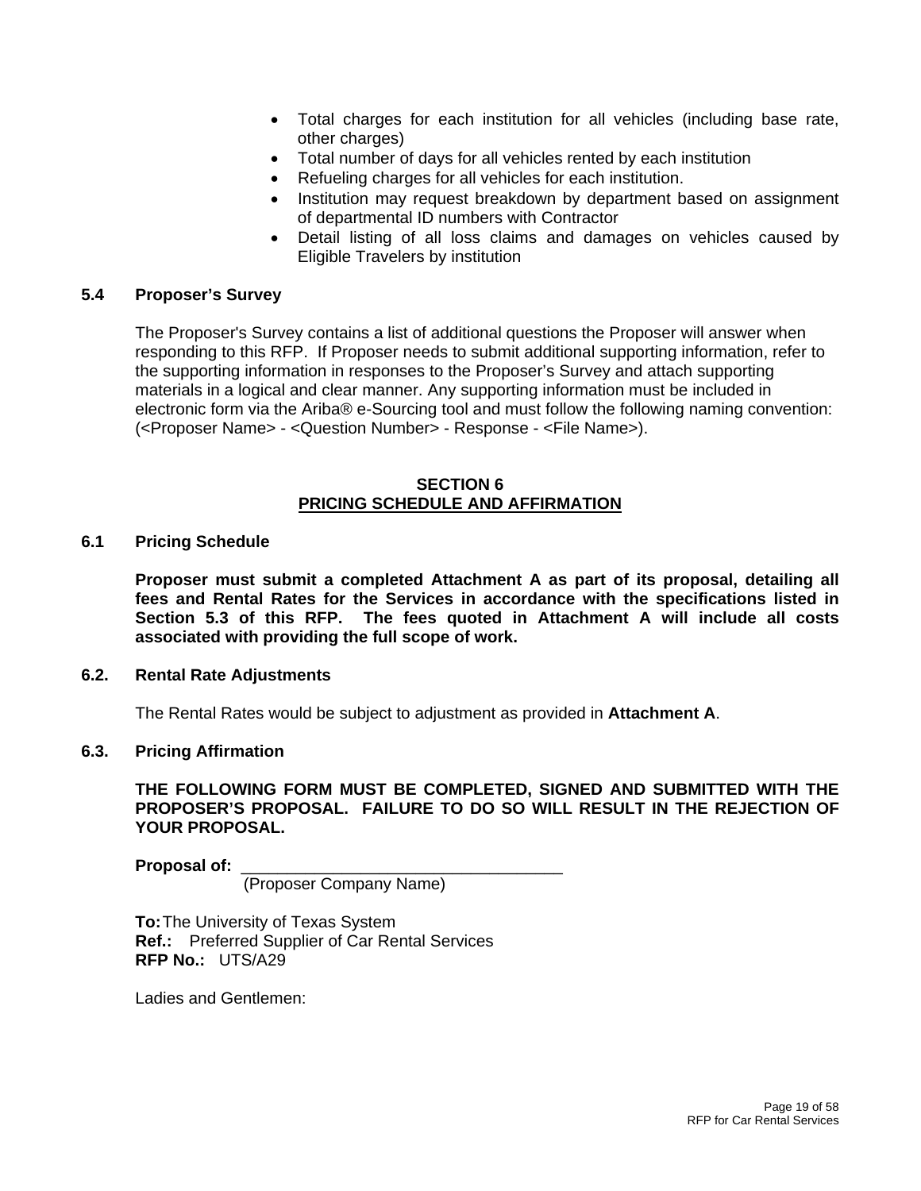- Total charges for each institution for all vehicles (including base rate, other charges)
- Total number of days for all vehicles rented by each institution
- Refueling charges for all vehicles for each institution.
- Institution may request breakdown by department based on assignment of departmental ID numbers with Contractor
- Detail listing of all loss claims and damages on vehicles caused by Eligible Travelers by institution

### 5.4 Proposer's Survey

The Proposer's Survey contains a list of additional questions the Proposer will answer when responding to this RFP. If Proposer needs to submit additional supporting information, refer to the supporting information in responses to the Proposer's Survey and attach supporting materials in a logical and clear manner. Any supporting information must be included in electronic form via the Ariba® e-Sourcing tool and must follow the following naming convention: (<Proposer Name> - <Question Number> - Response - <File Name>).

## SECTION 6
## PRICING SCHEDULE AND AFFIRMATION

### 6.1 Pricing Schedule

**Proposer must submit a completed Attachment A as part of its proposal, detailing all fees and Rental Rates for the Services in accordance with the specifications listed in Section 5.3 of this RFP. The fees quoted in Attachment A will include all costs associated with providing the full scope of work.**

### 6.2. Rental Rate Adjustments

The Rental Rates would be subject to adjustment as provided in **Attachment A**.

### 6.3. Pricing Affirmation

**THE FOLLOWING FORM MUST BE COMPLETED, SIGNED AND SUBMITTED WITH THE PROPOSER'S PROPOSAL. FAILURE TO DO SO WILL RESULT IN THE REJECTION OF YOUR PROPOSAL.**

**Proposal of:** ___________________________________
(Proposer Company Name)

**To:** The University of Texas System
**Ref.:** Preferred Supplier of Car Rental Services
**RFP No.:** UTS/A29

Ladies and Gentlemen: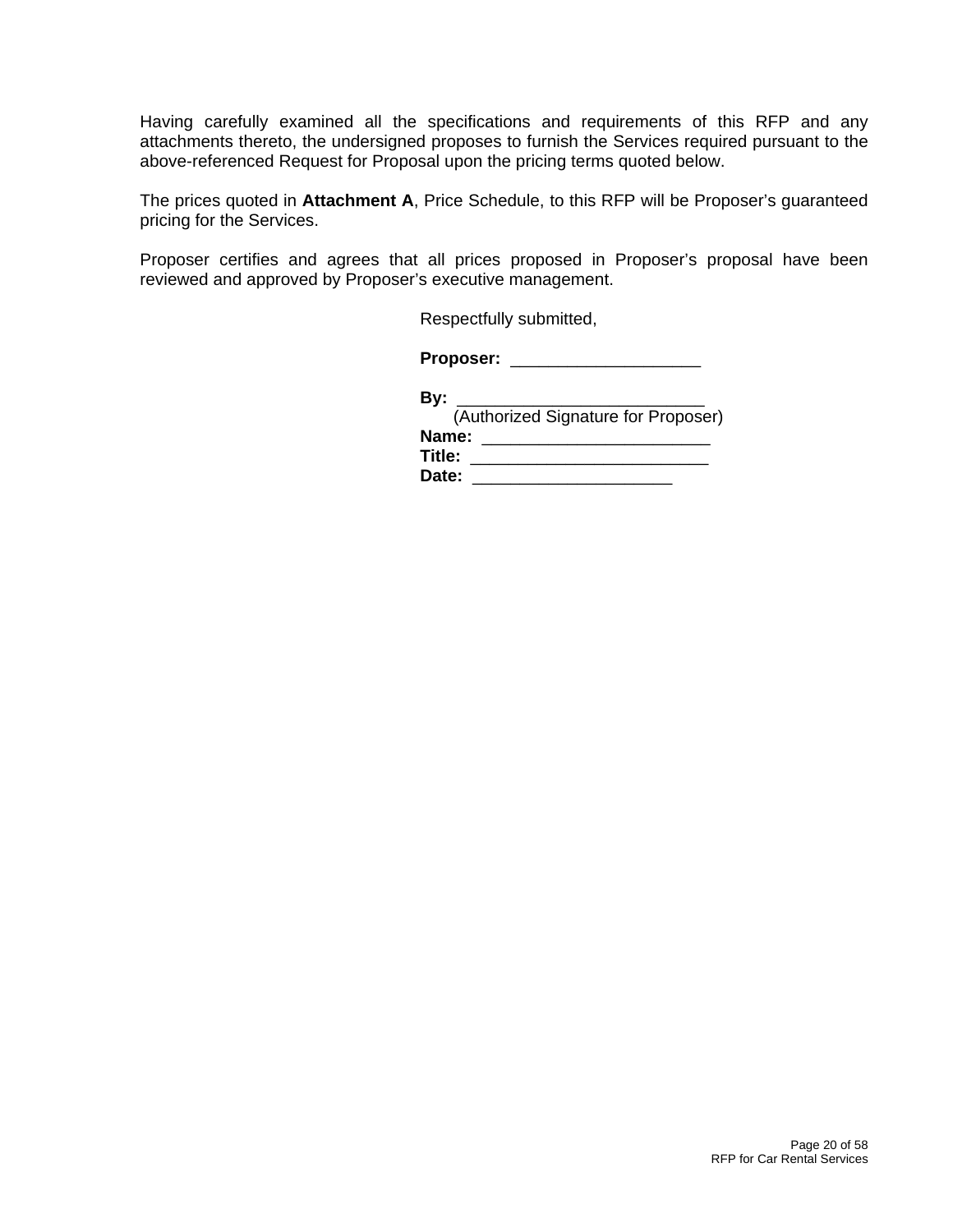Having carefully examined all the specifications and requirements of this RFP and any attachments thereto, the undersigned proposes to furnish the Services required pursuant to the above-referenced Request for Proposal upon the pricing terms quoted below.

The prices quoted in **Attachment A**, Price Schedule, to this RFP will be Proposer's guaranteed pricing for the Services.

Proposer certifies and agrees that all prices proposed in Proposer's proposal have been reviewed and approved by Proposer's executive management.

Respectfully submitted,

**Proposer:** ____________________

**By:** __________________________
(Authorized Signature for Proposer)
**Name:** ________________________
**Title:** _________________________
**Date:** _____________________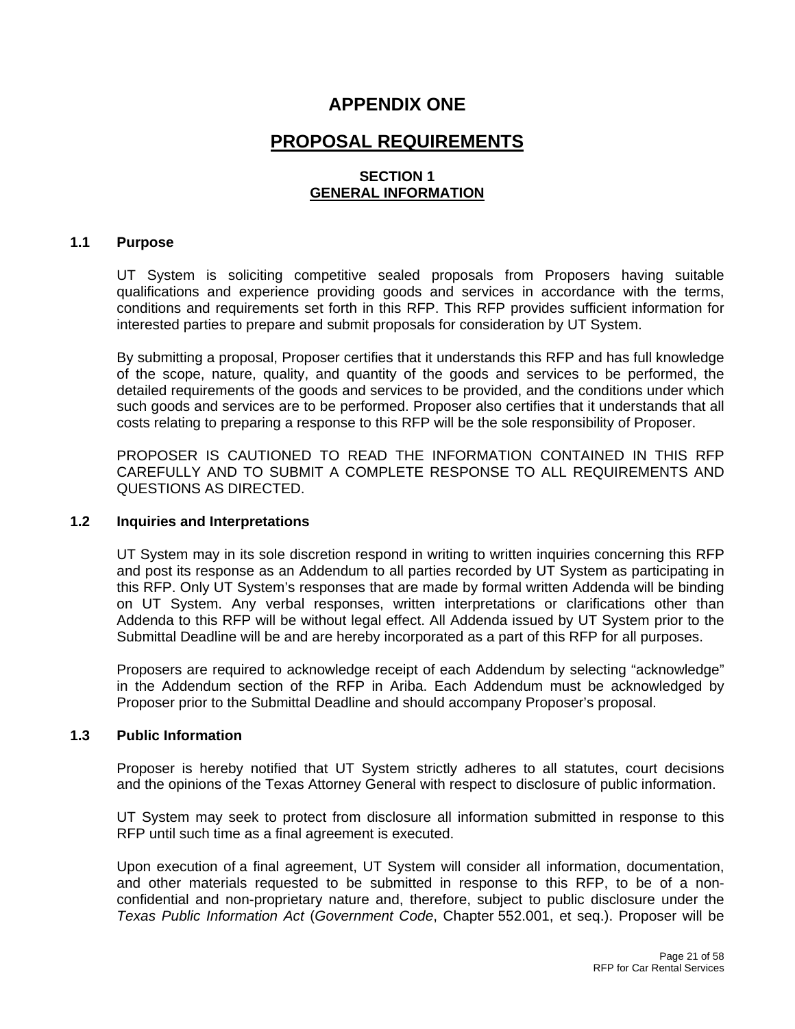# APPENDIX ONE

## PROPOSAL REQUIREMENTS

### SECTION 1
### GENERAL INFORMATION

**1.1 Purpose**

UT System is soliciting competitive sealed proposals from Proposers having suitable qualifications and experience providing goods and services in accordance with the terms, conditions and requirements set forth in this RFP. This RFP provides sufficient information for interested parties to prepare and submit proposals for consideration by UT System.

By submitting a proposal, Proposer certifies that it understands this RFP and has full knowledge of the scope, nature, quality, and quantity of the goods and services to be performed, the detailed requirements of the goods and services to be provided, and the conditions under which such goods and services are to be performed. Proposer also certifies that it understands that all costs relating to preparing a response to this RFP will be the sole responsibility of Proposer.

PROPOSER IS CAUTIONED TO READ THE INFORMATION CONTAINED IN THIS RFP CAREFULLY AND TO SUBMIT A COMPLETE RESPONSE TO ALL REQUIREMENTS AND QUESTIONS AS DIRECTED.

**1.2 Inquiries and Interpretations**

UT System may in its sole discretion respond in writing to written inquiries concerning this RFP and post its response as an Addendum to all parties recorded by UT System as participating in this RFP. Only UT System's responses that are made by formal written Addenda will be binding on UT System. Any verbal responses, written interpretations or clarifications other than Addenda to this RFP will be without legal effect. All Addenda issued by UT System prior to the Submittal Deadline will be and are hereby incorporated as a part of this RFP for all purposes.

Proposers are required to acknowledge receipt of each Addendum by selecting "acknowledge" in the Addendum section of the RFP in Ariba. Each Addendum must be acknowledged by Proposer prior to the Submittal Deadline and should accompany Proposer's proposal.

**1.3 Public Information**

Proposer is hereby notified that UT System strictly adheres to all statutes, court decisions and the opinions of the Texas Attorney General with respect to disclosure of public information.

UT System may seek to protect from disclosure all information submitted in response to this RFP until such time as a final agreement is executed.

Upon execution of a final agreement, UT System will consider all information, documentation, and other materials requested to be submitted in response to this RFP, to be of a non-confidential and non-proprietary nature and, therefore, subject to public disclosure under the *Texas Public Information Act* (*Government Code*, Chapter 552.001, et seq.). Proposer will be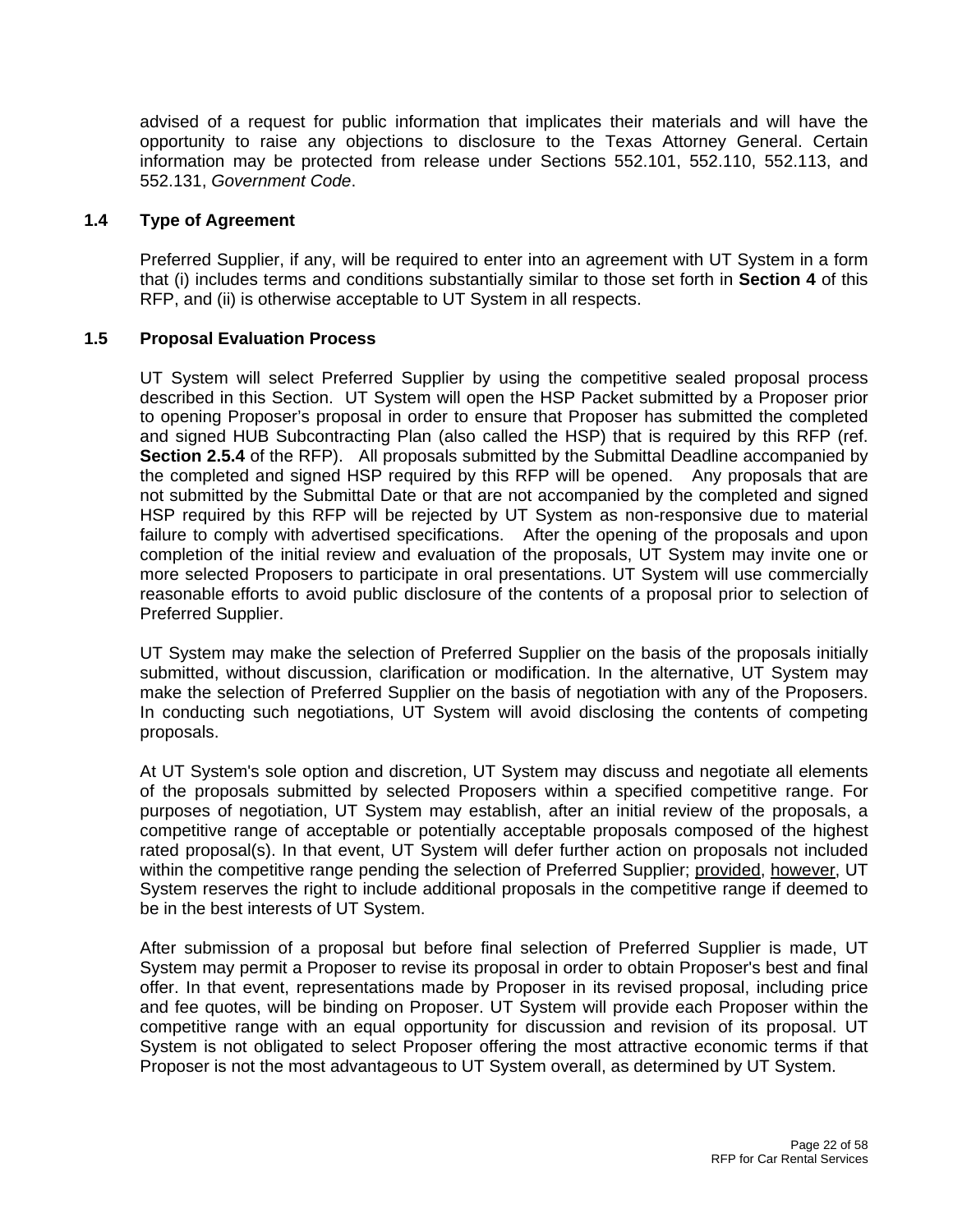advised of a request for public information that implicates their materials and will have the opportunity to raise any objections to disclosure to the Texas Attorney General. Certain information may be protected from release under Sections 552.101, 552.110, 552.113, and 552.131, *Government Code*.

### 1.4 Type of Agreement

Preferred Supplier, if any, will be required to enter into an agreement with UT System in a form that (i) includes terms and conditions substantially similar to those set forth in **Section 4** of this RFP, and (ii) is otherwise acceptable to UT System in all respects.

### 1.5 Proposal Evaluation Process

UT System will select Preferred Supplier by using the competitive sealed proposal process described in this Section. UT System will open the HSP Packet submitted by a Proposer prior to opening Proposer's proposal in order to ensure that Proposer has submitted the completed and signed HUB Subcontracting Plan (also called the HSP) that is required by this RFP (ref. **Section 2.5.4** of the RFP). All proposals submitted by the Submittal Deadline accompanied by the completed and signed HSP required by this RFP will be opened. Any proposals that are not submitted by the Submittal Date or that are not accompanied by the completed and signed HSP required by this RFP will be rejected by UT System as non-responsive due to material failure to comply with advertised specifications. After the opening of the proposals and upon completion of the initial review and evaluation of the proposals, UT System may invite one or more selected Proposers to participate in oral presentations. UT System will use commercially reasonable efforts to avoid public disclosure of the contents of a proposal prior to selection of Preferred Supplier.

UT System may make the selection of Preferred Supplier on the basis of the proposals initially submitted, without discussion, clarification or modification. In the alternative, UT System may make the selection of Preferred Supplier on the basis of negotiation with any of the Proposers. In conducting such negotiations, UT System will avoid disclosing the contents of competing proposals.

At UT System's sole option and discretion, UT System may discuss and negotiate all elements of the proposals submitted by selected Proposers within a specified competitive range. For purposes of negotiation, UT System may establish, after an initial review of the proposals, a competitive range of acceptable or potentially acceptable proposals composed of the highest rated proposal(s). In that event, UT System will defer further action on proposals not included within the competitive range pending the selection of Preferred Supplier; provided, however, UT System reserves the right to include additional proposals in the competitive range if deemed to be in the best interests of UT System.

After submission of a proposal but before final selection of Preferred Supplier is made, UT System may permit a Proposer to revise its proposal in order to obtain Proposer's best and final offer. In that event, representations made by Proposer in its revised proposal, including price and fee quotes, will be binding on Proposer. UT System will provide each Proposer within the competitive range with an equal opportunity for discussion and revision of its proposal. UT System is not obligated to select Proposer offering the most attractive economic terms if that Proposer is not the most advantageous to UT System overall, as determined by UT System.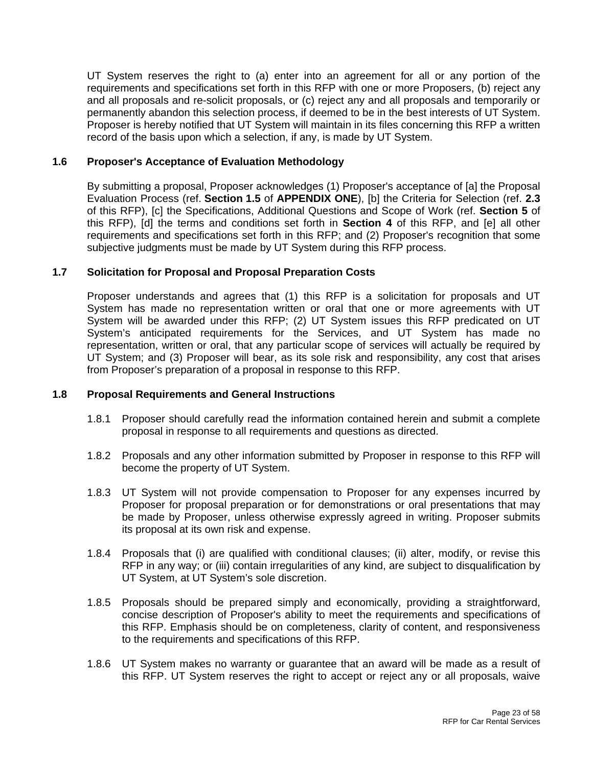UT System reserves the right to (a) enter into an agreement for all or any portion of the requirements and specifications set forth in this RFP with one or more Proposers, (b) reject any and all proposals and re-solicit proposals, or (c) reject any and all proposals and temporarily or permanently abandon this selection process, if deemed to be in the best interests of UT System. Proposer is hereby notified that UT System will maintain in its files concerning this RFP a written record of the basis upon which a selection, if any, is made by UT System.

### 1.6 Proposer's Acceptance of Evaluation Methodology

By submitting a proposal, Proposer acknowledges (1) Proposer's acceptance of [a] the Proposal Evaluation Process (ref. **Section 1.5** of **APPENDIX ONE**), [b] the Criteria for Selection (ref. **2.3** of this RFP), [c] the Specifications, Additional Questions and Scope of Work (ref. **Section 5** of this RFP), [d] the terms and conditions set forth in **Section 4** of this RFP, and [e] all other requirements and specifications set forth in this RFP; and (2) Proposer's recognition that some subjective judgments must be made by UT System during this RFP process.

### 1.7 Solicitation for Proposal and Proposal Preparation Costs

Proposer understands and agrees that (1) this RFP is a solicitation for proposals and UT System has made no representation written or oral that one or more agreements with UT System will be awarded under this RFP; (2) UT System issues this RFP predicated on UT System's anticipated requirements for the Services, and UT System has made no representation, written or oral, that any particular scope of services will actually be required by UT System; and (3) Proposer will bear, as its sole risk and responsibility, any cost that arises from Proposer's preparation of a proposal in response to this RFP.

### 1.8 Proposal Requirements and General Instructions

1.8.1 Proposer should carefully read the information contained herein and submit a complete proposal in response to all requirements and questions as directed.

1.8.2 Proposals and any other information submitted by Proposer in response to this RFP will become the property of UT System.

1.8.3 UT System will not provide compensation to Proposer for any expenses incurred by Proposer for proposal preparation or for demonstrations or oral presentations that may be made by Proposer, unless otherwise expressly agreed in writing. Proposer submits its proposal at its own risk and expense.

1.8.4 Proposals that (i) are qualified with conditional clauses; (ii) alter, modify, or revise this RFP in any way; or (iii) contain irregularities of any kind, are subject to disqualification by UT System, at UT System's sole discretion.

1.8.5 Proposals should be prepared simply and economically, providing a straightforward, concise description of Proposer's ability to meet the requirements and specifications of this RFP. Emphasis should be on completeness, clarity of content, and responsiveness to the requirements and specifications of this RFP.

1.8.6 UT System makes no warranty or guarantee that an award will be made as a result of this RFP. UT System reserves the right to accept or reject any or all proposals, waive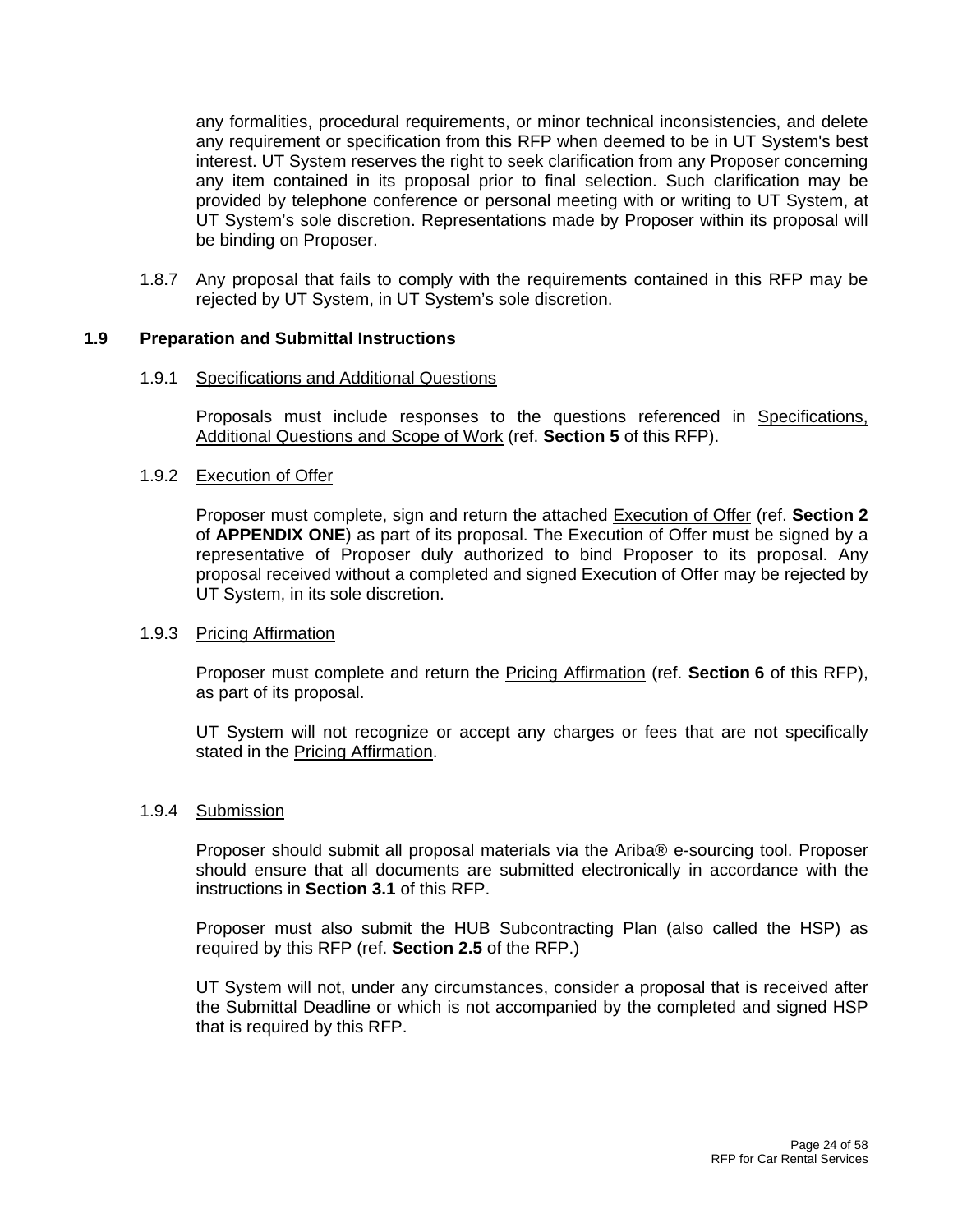any formalities, procedural requirements, or minor technical inconsistencies, and delete any requirement or specification from this RFP when deemed to be in UT System's best interest. UT System reserves the right to seek clarification from any Proposer concerning any item contained in its proposal prior to final selection. Such clarification may be provided by telephone conference or personal meeting with or writing to UT System, at UT System's sole discretion. Representations made by Proposer within its proposal will be binding on Proposer.

1.8.7 Any proposal that fails to comply with the requirements contained in this RFP may be rejected by UT System, in UT System's sole discretion.

## 1.9 Preparation and Submittal Instructions

1.9.1 Specifications and Additional Questions

Proposals must include responses to the questions referenced in Specifications, Additional Questions and Scope of Work (ref. **Section 5** of this RFP).

1.9.2 Execution of Offer

Proposer must complete, sign and return the attached Execution of Offer (ref. **Section 2** of **APPENDIX ONE**) as part of its proposal. The Execution of Offer must be signed by a representative of Proposer duly authorized to bind Proposer to its proposal. Any proposal received without a completed and signed Execution of Offer may be rejected by UT System, in its sole discretion.

1.9.3 Pricing Affirmation

Proposer must complete and return the Pricing Affirmation (ref. **Section 6** of this RFP), as part of its proposal.

UT System will not recognize or accept any charges or fees that are not specifically stated in the Pricing Affirmation.

1.9.4 Submission

Proposer should submit all proposal materials via the Ariba® e-sourcing tool. Proposer should ensure that all documents are submitted electronically in accordance with the instructions in **Section 3.1** of this RFP.

Proposer must also submit the HUB Subcontracting Plan (also called the HSP) as required by this RFP (ref. **Section 2.5** of the RFP.)

UT System will not, under any circumstances, consider a proposal that is received after the Submittal Deadline or which is not accompanied by the completed and signed HSP that is required by this RFP.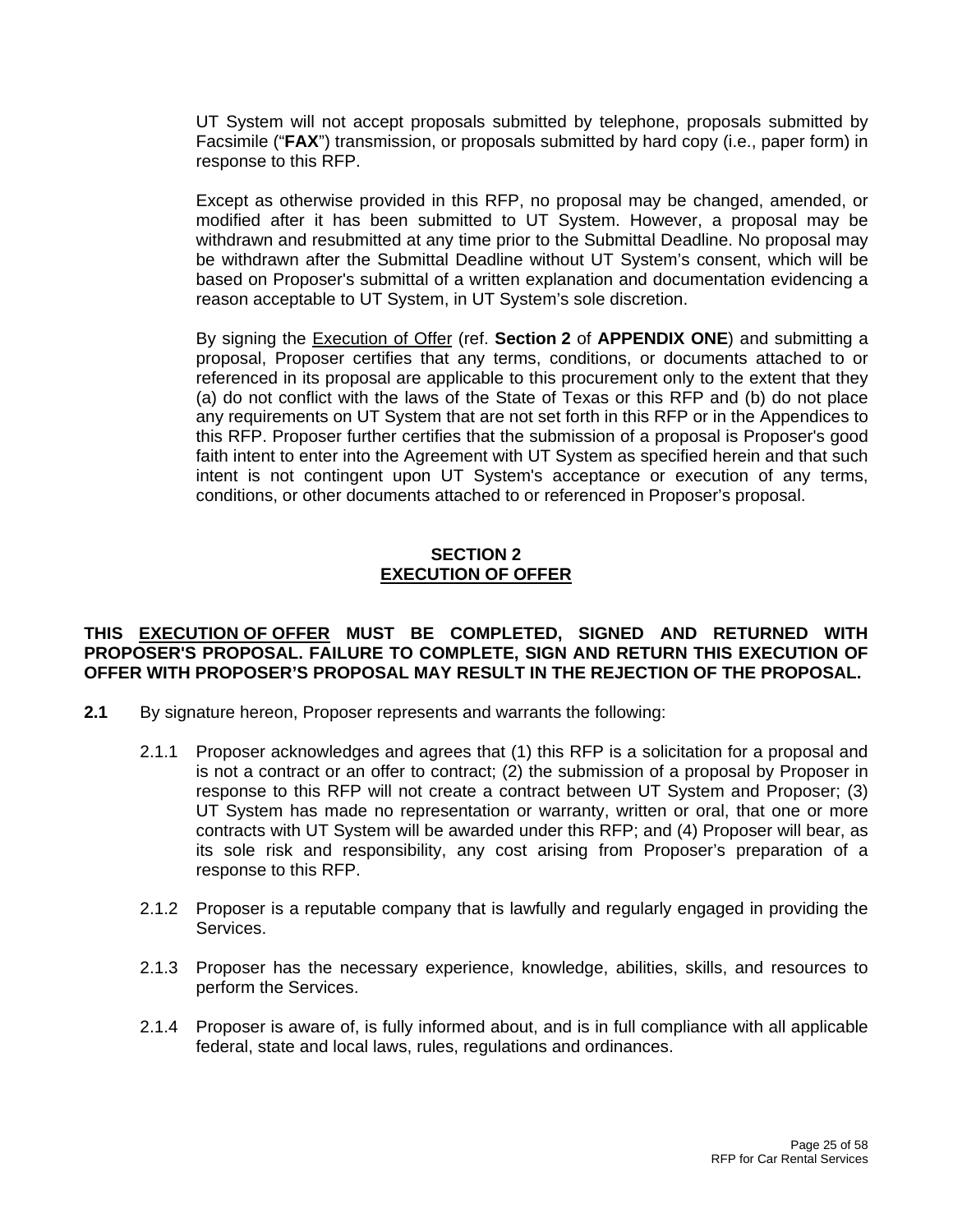UT System will not accept proposals submitted by telephone, proposals submitted by Facsimile ("**FAX**") transmission, or proposals submitted by hard copy (i.e., paper form) in response to this RFP.

Except as otherwise provided in this RFP, no proposal may be changed, amended, or modified after it has been submitted to UT System. However, a proposal may be withdrawn and resubmitted at any time prior to the Submittal Deadline. No proposal may be withdrawn after the Submittal Deadline without UT System's consent, which will be based on Proposer's submittal of a written explanation and documentation evidencing a reason acceptable to UT System, in UT System's sole discretion.

By signing the Execution of Offer (ref. **Section 2** of **APPENDIX ONE**) and submitting a proposal, Proposer certifies that any terms, conditions, or documents attached to or referenced in its proposal are applicable to this procurement only to the extent that they (a) do not conflict with the laws of the State of Texas or this RFP and (b) do not place any requirements on UT System that are not set forth in this RFP or in the Appendices to this RFP. Proposer further certifies that the submission of a proposal is Proposer's good faith intent to enter into the Agreement with UT System as specified herein and that such intent is not contingent upon UT System's acceptance or execution of any terms, conditions, or other documents attached to or referenced in Proposer's proposal.

## SECTION 2
## EXECUTION OF OFFER

**THIS EXECUTION OF OFFER MUST BE COMPLETED, SIGNED AND RETURNED WITH PROPOSER'S PROPOSAL. FAILURE TO COMPLETE, SIGN AND RETURN THIS EXECUTION OF OFFER WITH PROPOSER'S PROPOSAL MAY RESULT IN THE REJECTION OF THE PROPOSAL.**

**2.1** By signature hereon, Proposer represents and warrants the following:

2.1.1 Proposer acknowledges and agrees that (1) this RFP is a solicitation for a proposal and is not a contract or an offer to contract; (2) the submission of a proposal by Proposer in response to this RFP will not create a contract between UT System and Proposer; (3) UT System has made no representation or warranty, written or oral, that one or more contracts with UT System will be awarded under this RFP; and (4) Proposer will bear, as its sole risk and responsibility, any cost arising from Proposer's preparation of a response to this RFP.

2.1.2 Proposer is a reputable company that is lawfully and regularly engaged in providing the Services.

2.1.3 Proposer has the necessary experience, knowledge, abilities, skills, and resources to perform the Services.

2.1.4 Proposer is aware of, is fully informed about, and is in full compliance with all applicable federal, state and local laws, rules, regulations and ordinances.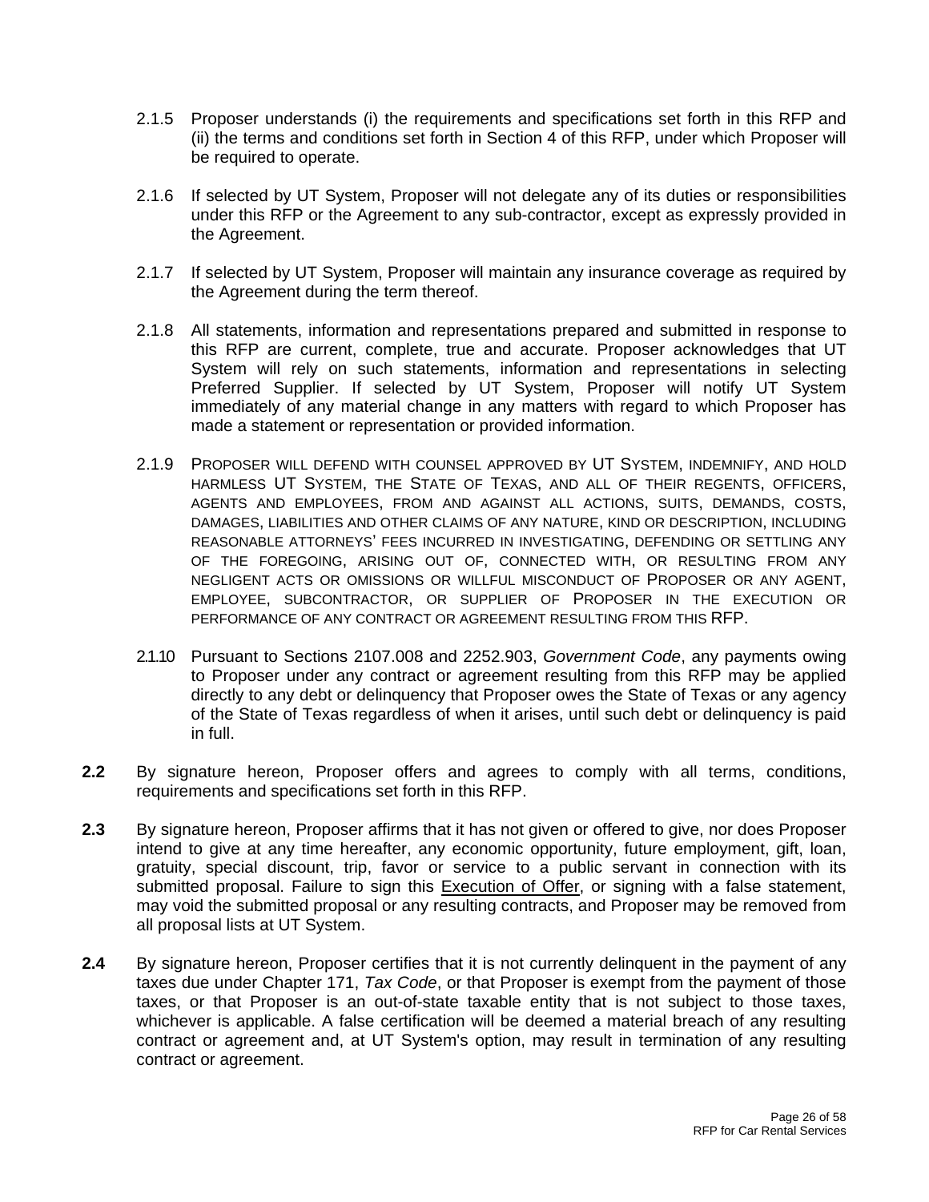2.1.5 Proposer understands (i) the requirements and specifications set forth in this RFP and (ii) the terms and conditions set forth in Section 4 of this RFP, under which Proposer will be required to operate.

2.1.6 If selected by UT System, Proposer will not delegate any of its duties or responsibilities under this RFP or the Agreement to any sub-contractor, except as expressly provided in the Agreement.

2.1.7 If selected by UT System, Proposer will maintain any insurance coverage as required by the Agreement during the term thereof.

2.1.8 All statements, information and representations prepared and submitted in response to this RFP are current, complete, true and accurate. Proposer acknowledges that UT System will rely on such statements, information and representations in selecting Preferred Supplier. If selected by UT System, Proposer will notify UT System immediately of any material change in any matters with regard to which Proposer has made a statement or representation or provided information.

2.1.9 PROPOSER WILL DEFEND WITH COUNSEL APPROVED BY UT SYSTEM, INDEMNIFY, AND HOLD HARMLESS UT SYSTEM, THE STATE OF TEXAS, AND ALL OF THEIR REGENTS, OFFICERS, AGENTS AND EMPLOYEES, FROM AND AGAINST ALL ACTIONS, SUITS, DEMANDS, COSTS, DAMAGES, LIABILITIES AND OTHER CLAIMS OF ANY NATURE, KIND OR DESCRIPTION, INCLUDING REASONABLE ATTORNEYS' FEES INCURRED IN INVESTIGATING, DEFENDING OR SETTLING ANY OF THE FOREGOING, ARISING OUT OF, CONNECTED WITH, OR RESULTING FROM ANY NEGLIGENT ACTS OR OMISSIONS OR WILLFUL MISCONDUCT OF PROPOSER OR ANY AGENT, EMPLOYEE, SUBCONTRACTOR, OR SUPPLIER OF PROPOSER IN THE EXECUTION OR PERFORMANCE OF ANY CONTRACT OR AGREEMENT RESULTING FROM THIS RFP.

2.1.10 Pursuant to Sections 2107.008 and 2252.903, *Government Code*, any payments owing to Proposer under any contract or agreement resulting from this RFP may be applied directly to any debt or delinquency that Proposer owes the State of Texas or any agency of the State of Texas regardless of when it arises, until such debt or delinquency is paid in full.

**2.2** By signature hereon, Proposer offers and agrees to comply with all terms, conditions, requirements and specifications set forth in this RFP.

**2.3** By signature hereon, Proposer affirms that it has not given or offered to give, nor does Proposer intend to give at any time hereafter, any economic opportunity, future employment, gift, loan, gratuity, special discount, trip, favor or service to a public servant in connection with its submitted proposal. Failure to sign this Execution of Offer, or signing with a false statement, may void the submitted proposal or any resulting contracts, and Proposer may be removed from all proposal lists at UT System.

**2.4** By signature hereon, Proposer certifies that it is not currently delinquent in the payment of any taxes due under Chapter 171, *Tax Code*, or that Proposer is exempt from the payment of those taxes, or that Proposer is an out-of-state taxable entity that is not subject to those taxes, whichever is applicable. A false certification will be deemed a material breach of any resulting contract or agreement and, at UT System's option, may result in termination of any resulting contract or agreement.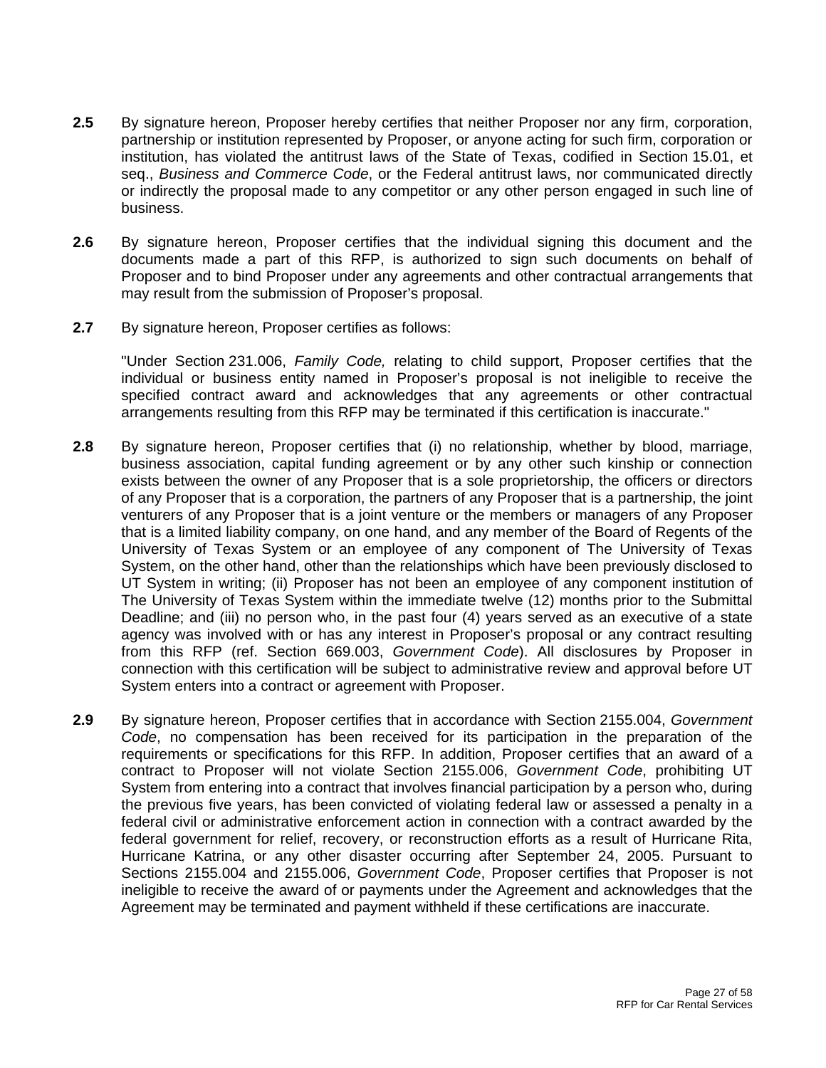**2.5** By signature hereon, Proposer hereby certifies that neither Proposer nor any firm, corporation, partnership or institution represented by Proposer, or anyone acting for such firm, corporation or institution, has violated the antitrust laws of the State of Texas, codified in Section 15.01, et seq., *Business and Commerce Code*, or the Federal antitrust laws, nor communicated directly or indirectly the proposal made to any competitor or any other person engaged in such line of business.

**2.6** By signature hereon, Proposer certifies that the individual signing this document and the documents made a part of this RFP, is authorized to sign such documents on behalf of Proposer and to bind Proposer under any agreements and other contractual arrangements that may result from the submission of Proposer's proposal.

**2.7** By signature hereon, Proposer certifies as follows:

"Under Section 231.006, *Family Code,* relating to child support, Proposer certifies that the individual or business entity named in Proposer's proposal is not ineligible to receive the specified contract award and acknowledges that any agreements or other contractual arrangements resulting from this RFP may be terminated if this certification is inaccurate."

**2.8** By signature hereon, Proposer certifies that (i) no relationship, whether by blood, marriage, business association, capital funding agreement or by any other such kinship or connection exists between the owner of any Proposer that is a sole proprietorship, the officers or directors of any Proposer that is a corporation, the partners of any Proposer that is a partnership, the joint venturers of any Proposer that is a joint venture or the members or managers of any Proposer that is a limited liability company, on one hand, and any member of the Board of Regents of the University of Texas System or an employee of any component of The University of Texas System, on the other hand, other than the relationships which have been previously disclosed to UT System in writing; (ii) Proposer has not been an employee of any component institution of The University of Texas System within the immediate twelve (12) months prior to the Submittal Deadline; and (iii) no person who, in the past four (4) years served as an executive of a state agency was involved with or has any interest in Proposer's proposal or any contract resulting from this RFP (ref. Section 669.003, *Government Code*). All disclosures by Proposer in connection with this certification will be subject to administrative review and approval before UT System enters into a contract or agreement with Proposer.

**2.9** By signature hereon, Proposer certifies that in accordance with Section 2155.004, *Government Code*, no compensation has been received for its participation in the preparation of the requirements or specifications for this RFP. In addition, Proposer certifies that an award of a contract to Proposer will not violate Section 2155.006, *Government Code*, prohibiting UT System from entering into a contract that involves financial participation by a person who, during the previous five years, has been convicted of violating federal law or assessed a penalty in a federal civil or administrative enforcement action in connection with a contract awarded by the federal government for relief, recovery, or reconstruction efforts as a result of Hurricane Rita, Hurricane Katrina, or any other disaster occurring after September 24, 2005. Pursuant to Sections 2155.004 and 2155.006, *Government Code*, Proposer certifies that Proposer is not ineligible to receive the award of or payments under the Agreement and acknowledges that the Agreement may be terminated and payment withheld if these certifications are inaccurate.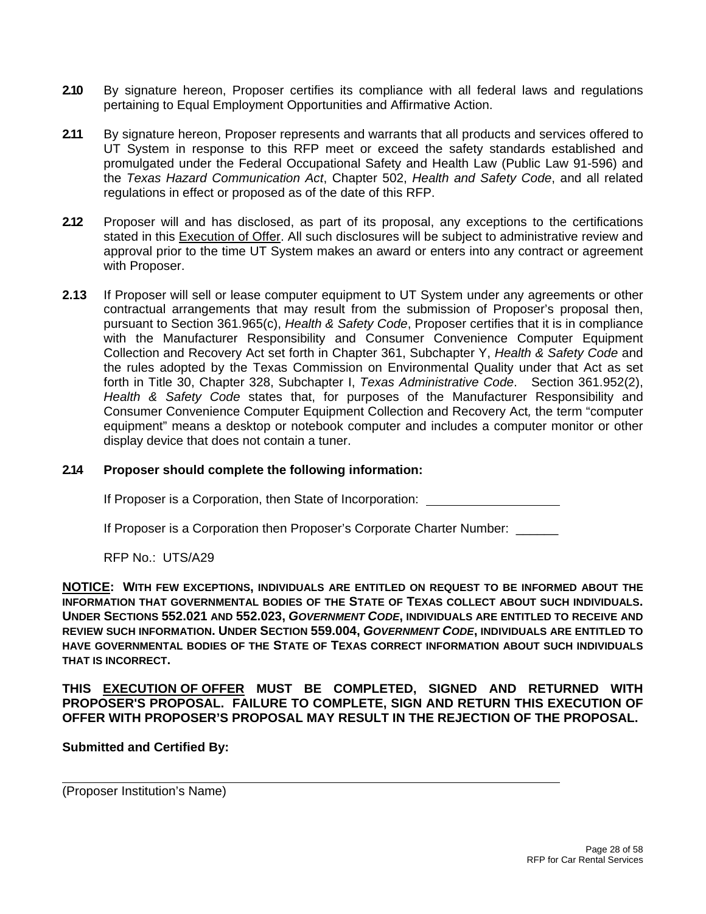**2.10** By signature hereon, Proposer certifies its compliance with all federal laws and regulations pertaining to Equal Employment Opportunities and Affirmative Action.

**2.11** By signature hereon, Proposer represents and warrants that all products and services offered to UT System in response to this RFP meet or exceed the safety standards established and promulgated under the Federal Occupational Safety and Health Law (Public Law 91-596) and the *Texas Hazard Communication Act*, Chapter 502, *Health and Safety Code*, and all related regulations in effect or proposed as of the date of this RFP.

**2.12** Proposer will and has disclosed, as part of its proposal, any exceptions to the certifications stated in this Execution of Offer. All such disclosures will be subject to administrative review and approval prior to the time UT System makes an award or enters into any contract or agreement with Proposer.

**2.13** If Proposer will sell or lease computer equipment to UT System under any agreements or other contractual arrangements that may result from the submission of Proposer's proposal then, pursuant to Section 361.965(c), *Health & Safety Code*, Proposer certifies that it is in compliance with the Manufacturer Responsibility and Consumer Convenience Computer Equipment Collection and Recovery Act set forth in Chapter 361, Subchapter Y, *Health & Safety Code* and the rules adopted by the Texas Commission on Environmental Quality under that Act as set forth in Title 30, Chapter 328, Subchapter I, *Texas Administrative Code*. Section 361.952(2), *Health & Safety Code* states that, for purposes of the Manufacturer Responsibility and Consumer Convenience Computer Equipment Collection and Recovery Act, the term "computer equipment" means a desktop or notebook computer and includes a computer monitor or other display device that does not contain a tuner.

**2.14 Proposer should complete the following information:**

If Proposer is a Corporation, then State of Incorporation: ____________________

If Proposer is a Corporation then Proposer's Corporate Charter Number: ______

RFP No.: UTS/A29

**NOTICE: WITH FEW EXCEPTIONS, INDIVIDUALS ARE ENTITLED ON REQUEST TO BE INFORMED ABOUT THE INFORMATION THAT GOVERNMENTAL BODIES OF THE STATE OF TEXAS COLLECT ABOUT SUCH INDIVIDUALS. UNDER SECTIONS 552.021 AND 552.023, *GOVERNMENT CODE*, INDIVIDUALS ARE ENTITLED TO RECEIVE AND REVIEW SUCH INFORMATION. UNDER SECTION 559.004, *GOVERNMENT CODE*, INDIVIDUALS ARE ENTITLED TO HAVE GOVERNMENTAL BODIES OF THE STATE OF TEXAS CORRECT INFORMATION ABOUT SUCH INDIVIDUALS THAT IS INCORRECT.**

**THIS EXECUTION OF OFFER MUST BE COMPLETED, SIGNED AND RETURNED WITH PROPOSER'S PROPOSAL. FAILURE TO COMPLETE, SIGN AND RETURN THIS EXECUTION OF OFFER WITH PROPOSER'S PROPOSAL MAY RESULT IN THE REJECTION OF THE PROPOSAL.**

**Submitted and Certified By:**

______________________________________________________________________

(Proposer Institution's Name)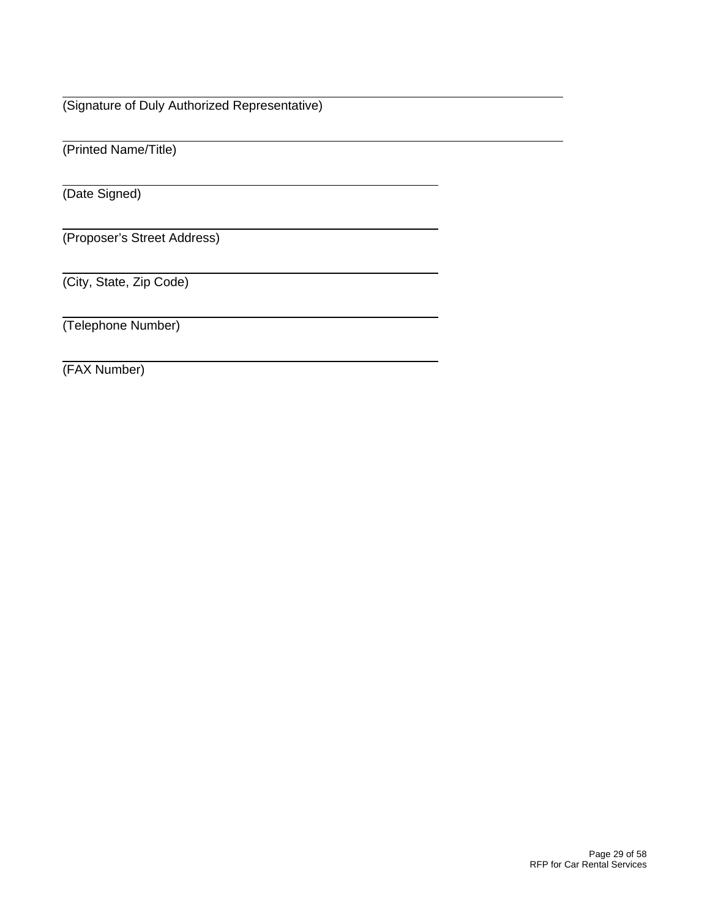\_\_\_\_\_\_\_\_\_\_\_\_\_\_\_\_\_\_\_\_\_\_\_\_\_\_\_\_\_\_\_\_\_\_\_\_\_\_\_\_\_\_\_\_\_\_\_\_\_\_\_\_\_\_\_\_\_\_\_\_

(Signature of Duly Authorized Representative)

\_\_\_\_\_\_\_\_\_\_\_\_\_\_\_\_\_\_\_\_\_\_\_\_\_\_\_\_\_\_\_\_\_\_\_\_\_\_\_\_\_\_\_\_\_\_\_\_\_\_\_\_\_\_\_\_\_\_\_\_

(Printed Name/Title)

\_\_\_\_\_\_\_\_\_\_\_\_\_\_\_\_\_\_\_\_\_\_\_\_\_\_\_\_\_\_\_\_\_\_\_\_\_\_\_\_\_\_\_

(Date Signed)

\_\_\_\_\_\_\_\_\_\_\_\_\_\_\_\_\_\_\_\_\_\_\_\_\_\_\_\_\_\_\_\_\_\_\_\_\_\_\_\_\_\_\_

(Proposer's Street Address)

\_\_\_\_\_\_\_\_\_\_\_\_\_\_\_\_\_\_\_\_\_\_\_\_\_\_\_\_\_\_\_\_\_\_\_\_\_\_\_\_\_\_\_

(City, State, Zip Code)

\_\_\_\_\_\_\_\_\_\_\_\_\_\_\_\_\_\_\_\_\_\_\_\_\_\_\_\_\_\_\_\_\_\_\_\_\_\_\_\_\_\_\_

(Telephone Number)

\_\_\_\_\_\_\_\_\_\_\_\_\_\_\_\_\_\_\_\_\_\_\_\_\_\_\_\_\_\_\_\_\_\_\_\_\_\_\_\_\_\_\_

(FAX Number)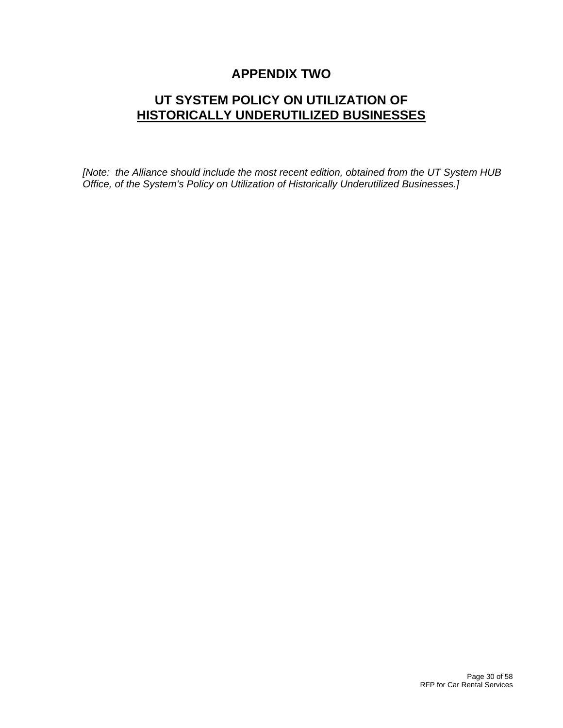# APPENDIX TWO

## UT SYSTEM POLICY ON UTILIZATION OF **HISTORICALLY UNDERUTILIZED BUSINESSES**

*[Note: the Alliance should include the most recent edition, obtained from the UT System HUB Office, of the System's Policy on Utilization of Historically Underutilized Businesses.]*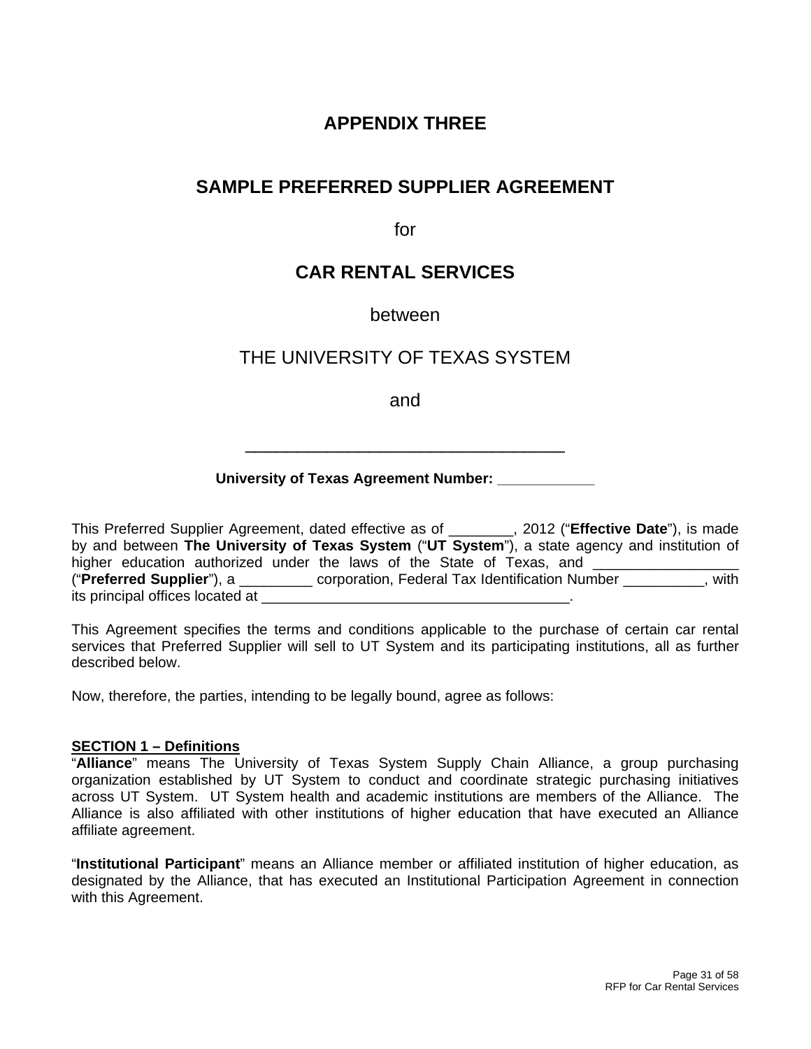# APPENDIX THREE

## SAMPLE PREFERRED SUPPLIER AGREEMENT

for

## CAR RENTAL SERVICES

between

THE UNIVERSITY OF TEXAS SYSTEM

and

___________________________________

**University of Texas Agreement Number: ____________**

This Preferred Supplier Agreement, dated effective as of ________, 2012 ("**Effective Date**"), is made by and between **The University of Texas System** ("**UT System**"), a state agency and institution of higher education authorized under the laws of the State of Texas, and __________________ ("**Preferred Supplier**"), a _________ corporation, Federal Tax Identification Number __________, with its principal offices located at _______________________________________.

This Agreement specifies the terms and conditions applicable to the purchase of certain car rental services that Preferred Supplier will sell to UT System and its participating institutions, all as further described below.

Now, therefore, the parties, intending to be legally bound, agree as follows:

**SECTION 1 – Definitions**

"**Alliance**" means The University of Texas System Supply Chain Alliance, a group purchasing organization established by UT System to conduct and coordinate strategic purchasing initiatives across UT System. UT System health and academic institutions are members of the Alliance. The Alliance is also affiliated with other institutions of higher education that have executed an Alliance affiliate agreement.

"**Institutional Participant**" means an Alliance member or affiliated institution of higher education, as designated by the Alliance, that has executed an Institutional Participation Agreement in connection with this Agreement.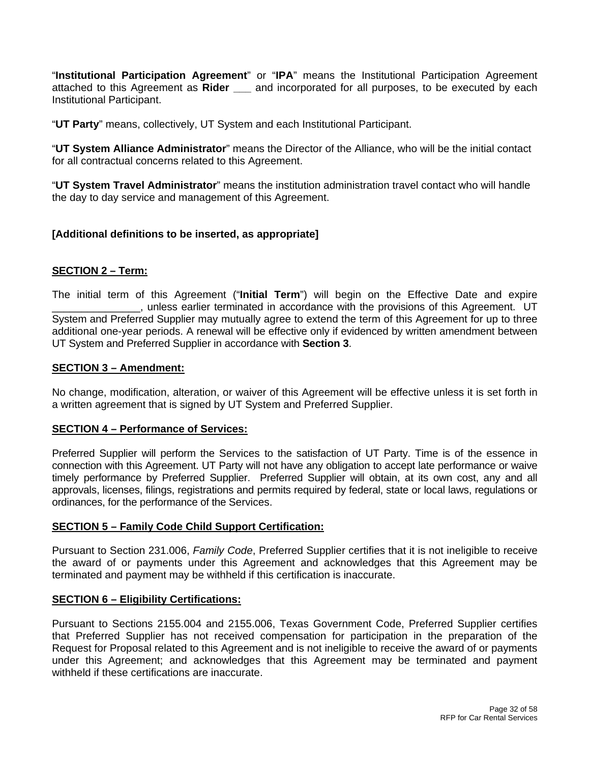"**Institutional Participation Agreement**" or "**IPA**" means the Institutional Participation Agreement attached to this Agreement as **Rider ___** and incorporated for all purposes, to be executed by each Institutional Participant.

"**UT Party**" means, collectively, UT System and each Institutional Participant.

"**UT System Alliance Administrator**" means the Director of the Alliance, who will be the initial contact for all contractual concerns related to this Agreement.

"**UT System Travel Administrator**" means the institution administration travel contact who will handle the day to day service and management of this Agreement.

**[Additional definitions to be inserted, as appropriate]**

**SECTION 2 – Term:**

The initial term of this Agreement ("**Initial Term**") will begin on the Effective Date and expire _______________, unless earlier terminated in accordance with the provisions of this Agreement. UT System and Preferred Supplier may mutually agree to extend the term of this Agreement for up to three additional one-year periods. A renewal will be effective only if evidenced by written amendment between UT System and Preferred Supplier in accordance with **Section 3**.

**SECTION 3 – Amendment:**

No change, modification, alteration, or waiver of this Agreement will be effective unless it is set forth in a written agreement that is signed by UT System and Preferred Supplier.

**SECTION 4 – Performance of Services:**

Preferred Supplier will perform the Services to the satisfaction of UT Party. Time is of the essence in connection with this Agreement. UT Party will not have any obligation to accept late performance or waive timely performance by Preferred Supplier. Preferred Supplier will obtain, at its own cost, any and all approvals, licenses, filings, registrations and permits required by federal, state or local laws, regulations or ordinances, for the performance of the Services.

**SECTION 5 – Family Code Child Support Certification:**

Pursuant to Section 231.006, *Family Code*, Preferred Supplier certifies that it is not ineligible to receive the award of or payments under this Agreement and acknowledges that this Agreement may be terminated and payment may be withheld if this certification is inaccurate.

**SECTION 6 – Eligibility Certifications:**

Pursuant to Sections 2155.004 and 2155.006, Texas Government Code, Preferred Supplier certifies that Preferred Supplier has not received compensation for participation in the preparation of the Request for Proposal related to this Agreement and is not ineligible to receive the award of or payments under this Agreement; and acknowledges that this Agreement may be terminated and payment withheld if these certifications are inaccurate.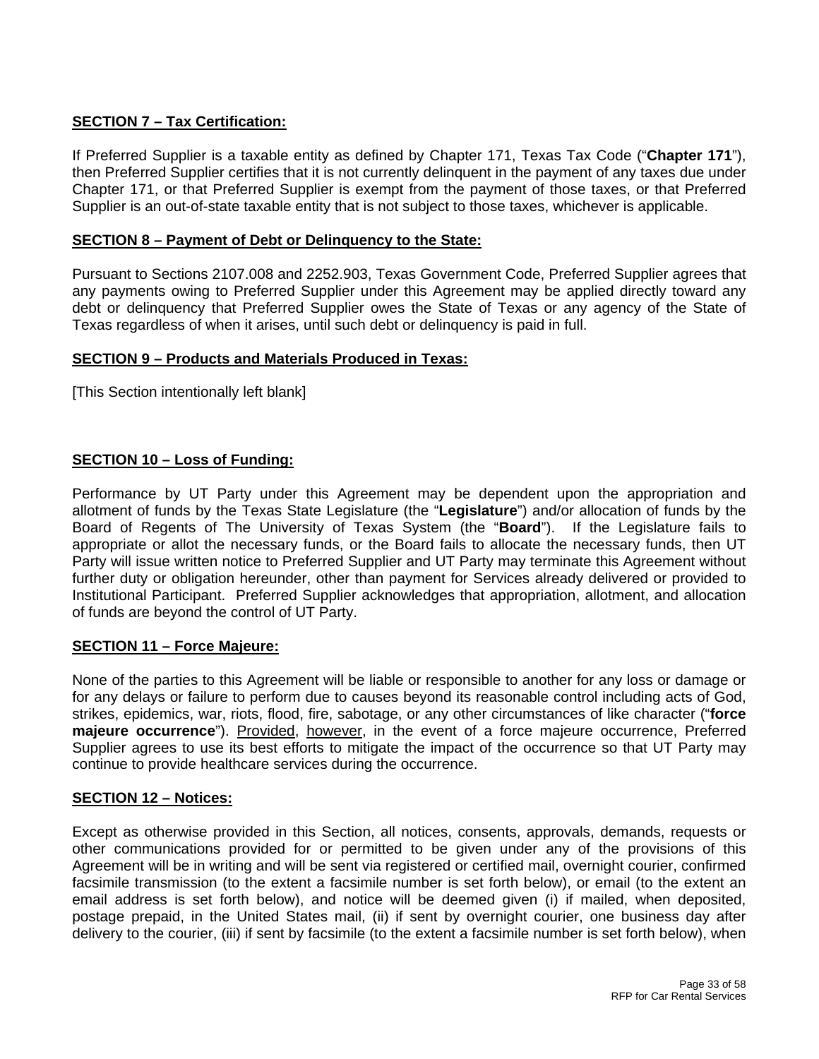**SECTION 7 – Tax Certification:**

If Preferred Supplier is a taxable entity as defined by Chapter 171, Texas Tax Code ("**Chapter 171**"), then Preferred Supplier certifies that it is not currently delinquent in the payment of any taxes due under Chapter 171, or that Preferred Supplier is exempt from the payment of those taxes, or that Preferred Supplier is an out-of-state taxable entity that is not subject to those taxes, whichever is applicable.

**SECTION 8 – Payment of Debt or Delinquency to the State:**

Pursuant to Sections 2107.008 and 2252.903, Texas Government Code, Preferred Supplier agrees that any payments owing to Preferred Supplier under this Agreement may be applied directly toward any debt or delinquency that Preferred Supplier owes the State of Texas or any agency of the State of Texas regardless of when it arises, until such debt or delinquency is paid in full.

**SECTION 9 – Products and Materials Produced in Texas:**

[This Section intentionally left blank]

**SECTION 10 – Loss of Funding:**

Performance by UT Party under this Agreement may be dependent upon the appropriation and allotment of funds by the Texas State Legislature (the "**Legislature**") and/or allocation of funds by the Board of Regents of The University of Texas System (the "**Board**"). If the Legislature fails to appropriate or allot the necessary funds, or the Board fails to allocate the necessary funds, then UT Party will issue written notice to Preferred Supplier and UT Party may terminate this Agreement without further duty or obligation hereunder, other than payment for Services already delivered or provided to Institutional Participant. Preferred Supplier acknowledges that appropriation, allotment, and allocation of funds are beyond the control of UT Party.

**SECTION 11 – Force Majeure:**

None of the parties to this Agreement will be liable or responsible to another for any loss or damage or for any delays or failure to perform due to causes beyond its reasonable control including acts of God, strikes, epidemics, war, riots, flood, fire, sabotage, or any other circumstances of like character ("**force majeure occurrence**"). Provided, however, in the event of a force majeure occurrence, Preferred Supplier agrees to use its best efforts to mitigate the impact of the occurrence so that UT Party may continue to provide healthcare services during the occurrence.

**SECTION 12 – Notices:**

Except as otherwise provided in this Section, all notices, consents, approvals, demands, requests or other communications provided for or permitted to be given under any of the provisions of this Agreement will be in writing and will be sent via registered or certified mail, overnight courier, confirmed facsimile transmission (to the extent a facsimile number is set forth below), or email (to the extent an email address is set forth below), and notice will be deemed given (i) if mailed, when deposited, postage prepaid, in the United States mail, (ii) if sent by overnight courier, one business day after delivery to the courier, (iii) if sent by facsimile (to the extent a facsimile number is set forth below), when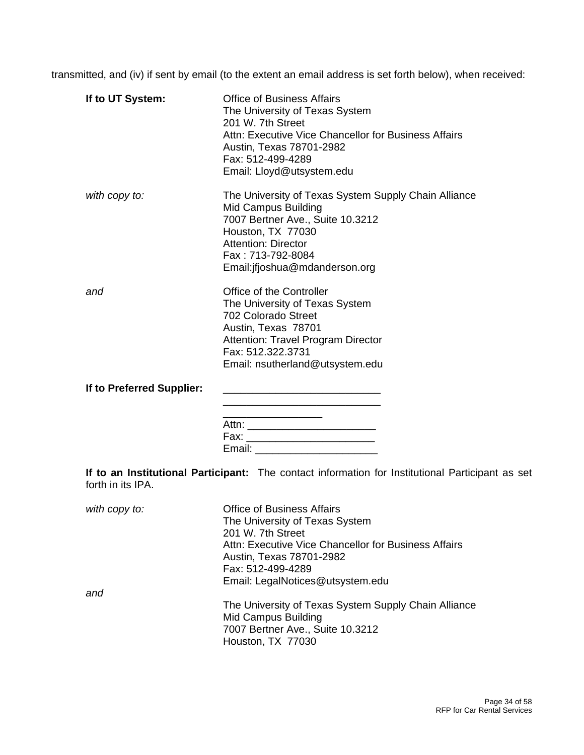transmitted, and (iv) if sent by email (to the extent an email address is set forth below), when received:

**If to UT System:**

Office of Business Affairs
The University of Texas System
201 W. 7th Street
Attn: Executive Vice Chancellor for Business Affairs
Austin, Texas 78701-2982
Fax: 512-499-4289
Email: Lloyd@utsystem.edu

*with copy to:*

The University of Texas System Supply Chain Alliance
Mid Campus Building
7007 Bertner Ave., Suite 10.3212
Houston, TX 77030
Attention: Director
Fax : 713-792-8084
Email:jfjoshua@mdanderson.org

*and*

Office of the Controller
The University of Texas System
702 Colorado Street
Austin, Texas 78701
Attention: Travel Program Director
Fax: 512.322.3731
Email: nsutherland@utsystem.edu

**If to Preferred Supplier:**

___________________________
___________________________
_________________
Attn: ______________________
Fax: ______________________
Email: _____________________

**If to an Institutional Participant:** The contact information for Institutional Participant as set forth in its IPA.

*with copy to:*

Office of Business Affairs
The University of Texas System
201 W. 7th Street
Attn: Executive Vice Chancellor for Business Affairs
Austin, Texas 78701-2982
Fax: 512-499-4289
Email: LegalNotices@utsystem.edu

*and*

The University of Texas System Supply Chain Alliance
Mid Campus Building
7007 Bertner Ave., Suite 10.3212
Houston, TX 77030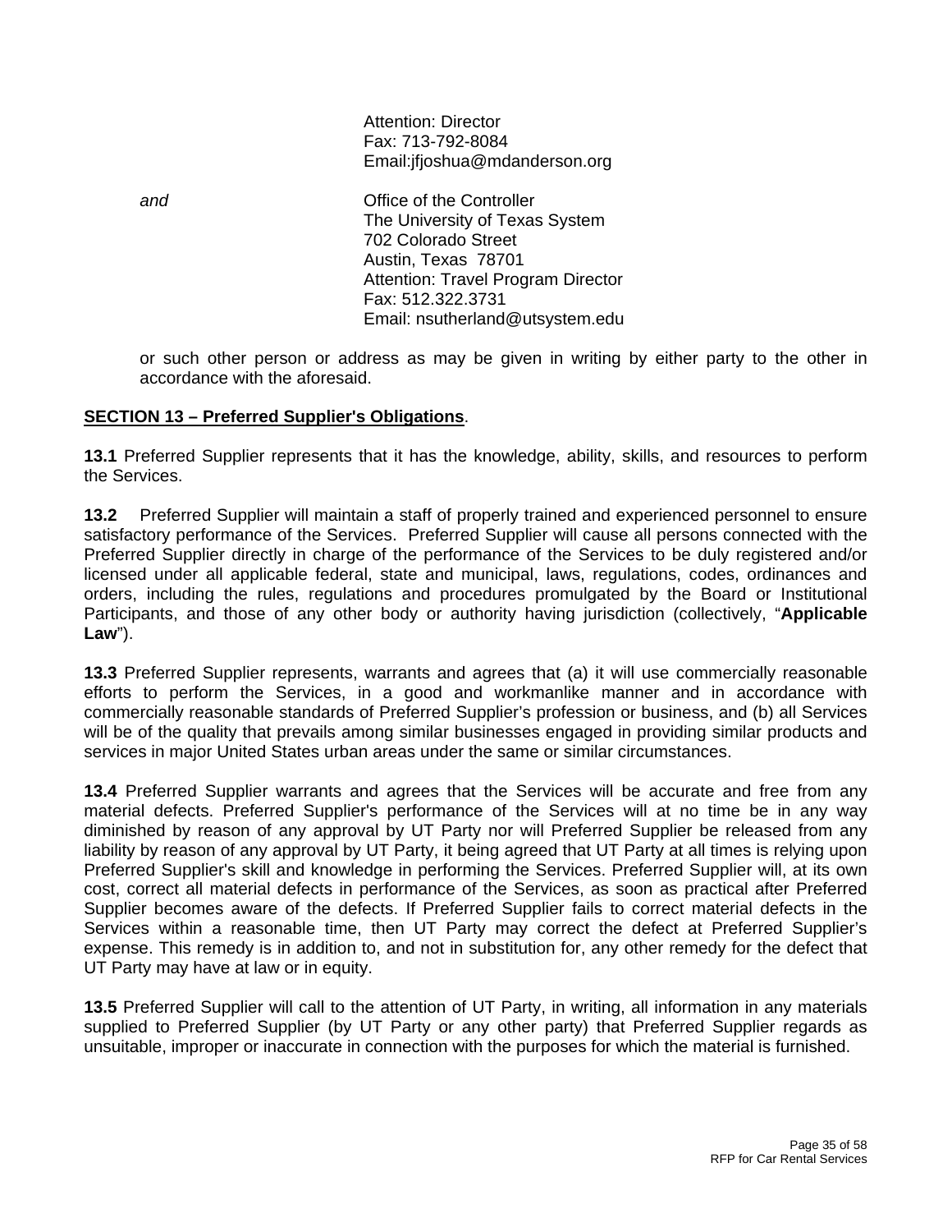Attention: Director
Fax: 713-792-8084
Email:jfjoshua@mdanderson.org

*and*

Office of the Controller
The University of Texas System
702 Colorado Street
Austin, Texas 78701
Attention: Travel Program Director
Fax: 512.322.3731
Email: nsutherland@utsystem.edu

or such other person or address as may be given in writing by either party to the other in accordance with the aforesaid.

**SECTION 13 – Preferred Supplier's Obligations**.

**13.1** Preferred Supplier represents that it has the knowledge, ability, skills, and resources to perform the Services.

**13.2** Preferred Supplier will maintain a staff of properly trained and experienced personnel to ensure satisfactory performance of the Services. Preferred Supplier will cause all persons connected with the Preferred Supplier directly in charge of the performance of the Services to be duly registered and/or licensed under all applicable federal, state and municipal, laws, regulations, codes, ordinances and orders, including the rules, regulations and procedures promulgated by the Board or Institutional Participants, and those of any other body or authority having jurisdiction (collectively, "**Applicable Law**").

**13.3** Preferred Supplier represents, warrants and agrees that (a) it will use commercially reasonable efforts to perform the Services, in a good and workmanlike manner and in accordance with commercially reasonable standards of Preferred Supplier's profession or business, and (b) all Services will be of the quality that prevails among similar businesses engaged in providing similar products and services in major United States urban areas under the same or similar circumstances.

**13.4** Preferred Supplier warrants and agrees that the Services will be accurate and free from any material defects. Preferred Supplier's performance of the Services will at no time be in any way diminished by reason of any approval by UT Party nor will Preferred Supplier be released from any liability by reason of any approval by UT Party, it being agreed that UT Party at all times is relying upon Preferred Supplier's skill and knowledge in performing the Services. Preferred Supplier will, at its own cost, correct all material defects in performance of the Services, as soon as practical after Preferred Supplier becomes aware of the defects. If Preferred Supplier fails to correct material defects in the Services within a reasonable time, then UT Party may correct the defect at Preferred Supplier's expense. This remedy is in addition to, and not in substitution for, any other remedy for the defect that UT Party may have at law or in equity.

**13.5** Preferred Supplier will call to the attention of UT Party, in writing, all information in any materials supplied to Preferred Supplier (by UT Party or any other party) that Preferred Supplier regards as unsuitable, improper or inaccurate in connection with the purposes for which the material is furnished.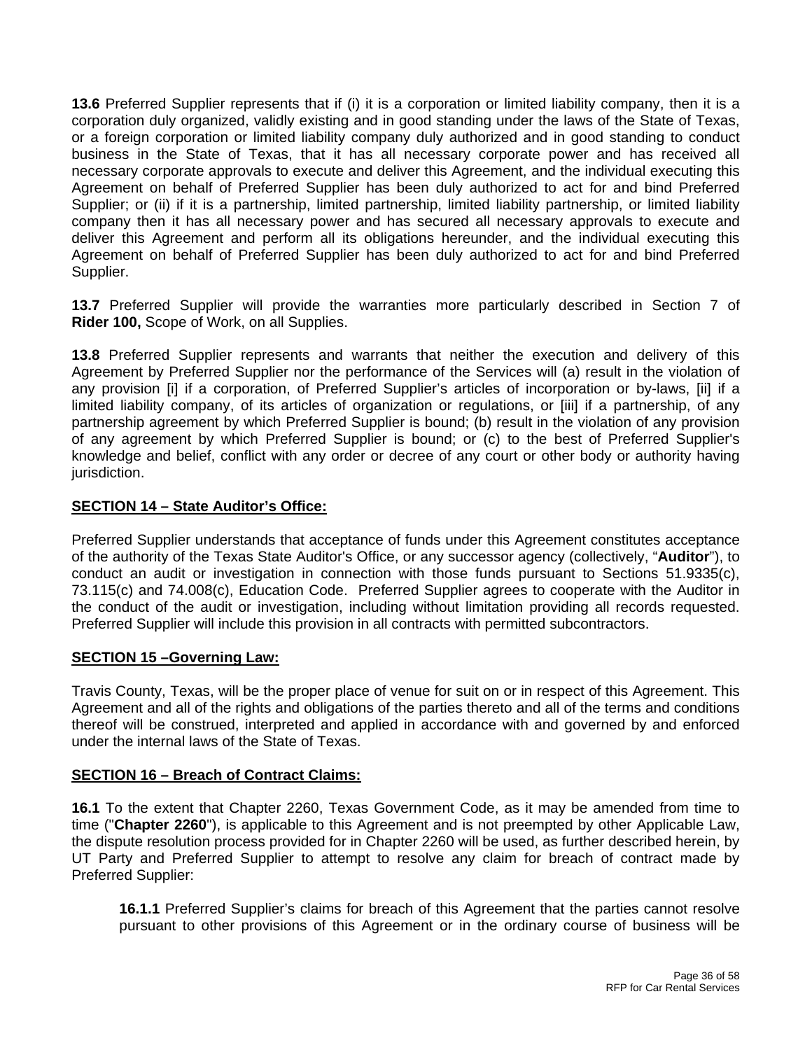**13.6** Preferred Supplier represents that if (i) it is a corporation or limited liability company, then it is a corporation duly organized, validly existing and in good standing under the laws of the State of Texas, or a foreign corporation or limited liability company duly authorized and in good standing to conduct business in the State of Texas, that it has all necessary corporate power and has received all necessary corporate approvals to execute and deliver this Agreement, and the individual executing this Agreement on behalf of Preferred Supplier has been duly authorized to act for and bind Preferred Supplier; or (ii) if it is a partnership, limited partnership, limited liability partnership, or limited liability company then it has all necessary power and has secured all necessary approvals to execute and deliver this Agreement and perform all its obligations hereunder, and the individual executing this Agreement on behalf of Preferred Supplier has been duly authorized to act for and bind Preferred Supplier.

**13.7** Preferred Supplier will provide the warranties more particularly described in Section 7 of **Rider 100,** Scope of Work, on all Supplies.

**13.8** Preferred Supplier represents and warrants that neither the execution and delivery of this Agreement by Preferred Supplier nor the performance of the Services will (a) result in the violation of any provision [i] if a corporation, of Preferred Supplier's articles of incorporation or by-laws, [ii] if a limited liability company, of its articles of organization or regulations, or [iii] if a partnership, of any partnership agreement by which Preferred Supplier is bound; (b) result in the violation of any provision of any agreement by which Preferred Supplier is bound; or (c) to the best of Preferred Supplier's knowledge and belief, conflict with any order or decree of any court or other body or authority having jurisdiction.

**SECTION 14 – State Auditor's Office:**

Preferred Supplier understands that acceptance of funds under this Agreement constitutes acceptance of the authority of the Texas State Auditor's Office, or any successor agency (collectively, "**Auditor**"), to conduct an audit or investigation in connection with those funds pursuant to Sections 51.9335(c), 73.115(c) and 74.008(c), Education Code. Preferred Supplier agrees to cooperate with the Auditor in the conduct of the audit or investigation, including without limitation providing all records requested. Preferred Supplier will include this provision in all contracts with permitted subcontractors.

**SECTION 15 –Governing Law:**

Travis County, Texas, will be the proper place of venue for suit on or in respect of this Agreement. This Agreement and all of the rights and obligations of the parties thereto and all of the terms and conditions thereof will be construed, interpreted and applied in accordance with and governed by and enforced under the internal laws of the State of Texas.

**SECTION 16 – Breach of Contract Claims:**

**16.1** To the extent that Chapter 2260, Texas Government Code, as it may be amended from time to time ("**Chapter 2260**"), is applicable to this Agreement and is not preempted by other Applicable Law, the dispute resolution process provided for in Chapter 2260 will be used, as further described herein, by UT Party and Preferred Supplier to attempt to resolve any claim for breach of contract made by Preferred Supplier:

> **16.1.1** Preferred Supplier's claims for breach of this Agreement that the parties cannot resolve pursuant to other provisions of this Agreement or in the ordinary course of business will be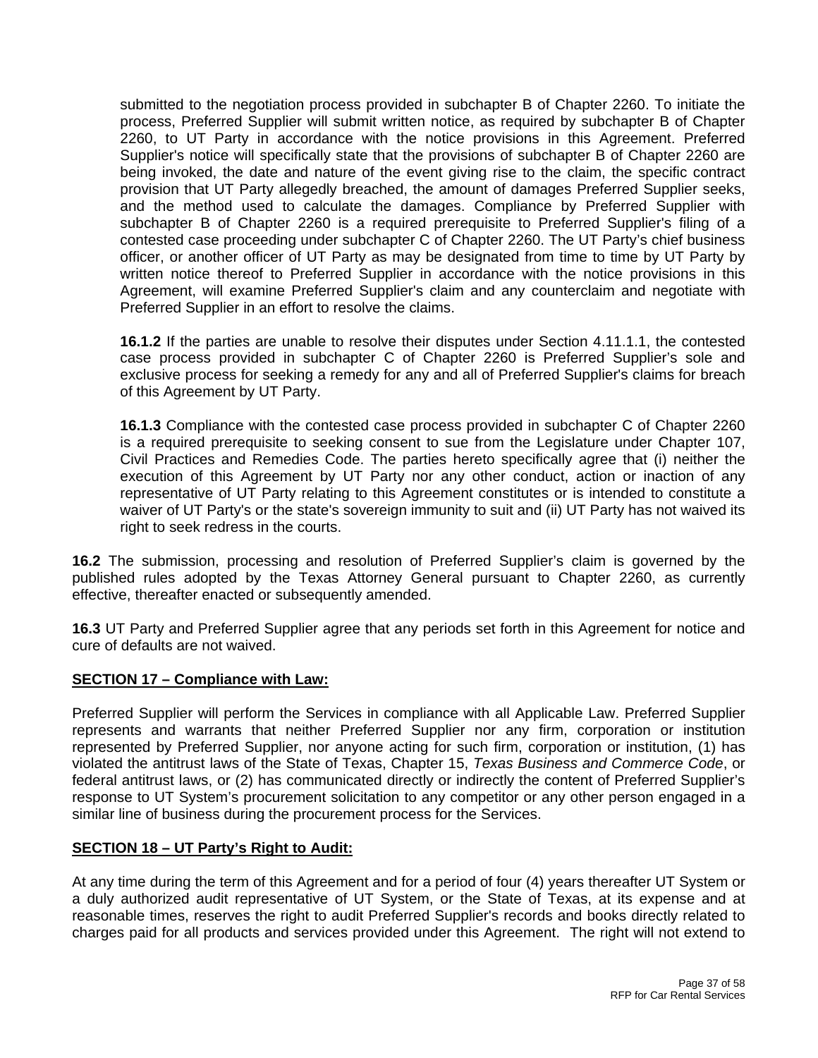submitted to the negotiation process provided in subchapter B of Chapter 2260. To initiate the process, Preferred Supplier will submit written notice, as required by subchapter B of Chapter 2260, to UT Party in accordance with the notice provisions in this Agreement. Preferred Supplier's notice will specifically state that the provisions of subchapter B of Chapter 2260 are being invoked, the date and nature of the event giving rise to the claim, the specific contract provision that UT Party allegedly breached, the amount of damages Preferred Supplier seeks, and the method used to calculate the damages. Compliance by Preferred Supplier with subchapter B of Chapter 2260 is a required prerequisite to Preferred Supplier's filing of a contested case proceeding under subchapter C of Chapter 2260. The UT Party's chief business officer, or another officer of UT Party as may be designated from time to time by UT Party by written notice thereof to Preferred Supplier in accordance with the notice provisions in this Agreement, will examine Preferred Supplier's claim and any counterclaim and negotiate with Preferred Supplier in an effort to resolve the claims.

**16.1.2** If the parties are unable to resolve their disputes under Section 4.11.1.1, the contested case process provided in subchapter C of Chapter 2260 is Preferred Supplier's sole and exclusive process for seeking a remedy for any and all of Preferred Supplier's claims for breach of this Agreement by UT Party.

**16.1.3** Compliance with the contested case process provided in subchapter C of Chapter 2260 is a required prerequisite to seeking consent to sue from the Legislature under Chapter 107, Civil Practices and Remedies Code. The parties hereto specifically agree that (i) neither the execution of this Agreement by UT Party nor any other conduct, action or inaction of any representative of UT Party relating to this Agreement constitutes or is intended to constitute a waiver of UT Party's or the state's sovereign immunity to suit and (ii) UT Party has not waived its right to seek redress in the courts.

**16.2** The submission, processing and resolution of Preferred Supplier's claim is governed by the published rules adopted by the Texas Attorney General pursuant to Chapter 2260, as currently effective, thereafter enacted or subsequently amended.

**16.3** UT Party and Preferred Supplier agree that any periods set forth in this Agreement for notice and cure of defaults are not waived.

**SECTION 17 – Compliance with Law:**

Preferred Supplier will perform the Services in compliance with all Applicable Law. Preferred Supplier represents and warrants that neither Preferred Supplier nor any firm, corporation or institution represented by Preferred Supplier, nor anyone acting for such firm, corporation or institution, (1) has violated the antitrust laws of the State of Texas, Chapter 15, *Texas Business and Commerce Code*, or federal antitrust laws, or (2) has communicated directly or indirectly the content of Preferred Supplier's response to UT System's procurement solicitation to any competitor or any other person engaged in a similar line of business during the procurement process for the Services.

**SECTION 18 – UT Party's Right to Audit:**

At any time during the term of this Agreement and for a period of four (4) years thereafter UT System or a duly authorized audit representative of UT System, or the State of Texas, at its expense and at reasonable times, reserves the right to audit Preferred Supplier's records and books directly related to charges paid for all products and services provided under this Agreement. The right will not extend to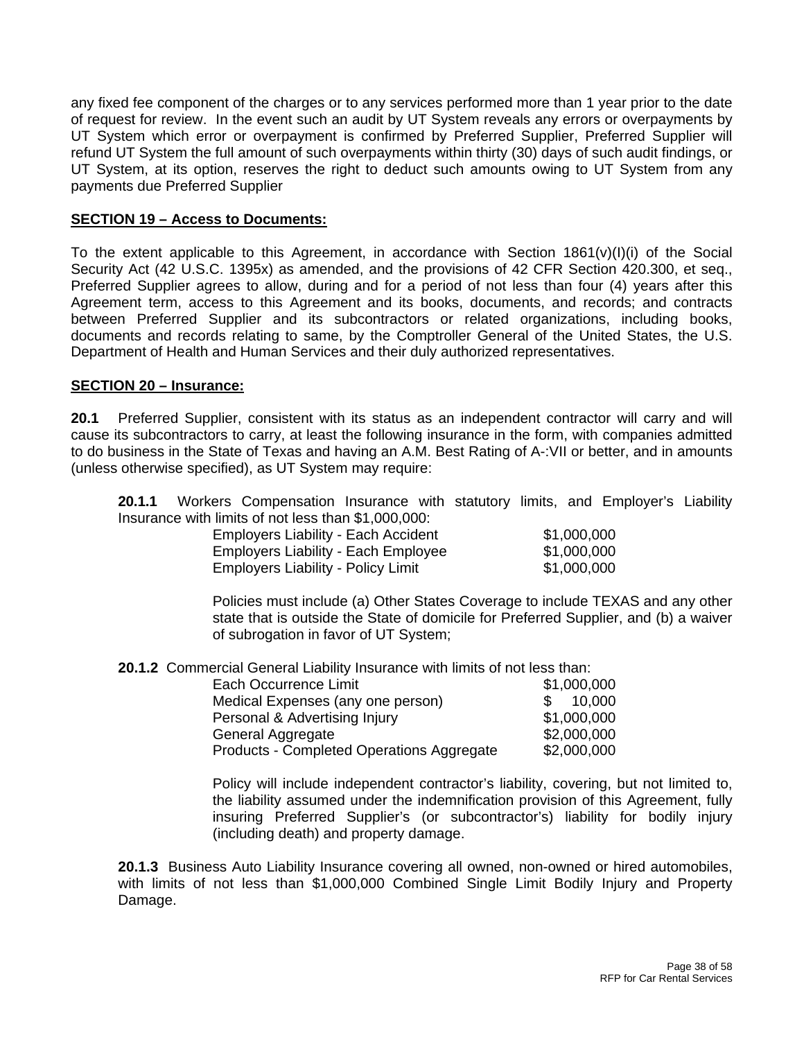any fixed fee component of the charges or to any services performed more than 1 year prior to the date of request for review. In the event such an audit by UT System reveals any errors or overpayments by UT System which error or overpayment is confirmed by Preferred Supplier, Preferred Supplier will refund UT System the full amount of such overpayments within thirty (30) days of such audit findings, or UT System, at its option, reserves the right to deduct such amounts owing to UT System from any payments due Preferred Supplier

## SECTION 19 – Access to Documents:

To the extent applicable to this Agreement, in accordance with Section 1861(v)(I)(i) of the Social Security Act (42 U.S.C. 1395x) as amended, and the provisions of 42 CFR Section 420.300, et seq., Preferred Supplier agrees to allow, during and for a period of not less than four (4) years after this Agreement term, access to this Agreement and its books, documents, and records; and contracts between Preferred Supplier and its subcontractors or related organizations, including books, documents and records relating to same, by the Comptroller General of the United States, the U.S. Department of Health and Human Services and their duly authorized representatives.

## SECTION 20 – Insurance:

**20.1** Preferred Supplier, consistent with its status as an independent contractor will carry and will cause its subcontractors to carry, at least the following insurance in the form, with companies admitted to do business in the State of Texas and having an A.M. Best Rating of A-:VII or better, and in amounts (unless otherwise specified), as UT System may require:

**20.1.1** Workers Compensation Insurance with statutory limits, and Employer's Liability Insurance with limits of not less than $1,000,000:

| | |
|---|---|
| Employers Liability - Each Accident | $1,000,000 |
| Employers Liability - Each Employee | $1,000,000 |
| Employers Liability - Policy Limit | $1,000,000 |

Policies must include (a) Other States Coverage to include TEXAS and any other state that is outside the State of domicile for Preferred Supplier, and (b) a waiver of subrogation in favor of UT System;

**20.1.2** Commercial General Liability Insurance with limits of not less than:

| | |
|---|---|
| Each Occurrence Limit | $1,000,000 |
| Medical Expenses (any one person) | $ 10,000 |
| Personal & Advertising Injury | $1,000,000 |
| General Aggregate | $2,000,000 |
| Products - Completed Operations Aggregate | $2,000,000 |

Policy will include independent contractor's liability, covering, but not limited to, the liability assumed under the indemnification provision of this Agreement, fully insuring Preferred Supplier's (or subcontractor's) liability for bodily injury (including death) and property damage.

**20.1.3** Business Auto Liability Insurance covering all owned, non-owned or hired automobiles, with limits of not less than $1,000,000 Combined Single Limit Bodily Injury and Property Damage.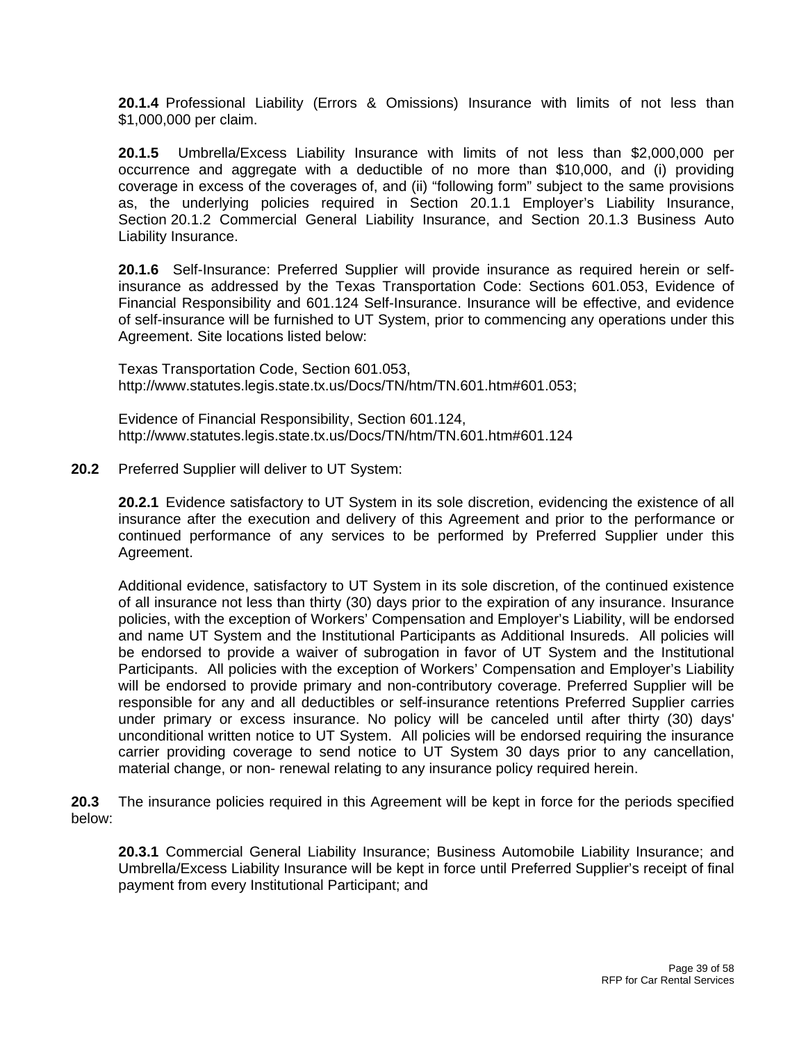**20.1.4** Professional Liability (Errors & Omissions) Insurance with limits of not less than $1,000,000 per claim.

**20.1.5** Umbrella/Excess Liability Insurance with limits of not less than $2,000,000 per occurrence and aggregate with a deductible of no more than $10,000, and (i) providing coverage in excess of the coverages of, and (ii) "following form" subject to the same provisions as, the underlying policies required in Section 20.1.1 Employer's Liability Insurance, Section 20.1.2 Commercial General Liability Insurance, and Section 20.1.3 Business Auto Liability Insurance.

**20.1.6** Self-Insurance: Preferred Supplier will provide insurance as required herein or self-insurance as addressed by the Texas Transportation Code: Sections 601.053, Evidence of Financial Responsibility and 601.124 Self-Insurance. Insurance will be effective, and evidence of self-insurance will be furnished to UT System, prior to commencing any operations under this Agreement. Site locations listed below:

Texas Transportation Code, Section 601.053,
http://www.statutes.legis.state.tx.us/Docs/TN/htm/TN.601.htm#601.053;

Evidence of Financial Responsibility, Section 601.124,
http://www.statutes.legis.state.tx.us/Docs/TN/htm/TN.601.htm#601.124

**20.2** Preferred Supplier will deliver to UT System:

**20.2.1** Evidence satisfactory to UT System in its sole discretion, evidencing the existence of all insurance after the execution and delivery of this Agreement and prior to the performance or continued performance of any services to be performed by Preferred Supplier under this Agreement.

Additional evidence, satisfactory to UT System in its sole discretion, of the continued existence of all insurance not less than thirty (30) days prior to the expiration of any insurance. Insurance policies, with the exception of Workers' Compensation and Employer's Liability, will be endorsed and name UT System and the Institutional Participants as Additional Insureds. All policies will be endorsed to provide a waiver of subrogation in favor of UT System and the Institutional Participants. All policies with the exception of Workers' Compensation and Employer's Liability will be endorsed to provide primary and non-contributory coverage. Preferred Supplier will be responsible for any and all deductibles or self-insurance retentions Preferred Supplier carries under primary or excess insurance. No policy will be canceled until after thirty (30) days' unconditional written notice to UT System. All policies will be endorsed requiring the insurance carrier providing coverage to send notice to UT System 30 days prior to any cancellation, material change, or non- renewal relating to any insurance policy required herein.

**20.3** The insurance policies required in this Agreement will be kept in force for the periods specified below:

**20.3.1** Commercial General Liability Insurance; Business Automobile Liability Insurance; and Umbrella/Excess Liability Insurance will be kept in force until Preferred Supplier's receipt of final payment from every Institutional Participant; and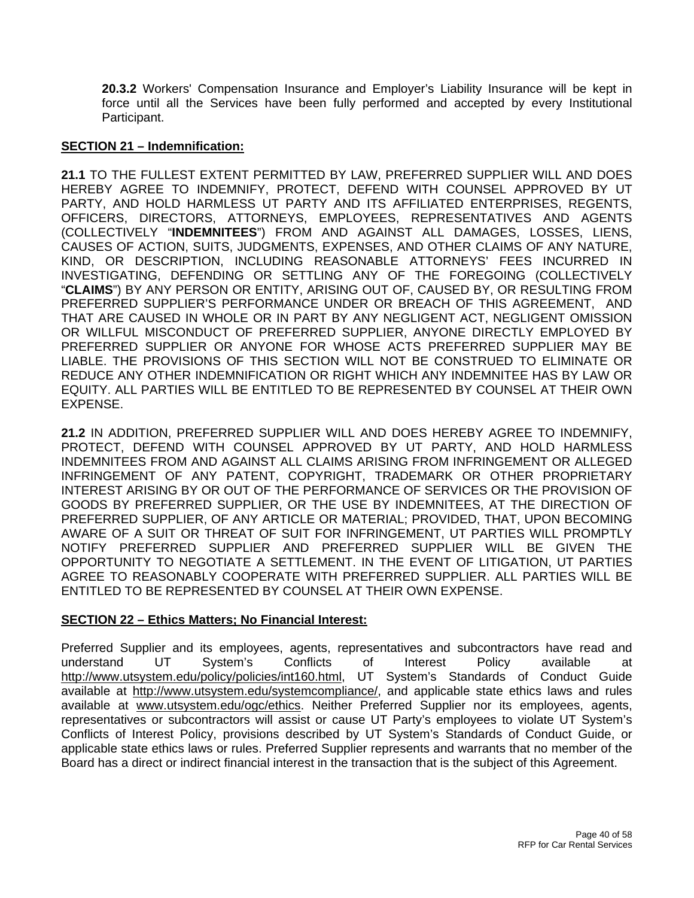**20.3.2** Workers' Compensation Insurance and Employer's Liability Insurance will be kept in force until all the Services have been fully performed and accepted by every Institutional Participant.

**SECTION 21 – Indemnification:**

**21.1** TO THE FULLEST EXTENT PERMITTED BY LAW, PREFERRED SUPPLIER WILL AND DOES HEREBY AGREE TO INDEMNIFY, PROTECT, DEFEND WITH COUNSEL APPROVED BY UT PARTY, AND HOLD HARMLESS UT PARTY AND ITS AFFILIATED ENTERPRISES, REGENTS, OFFICERS, DIRECTORS, ATTORNEYS, EMPLOYEES, REPRESENTATIVES AND AGENTS (COLLECTIVELY "**INDEMNITEES**") FROM AND AGAINST ALL DAMAGES, LOSSES, LIENS, CAUSES OF ACTION, SUITS, JUDGMENTS, EXPENSES, AND OTHER CLAIMS OF ANY NATURE, KIND, OR DESCRIPTION, INCLUDING REASONABLE ATTORNEYS' FEES INCURRED IN INVESTIGATING, DEFENDING OR SETTLING ANY OF THE FOREGOING (COLLECTIVELY "**CLAIMS**") BY ANY PERSON OR ENTITY, ARISING OUT OF, CAUSED BY, OR RESULTING FROM PREFERRED SUPPLIER'S PERFORMANCE UNDER OR BREACH OF THIS AGREEMENT, AND THAT ARE CAUSED IN WHOLE OR IN PART BY ANY NEGLIGENT ACT, NEGLIGENT OMISSION OR WILLFUL MISCONDUCT OF PREFERRED SUPPLIER, ANYONE DIRECTLY EMPLOYED BY PREFERRED SUPPLIER OR ANYONE FOR WHOSE ACTS PREFERRED SUPPLIER MAY BE LIABLE. THE PROVISIONS OF THIS SECTION WILL NOT BE CONSTRUED TO ELIMINATE OR REDUCE ANY OTHER INDEMNIFICATION OR RIGHT WHICH ANY INDEMNITEE HAS BY LAW OR EQUITY. ALL PARTIES WILL BE ENTITLED TO BE REPRESENTED BY COUNSEL AT THEIR OWN EXPENSE.

**21.2** IN ADDITION, PREFERRED SUPPLIER WILL AND DOES HEREBY AGREE TO INDEMNIFY, PROTECT, DEFEND WITH COUNSEL APPROVED BY UT PARTY, AND HOLD HARMLESS INDEMNITEES FROM AND AGAINST ALL CLAIMS ARISING FROM INFRINGEMENT OR ALLEGED INFRINGEMENT OF ANY PATENT, COPYRIGHT, TRADEMARK OR OTHER PROPRIETARY INTEREST ARISING BY OR OUT OF THE PERFORMANCE OF SERVICES OR THE PROVISION OF GOODS BY PREFERRED SUPPLIER, OR THE USE BY INDEMNITEES, AT THE DIRECTION OF PREFERRED SUPPLIER, OF ANY ARTICLE OR MATERIAL; PROVIDED, THAT, UPON BECOMING AWARE OF A SUIT OR THREAT OF SUIT FOR INFRINGEMENT, UT PARTIES WILL PROMPTLY NOTIFY PREFERRED SUPPLIER AND PREFERRED SUPPLIER WILL BE GIVEN THE OPPORTUNITY TO NEGOTIATE A SETTLEMENT. IN THE EVENT OF LITIGATION, UT PARTIES AGREE TO REASONABLY COOPERATE WITH PREFERRED SUPPLIER. ALL PARTIES WILL BE ENTITLED TO BE REPRESENTED BY COUNSEL AT THEIR OWN EXPENSE.

**SECTION 22 – Ethics Matters; No Financial Interest:**

Preferred Supplier and its employees, agents, representatives and subcontractors have read and understand UT System's Conflicts of Interest Policy available at http://www.utsystem.edu/policy/policies/int160.html, UT System's Standards of Conduct Guide available at http://www.utsystem.edu/systemcompliance/, and applicable state ethics laws and rules available at www.utsystem.edu/ogc/ethics. Neither Preferred Supplier nor its employees, agents, representatives or subcontractors will assist or cause UT Party's employees to violate UT System's Conflicts of Interest Policy, provisions described by UT System's Standards of Conduct Guide, or applicable state ethics laws or rules. Preferred Supplier represents and warrants that no member of the Board has a direct or indirect financial interest in the transaction that is the subject of this Agreement.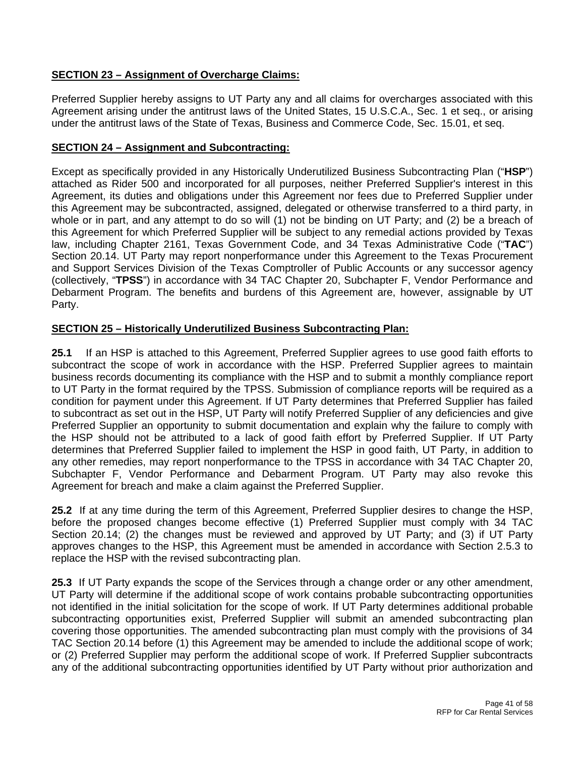**SECTION 23 – Assignment of Overcharge Claims:**

Preferred Supplier hereby assigns to UT Party any and all claims for overcharges associated with this Agreement arising under the antitrust laws of the United States, 15 U.S.C.A., Sec. 1 et seq., or arising under the antitrust laws of the State of Texas, Business and Commerce Code, Sec. 15.01, et seq.

**SECTION 24 – Assignment and Subcontracting:**

Except as specifically provided in any Historically Underutilized Business Subcontracting Plan ("**HSP**") attached as Rider 500 and incorporated for all purposes, neither Preferred Supplier's interest in this Agreement, its duties and obligations under this Agreement nor fees due to Preferred Supplier under this Agreement may be subcontracted, assigned, delegated or otherwise transferred to a third party, in whole or in part, and any attempt to do so will (1) not be binding on UT Party; and (2) be a breach of this Agreement for which Preferred Supplier will be subject to any remedial actions provided by Texas law, including Chapter 2161, Texas Government Code, and 34 Texas Administrative Code ("**TAC**") Section 20.14. UT Party may report nonperformance under this Agreement to the Texas Procurement and Support Services Division of the Texas Comptroller of Public Accounts or any successor agency (collectively, "**TPSS**") in accordance with 34 TAC Chapter 20, Subchapter F, Vendor Performance and Debarment Program. The benefits and burdens of this Agreement are, however, assignable by UT Party.

**SECTION 25 – Historically Underutilized Business Subcontracting Plan:**

**25.1** If an HSP is attached to this Agreement, Preferred Supplier agrees to use good faith efforts to subcontract the scope of work in accordance with the HSP. Preferred Supplier agrees to maintain business records documenting its compliance with the HSP and to submit a monthly compliance report to UT Party in the format required by the TPSS. Submission of compliance reports will be required as a condition for payment under this Agreement. If UT Party determines that Preferred Supplier has failed to subcontract as set out in the HSP, UT Party will notify Preferred Supplier of any deficiencies and give Preferred Supplier an opportunity to submit documentation and explain why the failure to comply with the HSP should not be attributed to a lack of good faith effort by Preferred Supplier. If UT Party determines that Preferred Supplier failed to implement the HSP in good faith, UT Party, in addition to any other remedies, may report nonperformance to the TPSS in accordance with 34 TAC Chapter 20, Subchapter F, Vendor Performance and Debarment Program. UT Party may also revoke this Agreement for breach and make a claim against the Preferred Supplier.

**25.2** If at any time during the term of this Agreement, Preferred Supplier desires to change the HSP, before the proposed changes become effective (1) Preferred Supplier must comply with 34 TAC Section 20.14; (2) the changes must be reviewed and approved by UT Party; and (3) if UT Party approves changes to the HSP, this Agreement must be amended in accordance with Section 2.5.3 to replace the HSP with the revised subcontracting plan.

**25.3** If UT Party expands the scope of the Services through a change order or any other amendment, UT Party will determine if the additional scope of work contains probable subcontracting opportunities not identified in the initial solicitation for the scope of work. If UT Party determines additional probable subcontracting opportunities exist, Preferred Supplier will submit an amended subcontracting plan covering those opportunities. The amended subcontracting plan must comply with the provisions of 34 TAC Section 20.14 before (1) this Agreement may be amended to include the additional scope of work; or (2) Preferred Supplier may perform the additional scope of work. If Preferred Supplier subcontracts any of the additional subcontracting opportunities identified by UT Party without prior authorization and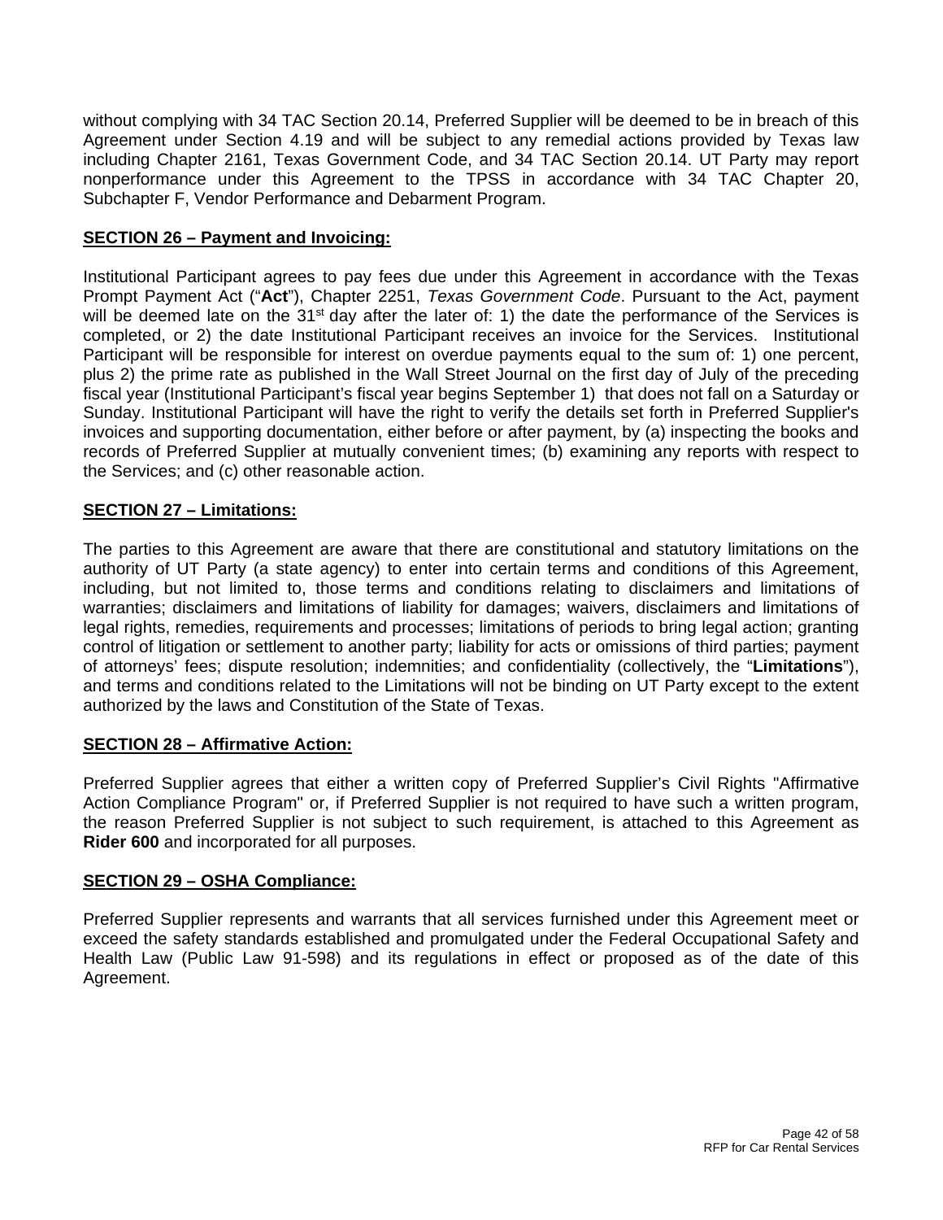without complying with 34 TAC Section 20.14, Preferred Supplier will be deemed to be in breach of this Agreement under Section 4.19 and will be subject to any remedial actions provided by Texas law including Chapter 2161, Texas Government Code, and 34 TAC Section 20.14. UT Party may report nonperformance under this Agreement to the TPSS in accordance with 34 TAC Chapter 20, Subchapter F, Vendor Performance and Debarment Program.

**SECTION 26 – Payment and Invoicing:**

Institutional Participant agrees to pay fees due under this Agreement in accordance with the Texas Prompt Payment Act ("**Act**"), Chapter 2251, *Texas Government Code*. Pursuant to the Act, payment will be deemed late on the 31st day after the later of: 1) the date the performance of the Services is completed, or 2) the date Institutional Participant receives an invoice for the Services. Institutional Participant will be responsible for interest on overdue payments equal to the sum of: 1) one percent, plus 2) the prime rate as published in the Wall Street Journal on the first day of July of the preceding fiscal year (Institutional Participant's fiscal year begins September 1) that does not fall on a Saturday or Sunday. Institutional Participant will have the right to verify the details set forth in Preferred Supplier's invoices and supporting documentation, either before or after payment, by (a) inspecting the books and records of Preferred Supplier at mutually convenient times; (b) examining any reports with respect to the Services; and (c) other reasonable action.

**SECTION 27 – Limitations:**

The parties to this Agreement are aware that there are constitutional and statutory limitations on the authority of UT Party (a state agency) to enter into certain terms and conditions of this Agreement, including, but not limited to, those terms and conditions relating to disclaimers and limitations of warranties; disclaimers and limitations of liability for damages; waivers, disclaimers and limitations of legal rights, remedies, requirements and processes; limitations of periods to bring legal action; granting control of litigation or settlement to another party; liability for acts or omissions of third parties; payment of attorneys' fees; dispute resolution; indemnities; and confidentiality (collectively, the "**Limitations**"), and terms and conditions related to the Limitations will not be binding on UT Party except to the extent authorized by the laws and Constitution of the State of Texas.

**SECTION 28 – Affirmative Action:**

Preferred Supplier agrees that either a written copy of Preferred Supplier's Civil Rights "Affirmative Action Compliance Program" or, if Preferred Supplier is not required to have such a written program, the reason Preferred Supplier is not subject to such requirement, is attached to this Agreement as **Rider 600** and incorporated for all purposes.

**SECTION 29 – OSHA Compliance:**

Preferred Supplier represents and warrants that all services furnished under this Agreement meet or exceed the safety standards established and promulgated under the Federal Occupational Safety and Health Law (Public Law 91-598) and its regulations in effect or proposed as of the date of this Agreement.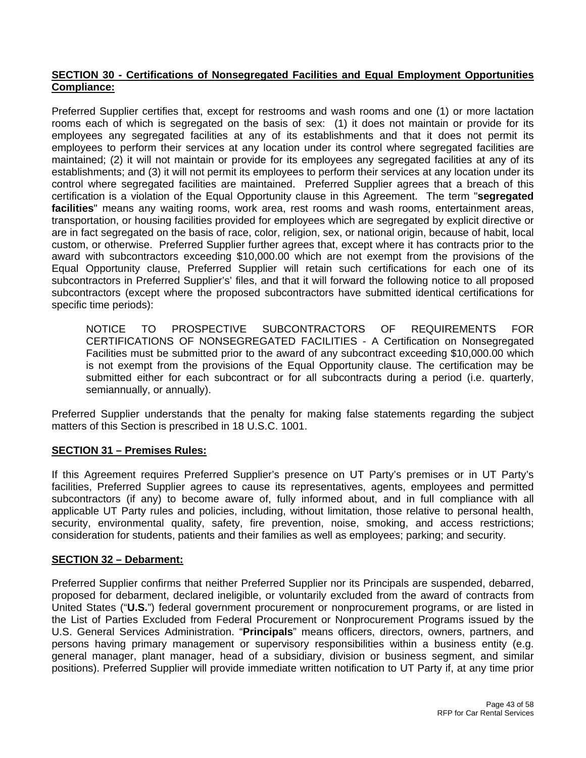**SECTION 30 - Certifications of Nonsegregated Facilities and Equal Employment Opportunities Compliance:**

Preferred Supplier certifies that, except for restrooms and wash rooms and one (1) or more lactation rooms each of which is segregated on the basis of sex: (1) it does not maintain or provide for its employees any segregated facilities at any of its establishments and that it does not permit its employees to perform their services at any location under its control where segregated facilities are maintained; (2) it will not maintain or provide for its employees any segregated facilities at any of its establishments; and (3) it will not permit its employees to perform their services at any location under its control where segregated facilities are maintained. Preferred Supplier agrees that a breach of this certification is a violation of the Equal Opportunity clause in this Agreement. The term "**segregated facilities**" means any waiting rooms, work area, rest rooms and wash rooms, entertainment areas, transportation, or housing facilities provided for employees which are segregated by explicit directive or are in fact segregated on the basis of race, color, religion, sex, or national origin, because of habit, local custom, or otherwise. Preferred Supplier further agrees that, except where it has contracts prior to the award with subcontractors exceeding $10,000.00 which are not exempt from the provisions of the Equal Opportunity clause, Preferred Supplier will retain such certifications for each one of its subcontractors in Preferred Supplier's' files, and that it will forward the following notice to all proposed subcontractors (except where the proposed subcontractors have submitted identical certifications for specific time periods):

> NOTICE TO PROSPECTIVE SUBCONTRACTORS OF REQUIREMENTS FOR CERTIFICATIONS OF NONSEGREGATED FACILITIES - A Certification on Nonsegregated Facilities must be submitted prior to the award of any subcontract exceeding $10,000.00 which is not exempt from the provisions of the Equal Opportunity clause. The certification may be submitted either for each subcontract or for all subcontracts during a period (i.e. quarterly, semiannually, or annually).

Preferred Supplier understands that the penalty for making false statements regarding the subject matters of this Section is prescribed in 18 U.S.C. 1001.

**SECTION 31 – Premises Rules:**

If this Agreement requires Preferred Supplier's presence on UT Party's premises or in UT Party's facilities, Preferred Supplier agrees to cause its representatives, agents, employees and permitted subcontractors (if any) to become aware of, fully informed about, and in full compliance with all applicable UT Party rules and policies, including, without limitation, those relative to personal health, security, environmental quality, safety, fire prevention, noise, smoking, and access restrictions; consideration for students, patients and their families as well as employees; parking; and security.

**SECTION 32 – Debarment:**

Preferred Supplier confirms that neither Preferred Supplier nor its Principals are suspended, debarred, proposed for debarment, declared ineligible, or voluntarily excluded from the award of contracts from United States ("**U.S.**") federal government procurement or nonprocurement programs, or are listed in the List of Parties Excluded from Federal Procurement or Nonprocurement Programs issued by the U.S. General Services Administration. "**Principals**" means officers, directors, owners, partners, and persons having primary management or supervisory responsibilities within a business entity (e.g. general manager, plant manager, head of a subsidiary, division or business segment, and similar positions). Preferred Supplier will provide immediate written notification to UT Party if, at any time prior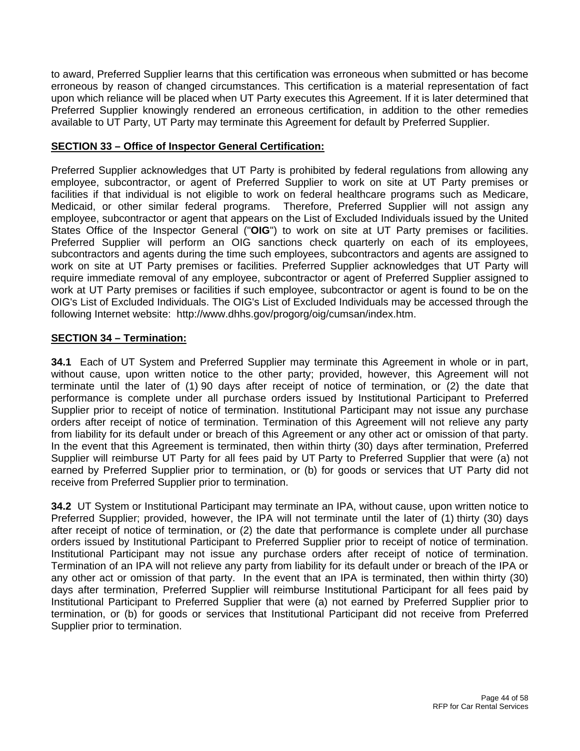to award, Preferred Supplier learns that this certification was erroneous when submitted or has become erroneous by reason of changed circumstances. This certification is a material representation of fact upon which reliance will be placed when UT Party executes this Agreement. If it is later determined that Preferred Supplier knowingly rendered an erroneous certification, in addition to the other remedies available to UT Party, UT Party may terminate this Agreement for default by Preferred Supplier.

**SECTION 33 – Office of Inspector General Certification:**

Preferred Supplier acknowledges that UT Party is prohibited by federal regulations from allowing any employee, subcontractor, or agent of Preferred Supplier to work on site at UT Party premises or facilities if that individual is not eligible to work on federal healthcare programs such as Medicare, Medicaid, or other similar federal programs. Therefore, Preferred Supplier will not assign any employee, subcontractor or agent that appears on the List of Excluded Individuals issued by the United States Office of the Inspector General ("**OIG**") to work on site at UT Party premises or facilities. Preferred Supplier will perform an OIG sanctions check quarterly on each of its employees, subcontractors and agents during the time such employees, subcontractors and agents are assigned to work on site at UT Party premises or facilities. Preferred Supplier acknowledges that UT Party will require immediate removal of any employee, subcontractor or agent of Preferred Supplier assigned to work at UT Party premises or facilities if such employee, subcontractor or agent is found to be on the OIG's List of Excluded Individuals. The OIG's List of Excluded Individuals may be accessed through the following Internet website: http://www.dhhs.gov/progorg/oig/cumsan/index.htm.

**SECTION 34 – Termination:**

**34.1** Each of UT System and Preferred Supplier may terminate this Agreement in whole or in part, without cause, upon written notice to the other party; provided, however, this Agreement will not terminate until the later of (1) 90 days after receipt of notice of termination, or (2) the date that performance is complete under all purchase orders issued by Institutional Participant to Preferred Supplier prior to receipt of notice of termination. Institutional Participant may not issue any purchase orders after receipt of notice of termination. Termination of this Agreement will not relieve any party from liability for its default under or breach of this Agreement or any other act or omission of that party. In the event that this Agreement is terminated, then within thirty (30) days after termination, Preferred Supplier will reimburse UT Party for all fees paid by UT Party to Preferred Supplier that were (a) not earned by Preferred Supplier prior to termination, or (b) for goods or services that UT Party did not receive from Preferred Supplier prior to termination.

**34.2** UT System or Institutional Participant may terminate an IPA, without cause, upon written notice to Preferred Supplier; provided, however, the IPA will not terminate until the later of (1) thirty (30) days after receipt of notice of termination, or (2) the date that performance is complete under all purchase orders issued by Institutional Participant to Preferred Supplier prior to receipt of notice of termination. Institutional Participant may not issue any purchase orders after receipt of notice of termination. Termination of an IPA will not relieve any party from liability for its default under or breach of the IPA or any other act or omission of that party. In the event that an IPA is terminated, then within thirty (30) days after termination, Preferred Supplier will reimburse Institutional Participant for all fees paid by Institutional Participant to Preferred Supplier that were (a) not earned by Preferred Supplier prior to termination, or (b) for goods or services that Institutional Participant did not receive from Preferred Supplier prior to termination.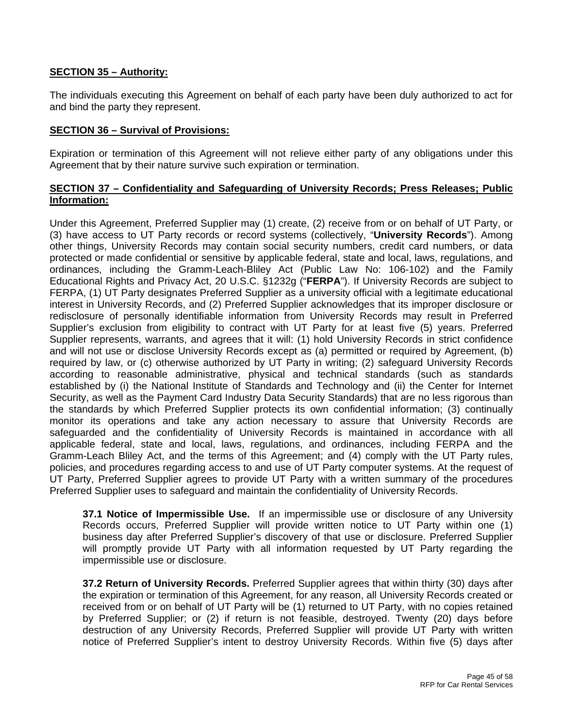**SECTION 35 – Authority:**

The individuals executing this Agreement on behalf of each party have been duly authorized to act for and bind the party they represent.

**SECTION 36 – Survival of Provisions:**

Expiration or termination of this Agreement will not relieve either party of any obligations under this Agreement that by their nature survive such expiration or termination.

**SECTION 37 – Confidentiality and Safeguarding of University Records; Press Releases; Public Information:**

Under this Agreement, Preferred Supplier may (1) create, (2) receive from or on behalf of UT Party, or (3) have access to UT Party records or record systems (collectively, "**University Records**"). Among other things, University Records may contain social security numbers, credit card numbers, or data protected or made confidential or sensitive by applicable federal, state and local, laws, regulations, and ordinances, including the Gramm-Leach-Bliley Act (Public Law No: 106-102) and the Family Educational Rights and Privacy Act, 20 U.S.C. §1232g ("**FERPA**"). If University Records are subject to FERPA, (1) UT Party designates Preferred Supplier as a university official with a legitimate educational interest in University Records, and (2) Preferred Supplier acknowledges that its improper disclosure or redisclosure of personally identifiable information from University Records may result in Preferred Supplier's exclusion from eligibility to contract with UT Party for at least five (5) years. Preferred Supplier represents, warrants, and agrees that it will: (1) hold University Records in strict confidence and will not use or disclose University Records except as (a) permitted or required by Agreement, (b) required by law, or (c) otherwise authorized by UT Party in writing; (2) safeguard University Records according to reasonable administrative, physical and technical standards (such as standards established by (i) the National Institute of Standards and Technology and (ii) the Center for Internet Security, as well as the Payment Card Industry Data Security Standards) that are no less rigorous than the standards by which Preferred Supplier protects its own confidential information; (3) continually monitor its operations and take any action necessary to assure that University Records are safeguarded and the confidentiality of University Records is maintained in accordance with all applicable federal, state and local, laws, regulations, and ordinances, including FERPA and the Gramm-Leach Bliley Act, and the terms of this Agreement; and (4) comply with the UT Party rules, policies, and procedures regarding access to and use of UT Party computer systems. At the request of UT Party, Preferred Supplier agrees to provide UT Party with a written summary of the procedures Preferred Supplier uses to safeguard and maintain the confidentiality of University Records.

**37.1 Notice of Impermissible Use.** If an impermissible use or disclosure of any University Records occurs, Preferred Supplier will provide written notice to UT Party within one (1) business day after Preferred Supplier's discovery of that use or disclosure. Preferred Supplier will promptly provide UT Party with all information requested by UT Party regarding the impermissible use or disclosure.

**37.2 Return of University Records.** Preferred Supplier agrees that within thirty (30) days after the expiration or termination of this Agreement, for any reason, all University Records created or received from or on behalf of UT Party will be (1) returned to UT Party, with no copies retained by Preferred Supplier; or (2) if return is not feasible, destroyed. Twenty (20) days before destruction of any University Records, Preferred Supplier will provide UT Party with written notice of Preferred Supplier's intent to destroy University Records. Within five (5) days after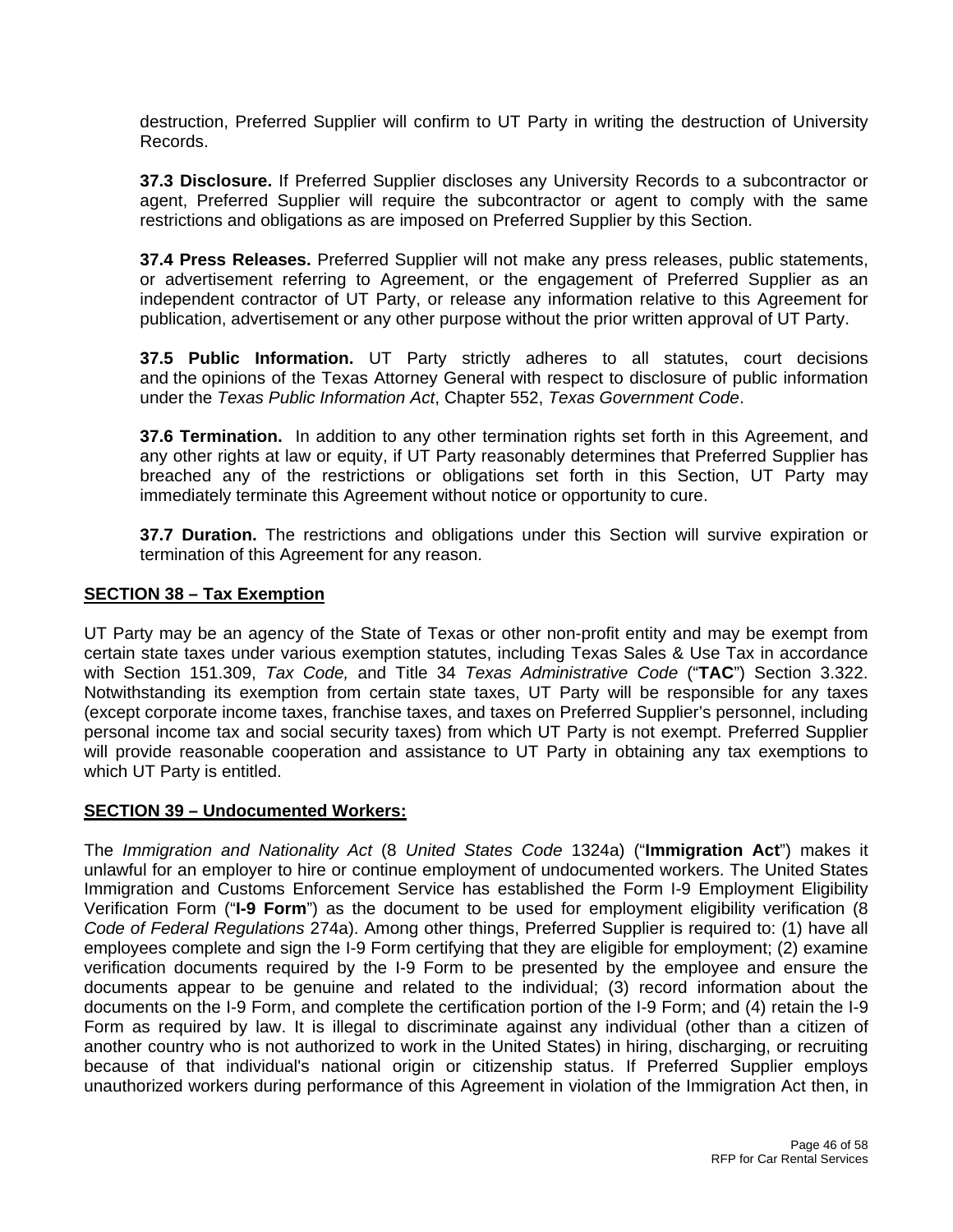destruction, Preferred Supplier will confirm to UT Party in writing the destruction of University Records.

**37.3 Disclosure.** If Preferred Supplier discloses any University Records to a subcontractor or agent, Preferred Supplier will require the subcontractor or agent to comply with the same restrictions and obligations as are imposed on Preferred Supplier by this Section.

**37.4 Press Releases.** Preferred Supplier will not make any press releases, public statements, or advertisement referring to Agreement, or the engagement of Preferred Supplier as an independent contractor of UT Party, or release any information relative to this Agreement for publication, advertisement or any other purpose without the prior written approval of UT Party.

**37.5 Public Information.** UT Party strictly adheres to all statutes, court decisions and the opinions of the Texas Attorney General with respect to disclosure of public information under the *Texas Public Information Act*, Chapter 552, *Texas Government Code*.

**37.6 Termination.** In addition to any other termination rights set forth in this Agreement, and any other rights at law or equity, if UT Party reasonably determines that Preferred Supplier has breached any of the restrictions or obligations set forth in this Section, UT Party may immediately terminate this Agreement without notice or opportunity to cure.

**37.7 Duration.** The restrictions and obligations under this Section will survive expiration or termination of this Agreement for any reason.

## SECTION 38 – Tax Exemption

UT Party may be an agency of the State of Texas or other non-profit entity and may be exempt from certain state taxes under various exemption statutes, including Texas Sales & Use Tax in accordance with Section 151.309, *Tax Code,* and Title 34 *Texas Administrative Code* ("**TAC**") Section 3.322. Notwithstanding its exemption from certain state taxes, UT Party will be responsible for any taxes (except corporate income taxes, franchise taxes, and taxes on Preferred Supplier's personnel, including personal income tax and social security taxes) from which UT Party is not exempt. Preferred Supplier will provide reasonable cooperation and assistance to UT Party in obtaining any tax exemptions to which UT Party is entitled.

## SECTION 39 – Undocumented Workers:

The *Immigration and Nationality Act* (8 *United States Code* 1324a) ("**Immigration Act**") makes it unlawful for an employer to hire or continue employment of undocumented workers. The United States Immigration and Customs Enforcement Service has established the Form I-9 Employment Eligibility Verification Form ("**I-9 Form**") as the document to be used for employment eligibility verification (8 *Code of Federal Regulations* 274a). Among other things, Preferred Supplier is required to: (1) have all employees complete and sign the I-9 Form certifying that they are eligible for employment; (2) examine verification documents required by the I-9 Form to be presented by the employee and ensure the documents appear to be genuine and related to the individual; (3) record information about the documents on the I-9 Form, and complete the certification portion of the I-9 Form; and (4) retain the I-9 Form as required by law. It is illegal to discriminate against any individual (other than a citizen of another country who is not authorized to work in the United States) in hiring, discharging, or recruiting because of that individual's national origin or citizenship status. If Preferred Supplier employs unauthorized workers during performance of this Agreement in violation of the Immigration Act then, in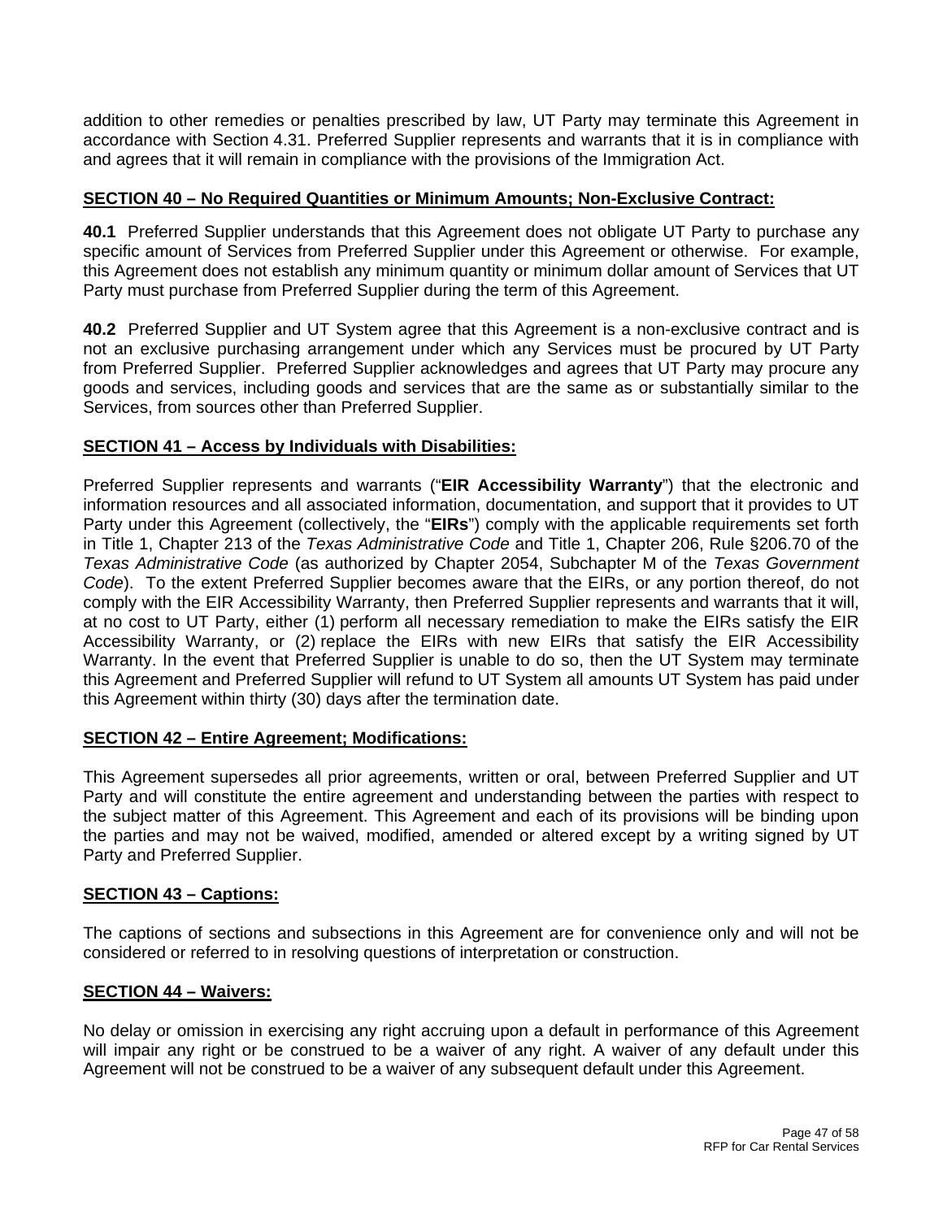addition to other remedies or penalties prescribed by law, UT Party may terminate this Agreement in accordance with Section 4.31. Preferred Supplier represents and warrants that it is in compliance with and agrees that it will remain in compliance with the provisions of the Immigration Act.

**SECTION 40 – No Required Quantities or Minimum Amounts; Non-Exclusive Contract:**

**40.1** Preferred Supplier understands that this Agreement does not obligate UT Party to purchase any specific amount of Services from Preferred Supplier under this Agreement or otherwise. For example, this Agreement does not establish any minimum quantity or minimum dollar amount of Services that UT Party must purchase from Preferred Supplier during the term of this Agreement.

**40.2** Preferred Supplier and UT System agree that this Agreement is a non-exclusive contract and is not an exclusive purchasing arrangement under which any Services must be procured by UT Party from Preferred Supplier. Preferred Supplier acknowledges and agrees that UT Party may procure any goods and services, including goods and services that are the same as or substantially similar to the Services, from sources other than Preferred Supplier.

**SECTION 41 – Access by Individuals with Disabilities:**

Preferred Supplier represents and warrants ("**EIR Accessibility Warranty**") that the electronic and information resources and all associated information, documentation, and support that it provides to UT Party under this Agreement (collectively, the "**EIRs**") comply with the applicable requirements set forth in Title 1, Chapter 213 of the *Texas Administrative Code* and Title 1, Chapter 206, Rule §206.70 of the *Texas Administrative Code* (as authorized by Chapter 2054, Subchapter M of the *Texas Government Code*). To the extent Preferred Supplier becomes aware that the EIRs, or any portion thereof, do not comply with the EIR Accessibility Warranty, then Preferred Supplier represents and warrants that it will, at no cost to UT Party, either (1) perform all necessary remediation to make the EIRs satisfy the EIR Accessibility Warranty, or (2) replace the EIRs with new EIRs that satisfy the EIR Accessibility Warranty. In the event that Preferred Supplier is unable to do so, then the UT System may terminate this Agreement and Preferred Supplier will refund to UT System all amounts UT System has paid under this Agreement within thirty (30) days after the termination date.

**SECTION 42 – Entire Agreement; Modifications:**

This Agreement supersedes all prior agreements, written or oral, between Preferred Supplier and UT Party and will constitute the entire agreement and understanding between the parties with respect to the subject matter of this Agreement. This Agreement and each of its provisions will be binding upon the parties and may not be waived, modified, amended or altered except by a writing signed by UT Party and Preferred Supplier.

**SECTION 43 – Captions:**

The captions of sections and subsections in this Agreement are for convenience only and will not be considered or referred to in resolving questions of interpretation or construction.

**SECTION 44 – Waivers:**

No delay or omission in exercising any right accruing upon a default in performance of this Agreement will impair any right or be construed to be a waiver of any right. A waiver of any default under this Agreement will not be construed to be a waiver of any subsequent default under this Agreement.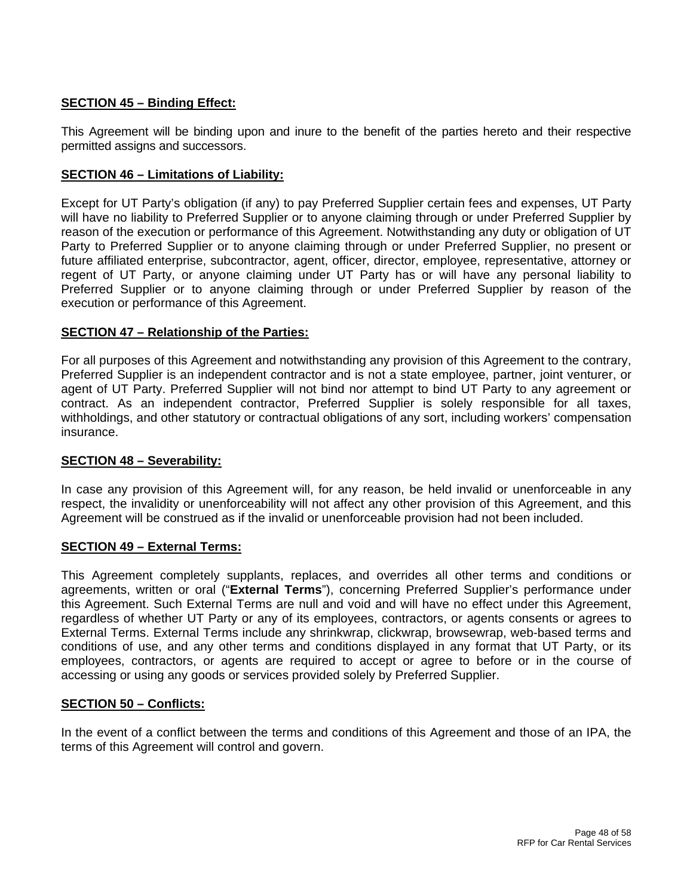**SECTION 45 – Binding Effect:**

This Agreement will be binding upon and inure to the benefit of the parties hereto and their respective permitted assigns and successors.

**SECTION 46 – Limitations of Liability:**

Except for UT Party's obligation (if any) to pay Preferred Supplier certain fees and expenses, UT Party will have no liability to Preferred Supplier or to anyone claiming through or under Preferred Supplier by reason of the execution or performance of this Agreement. Notwithstanding any duty or obligation of UT Party to Preferred Supplier or to anyone claiming through or under Preferred Supplier, no present or future affiliated enterprise, subcontractor, agent, officer, director, employee, representative, attorney or regent of UT Party, or anyone claiming under UT Party has or will have any personal liability to Preferred Supplier or to anyone claiming through or under Preferred Supplier by reason of the execution or performance of this Agreement.

**SECTION 47 – Relationship of the Parties:**

For all purposes of this Agreement and notwithstanding any provision of this Agreement to the contrary, Preferred Supplier is an independent contractor and is not a state employee, partner, joint venturer, or agent of UT Party. Preferred Supplier will not bind nor attempt to bind UT Party to any agreement or contract. As an independent contractor, Preferred Supplier is solely responsible for all taxes, withholdings, and other statutory or contractual obligations of any sort, including workers' compensation insurance.

**SECTION 48 – Severability:**

In case any provision of this Agreement will, for any reason, be held invalid or unenforceable in any respect, the invalidity or unenforceability will not affect any other provision of this Agreement, and this Agreement will be construed as if the invalid or unenforceable provision had not been included.

**SECTION 49 – External Terms:**

This Agreement completely supplants, replaces, and overrides all other terms and conditions or agreements, written or oral ("**External Terms**"), concerning Preferred Supplier's performance under this Agreement. Such External Terms are null and void and will have no effect under this Agreement, regardless of whether UT Party or any of its employees, contractors, or agents consents or agrees to External Terms. External Terms include any shrinkwrap, clickwrap, browsewrap, web-based terms and conditions of use, and any other terms and conditions displayed in any format that UT Party, or its employees, contractors, or agents are required to accept or agree to before or in the course of accessing or using any goods or services provided solely by Preferred Supplier.

**SECTION 50 – Conflicts:**

In the event of a conflict between the terms and conditions of this Agreement and those of an IPA, the terms of this Agreement will control and govern.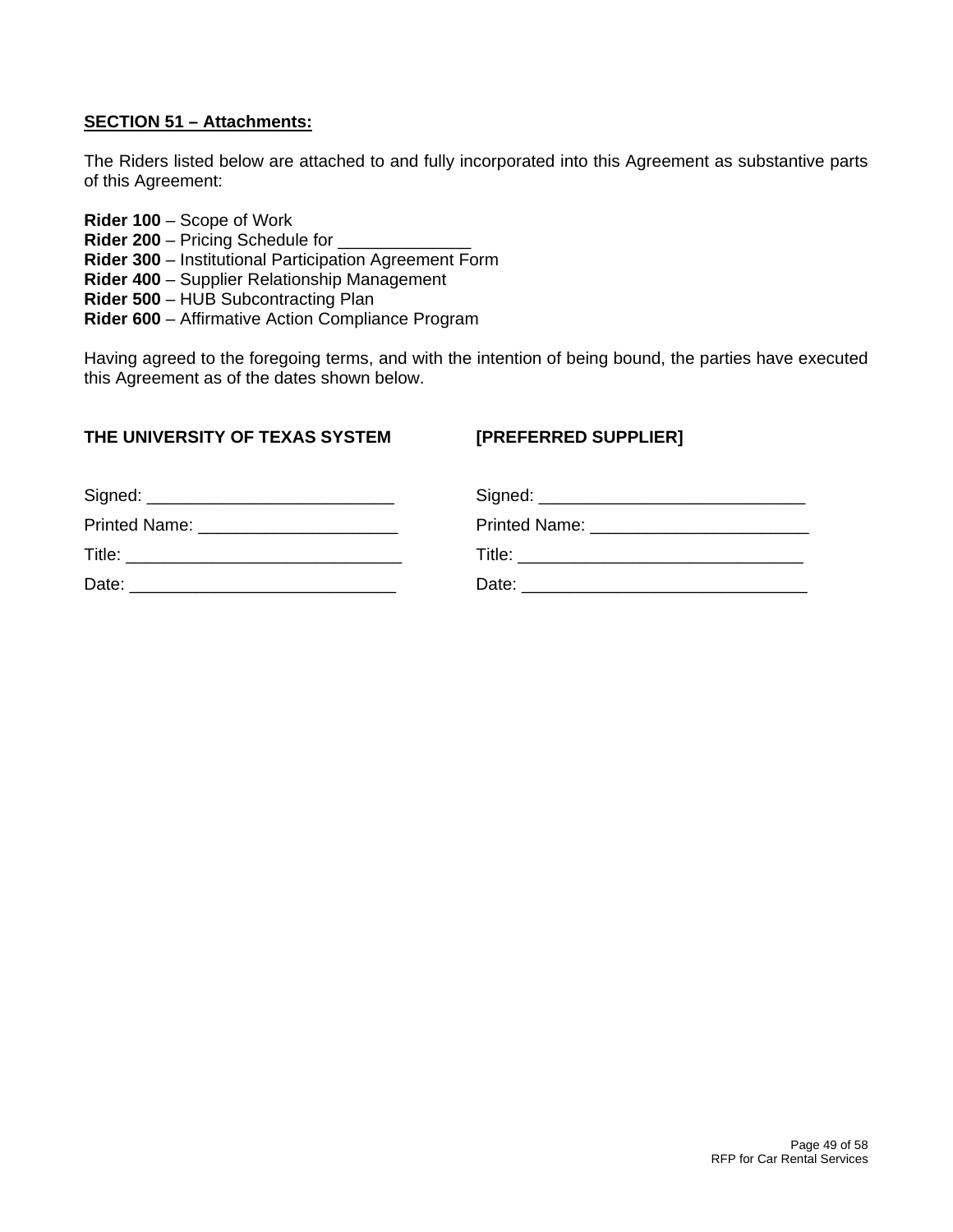**SECTION 51 – Attachments:**

The Riders listed below are attached to and fully incorporated into this Agreement as substantive parts of this Agreement:

**Rider 100** – Scope of Work
**Rider 200** – Pricing Schedule for ______________
**Rider 300** – Institutional Participation Agreement Form
**Rider 400** – Supplier Relationship Management
**Rider 500** – HUB Subcontracting Plan
**Rider 600** – Affirmative Action Compliance Program

Having agreed to the foregoing terms, and with the intention of being bound, the parties have executed this Agreement as of the dates shown below.

| **THE UNIVERSITY OF TEXAS SYSTEM** | **[PREFERRED SUPPLIER]** |
|---|---|
| Signed: _________________________ | Signed: ___________________________ |
| Printed Name: ____________________ | Printed Name: ______________________ |
| Title: ____________________________ | Title: _____________________________ |
| Date: ___________________________ | Date: _____________________________ |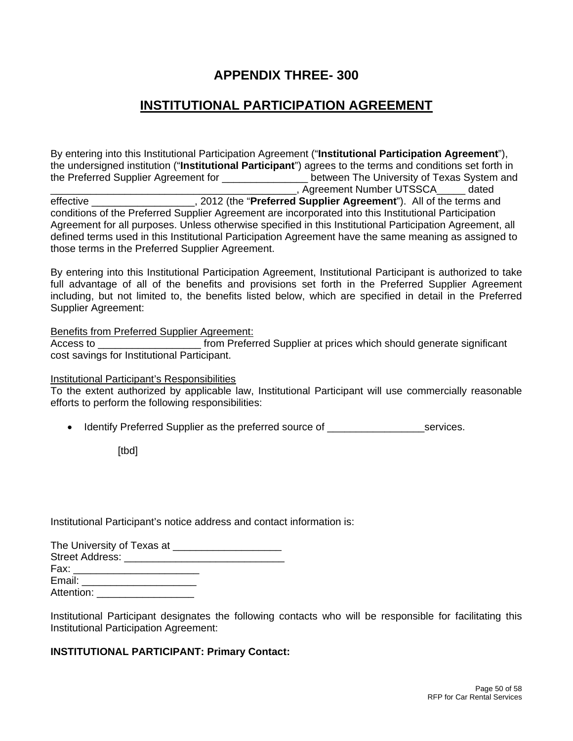# APPENDIX THREE- 300

## INSTITUTIONAL PARTICIPATION AGREEMENT

By entering into this Institutional Participation Agreement ("**Institutional Participation Agreement**"), the undersigned institution ("**Institutional Participant**") agrees to the terms and conditions set forth in the Preferred Supplier Agreement for _______________ between The University of Texas System and ____________________________________________, Agreement Number UTSSCA_____ dated effective __________________, 2012 (the "**Preferred Supplier Agreement**"). All of the terms and conditions of the Preferred Supplier Agreement are incorporated into this Institutional Participation Agreement for all purposes. Unless otherwise specified in this Institutional Participation Agreement, all defined terms used in this Institutional Participation Agreement have the same meaning as assigned to those terms in the Preferred Supplier Agreement.

By entering into this Institutional Participation Agreement, Institutional Participant is authorized to take full advantage of all of the benefits and provisions set forth in the Preferred Supplier Agreement including, but not limited to, the benefits listed below, which are specified in detail in the Preferred Supplier Agreement:

Benefits from Preferred Supplier Agreement:
Access to __________________ from Preferred Supplier at prices which should generate significant cost savings for Institutional Participant.

Institutional Participant's Responsibilities
To the extent authorized by applicable law, Institutional Participant will use commercially reasonable efforts to perform the following responsibilities:

- Identify Preferred Supplier as the preferred source of _________________services.

  [tbd]

Institutional Participant's notice address and contact information is:

The University of Texas at ___________________
Street Address: ____________________________
Fax: _____________________
Email: ____________________
Attention: _________________

Institutional Participant designates the following contacts who will be responsible for facilitating this Institutional Participation Agreement:

**INSTITUTIONAL PARTICIPANT: Primary Contact:**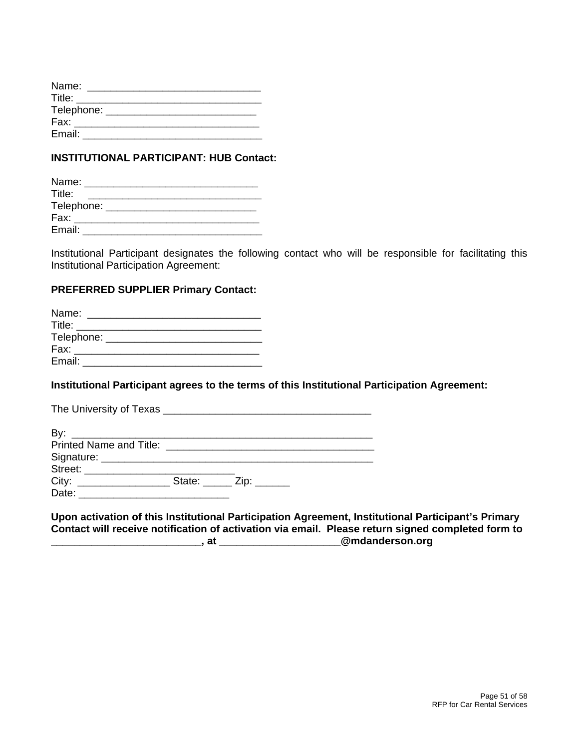Name: ______________________________
Title: ________________________________
Telephone: __________________________
Fax: _______________________________
Email: _______________________________

**INSTITUTIONAL PARTICIPANT: HUB Contact:**

Name: ______________________________
Title: ______________________________
Telephone: __________________________
Fax: _______________________________
Email: _______________________________

Institutional Participant designates the following contact who will be responsible for facilitating this Institutional Participation Agreement:

**PREFERRED SUPPLIER Primary Contact:**

Name: ______________________________
Title: ________________________________
Telephone: ___________________________
Fax: _______________________________
Email: _______________________________

**Institutional Participant agrees to the terms of this Institutional Participation Agreement:**

The University of Texas ____________________________________

By: ____________________________________________________
Printed Name and Title: ____________________________________
Signature: _______________________________________________
Street: __________________________
City: ________________ State: _____ Zip: ______
Date: __________________________

**Upon activation of this Institutional Participation Agreement, Institutional Participant's Primary Contact will receive notification of activation via email. Please return signed completed form to _________________________, at ____________________@mdanderson.org**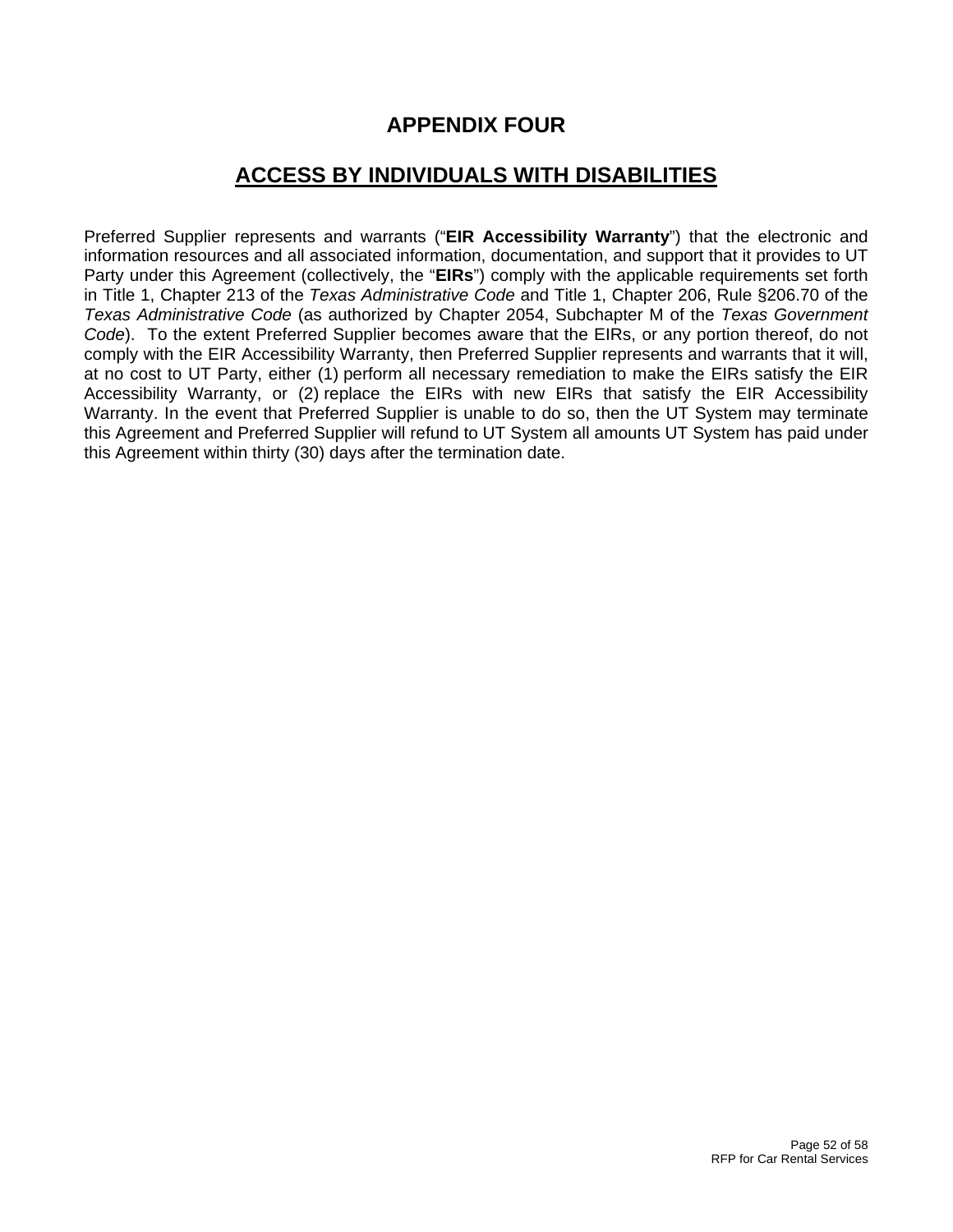# APPENDIX FOUR

## ACCESS BY INDIVIDUALS WITH DISABILITIES

Preferred Supplier represents and warrants ("**EIR Accessibility Warranty**") that the electronic and information resources and all associated information, documentation, and support that it provides to UT Party under this Agreement (collectively, the "**EIRs**") comply with the applicable requirements set forth in Title 1, Chapter 213 of the *Texas Administrative Code* and Title 1, Chapter 206, Rule §206.70 of the *Texas Administrative Code* (as authorized by Chapter 2054, Subchapter M of the *Texas Government Code*). To the extent Preferred Supplier becomes aware that the EIRs, or any portion thereof, do not comply with the EIR Accessibility Warranty, then Preferred Supplier represents and warrants that it will, at no cost to UT Party, either (1) perform all necessary remediation to make the EIRs satisfy the EIR Accessibility Warranty, or (2) replace the EIRs with new EIRs that satisfy the EIR Accessibility Warranty. In the event that Preferred Supplier is unable to do so, then the UT System may terminate this Agreement and Preferred Supplier will refund to UT System all amounts UT System has paid under this Agreement within thirty (30) days after the termination date.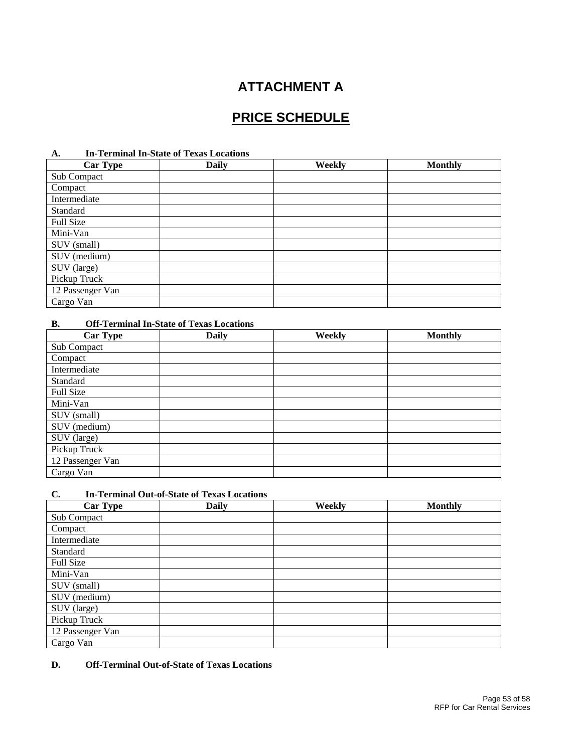# ATTACHMENT A

## PRICE SCHEDULE

**A. In-Terminal In-State of Texas Locations**

| Car Type | Daily | Weekly | Monthly |
|---|---|---|---|
| Sub Compact | | | |
| Compact | | | |
| Intermediate | | | |
| Standard | | | |
| Full Size | | | |
| Mini-Van | | | |
| SUV (small) | | | |
| SUV (medium) | | | |
| SUV (large) | | | |
| Pickup Truck | | | |
| 12 Passenger Van | | | |
| Cargo Van | | | |

**B. Off-Terminal In-State of Texas Locations**

| Car Type | Daily | Weekly | Monthly |
|---|---|---|---|
| Sub Compact | | | |
| Compact | | | |
| Intermediate | | | |
| Standard | | | |
| Full Size | | | |
| Mini-Van | | | |
| SUV (small) | | | |
| SUV (medium) | | | |
| SUV (large) | | | |
| Pickup Truck | | | |
| 12 Passenger Van | | | |
| Cargo Van | | | |

**C. In-Terminal Out-of-State of Texas Locations**

| Car Type | Daily | Weekly | Monthly |
|---|---|---|---|
| Sub Compact | | | |
| Compact | | | |
| Intermediate | | | |
| Standard | | | |
| Full Size | | | |
| Mini-Van | | | |
| SUV (small) | | | |
| SUV (medium) | | | |
| SUV (large) | | | |
| Pickup Truck | | | |
| 12 Passenger Van | | | |
| Cargo Van | | | |

**D. Off-Terminal Out-of-State of Texas Locations**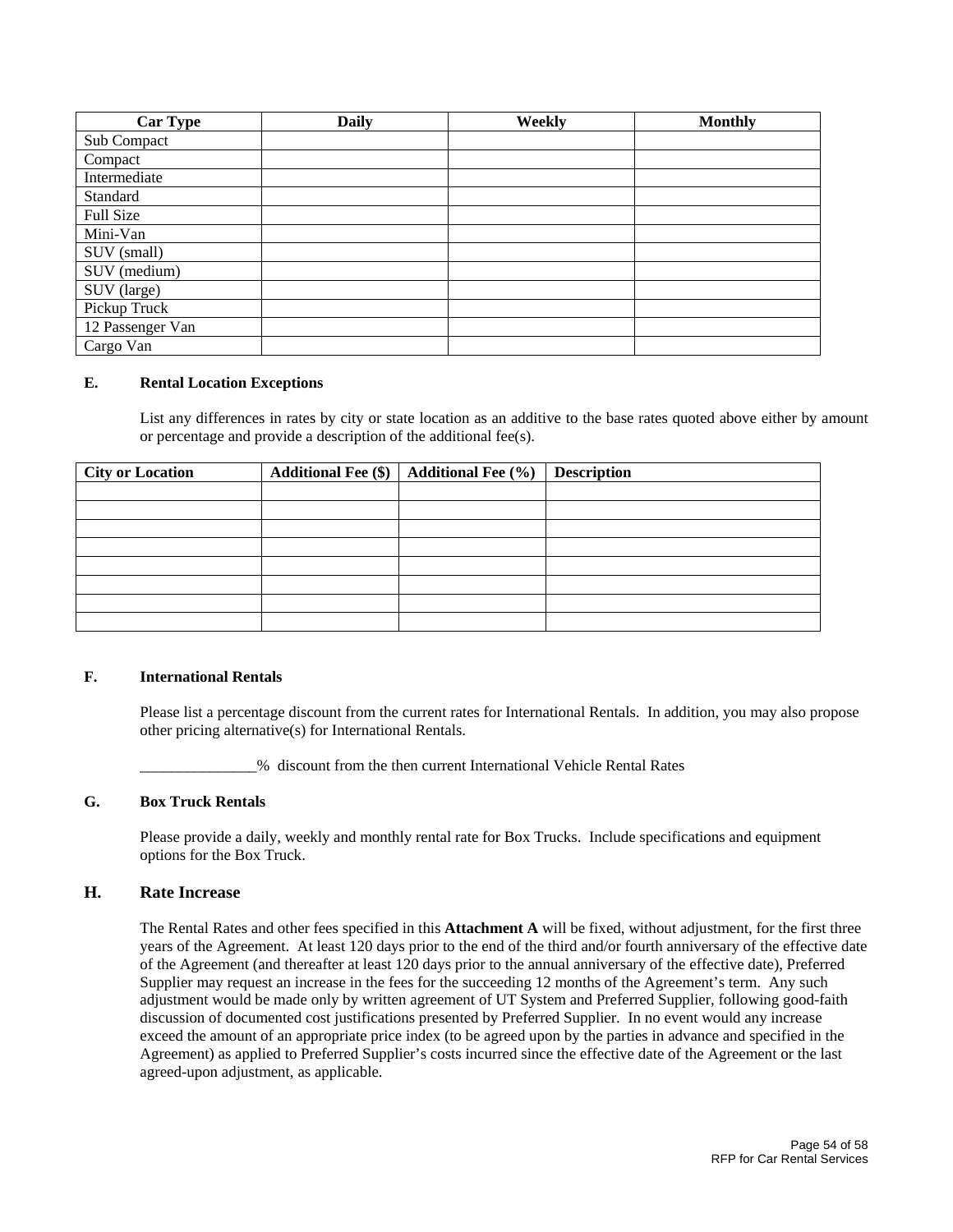| Car Type | Daily | Weekly | Monthly |
|---|---|---|---|
| Sub Compact | | | |
| Compact | | | |
| Intermediate | | | |
| Standard | | | |
| Full Size | | | |
| Mini-Van | | | |
| SUV (small) | | | |
| SUV (medium) | | | |
| SUV (large) | | | |
| Pickup Truck | | | |
| 12 Passenger Van | | | |
| Cargo Van | | | |

### E. Rental Location Exceptions

List any differences in rates by city or state location as an additive to the base rates quoted above either by amount or percentage and provide a description of the additional fee(s).

| City or Location | Additional Fee ($) | Additional Fee (%) | Description |
|---|---|---|---|
| | | | |
| | | | |
| | | | |
| | | | |
| | | | |
| | | | |
| | | | |
| | | | |

### F. International Rentals

Please list a percentage discount from the current rates for International Rentals. In addition, you may also propose other pricing alternative(s) for International Rentals.

_______________% discount from the then current International Vehicle Rental Rates

### G. Box Truck Rentals

Please provide a daily, weekly and monthly rental rate for Box Trucks. Include specifications and equipment options for the Box Truck.

## H. Rate Increase

The Rental Rates and other fees specified in this **Attachment A** will be fixed, without adjustment, for the first three years of the Agreement. At least 120 days prior to the end of the third and/or fourth anniversary of the effective date of the Agreement (and thereafter at least 120 days prior to the annual anniversary of the effective date), Preferred Supplier may request an increase in the fees for the succeeding 12 months of the Agreement's term. Any such adjustment would be made only by written agreement of UT System and Preferred Supplier, following good-faith discussion of documented cost justifications presented by Preferred Supplier. In no event would any increase exceed the amount of an appropriate price index (to be agreed upon by the parties in advance and specified in the Agreement) as applied to Preferred Supplier's costs incurred since the effective date of the Agreement or the last agreed-upon adjustment, as applicable.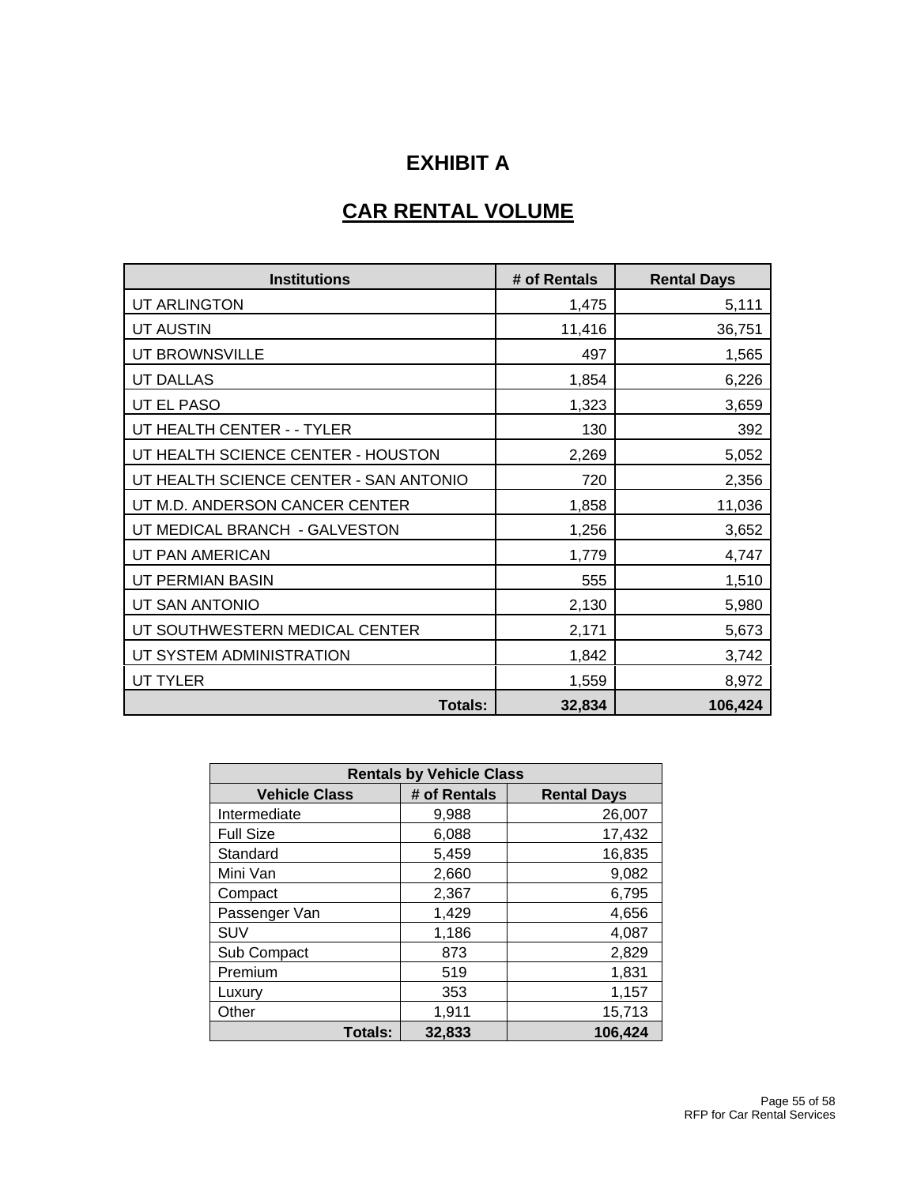# EXHIBIT A

## CAR RENTAL VOLUME

| Institutions | # of Rentals | Rental Days |
|---|---|---|
| UT ARLINGTON | 1,475 | 5,111 |
| UT AUSTIN | 11,416 | 36,751 |
| UT BROWNSVILLE | 497 | 1,565 |
| UT DALLAS | 1,854 | 6,226 |
| UT EL PASO | 1,323 | 3,659 |
| UT HEALTH CENTER - - TYLER | 130 | 392 |
| UT HEALTH SCIENCE CENTER - HOUSTON | 2,269 | 5,052 |
| UT HEALTH SCIENCE CENTER - SAN ANTONIO | 720 | 2,356 |
| UT M.D. ANDERSON CANCER CENTER | 1,858 | 11,036 |
| UT MEDICAL BRANCH - GALVESTON | 1,256 | 3,652 |
| UT PAN AMERICAN | 1,779 | 4,747 |
| UT PERMIAN BASIN | 555 | 1,510 |
| UT SAN ANTONIO | 2,130 | 5,980 |
| UT SOUTHWESTERN MEDICAL CENTER | 2,171 | 5,673 |
| UT SYSTEM ADMINISTRATION | 1,842 | 3,742 |
| UT TYLER | 1,559 | 8,972 |
| **Totals:** | **32,834** | **106,424** |

| Rentals by Vehicle Class | | |
|---|---|---|
| **Vehicle Class** | **# of Rentals** | **Rental Days** |
| Intermediate | 9,988 | 26,007 |
| Full Size | 6,088 | 17,432 |
| Standard | 5,459 | 16,835 |
| Mini Van | 2,660 | 9,082 |
| Compact | 2,367 | 6,795 |
| Passenger Van | 1,429 | 4,656 |
| SUV | 1,186 | 4,087 |
| Sub Compact | 873 | 2,829 |
| Premium | 519 | 1,831 |
| Luxury | 353 | 1,157 |
| Other | 1,911 | 15,713 |
| **Totals:** | **32,833** | **106,424** |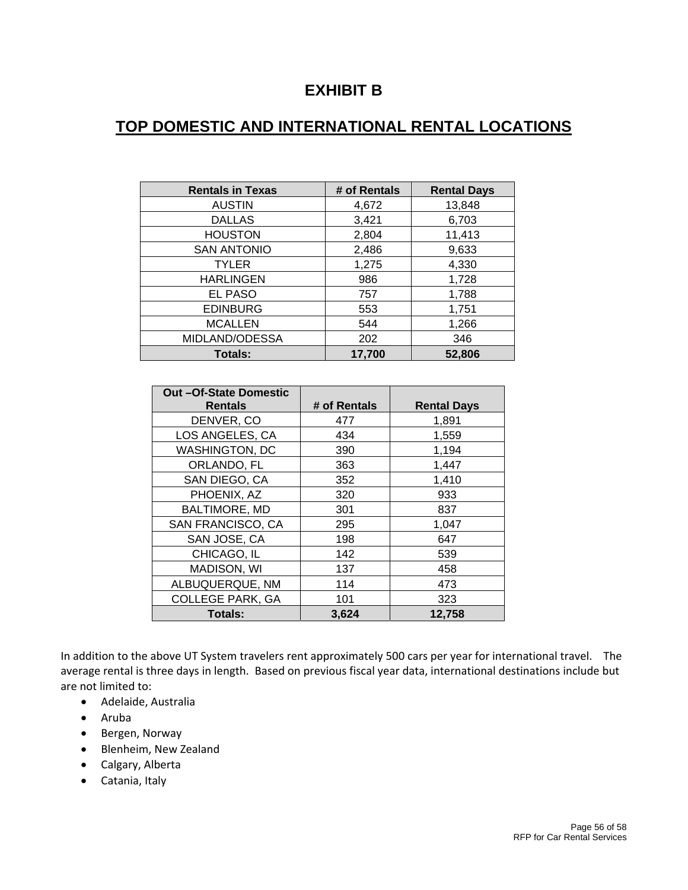# EXHIBIT B

## TOP DOMESTIC AND INTERNATIONAL RENTAL LOCATIONS

| Rentals in Texas | # of Rentals | Rental Days |
|---|---|---|
| AUSTIN | 4,672 | 13,848 |
| DALLAS | 3,421 | 6,703 |
| HOUSTON | 2,804 | 11,413 |
| SAN ANTONIO | 2,486 | 9,633 |
| TYLER | 1,275 | 4,330 |
| HARLINGEN | 986 | 1,728 |
| EL PASO | 757 | 1,788 |
| EDINBURG | 553 | 1,751 |
| MCALLEN | 544 | 1,266 |
| MIDLAND/ODESSA | 202 | 346 |
| **Totals:** | **17,700** | **52,806** |

| Out –Of-State Domestic Rentals | # of Rentals | Rental Days |
|---|---|---|
| DENVER, CO | 477 | 1,891 |
| LOS ANGELES, CA | 434 | 1,559 |
| WASHINGTON, DC | 390 | 1,194 |
| ORLANDO, FL | 363 | 1,447 |
| SAN DIEGO, CA | 352 | 1,410 |
| PHOENIX, AZ | 320 | 933 |
| BALTIMORE, MD | 301 | 837 |
| SAN FRANCISCO, CA | 295 | 1,047 |
| SAN JOSE, CA | 198 | 647 |
| CHICAGO, IL | 142 | 539 |
| MADISON, WI | 137 | 458 |
| ALBUQUERQUE, NM | 114 | 473 |
| COLLEGE PARK, GA | 101 | 323 |
| **Totals:** | **3,624** | **12,758** |

In addition to the above UT System travelers rent approximately 500 cars per year for international travel. The average rental is three days in length. Based on previous fiscal year data, international destinations include but are not limited to:

- Adelaide, Australia
- Aruba
- Bergen, Norway
- Blenheim, New Zealand
- Calgary, Alberta
- Catania, Italy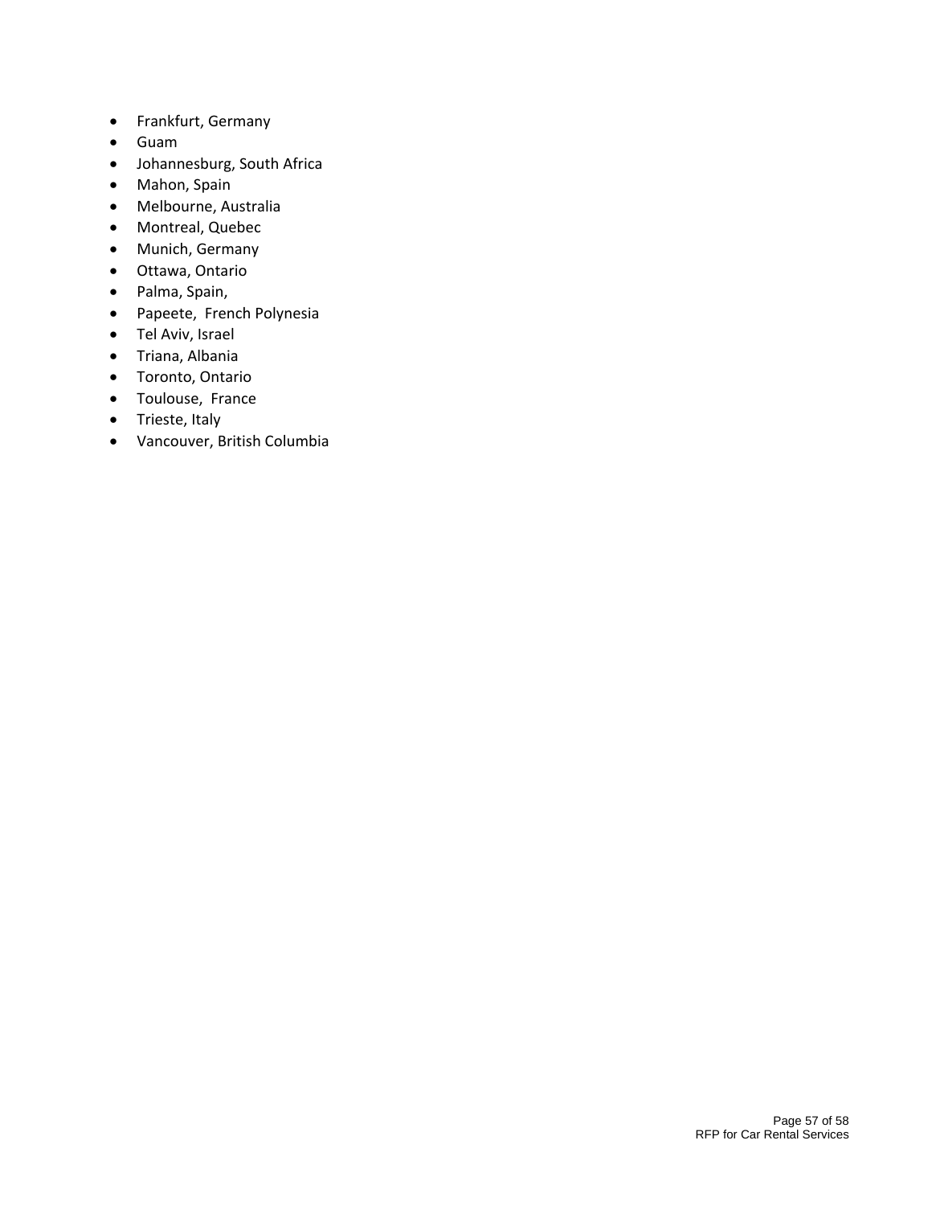- Frankfurt, Germany
- Guam
- Johannesburg, South Africa
- Mahon, Spain
- Melbourne, Australia
- Montreal, Quebec
- Munich, Germany
- Ottawa, Ontario
- Palma, Spain,
- Papeete,  French Polynesia
- Tel Aviv, Israel
- Triana, Albania
- Toronto, Ontario
- Toulouse,  France
- Trieste, Italy
- Vancouver, British Columbia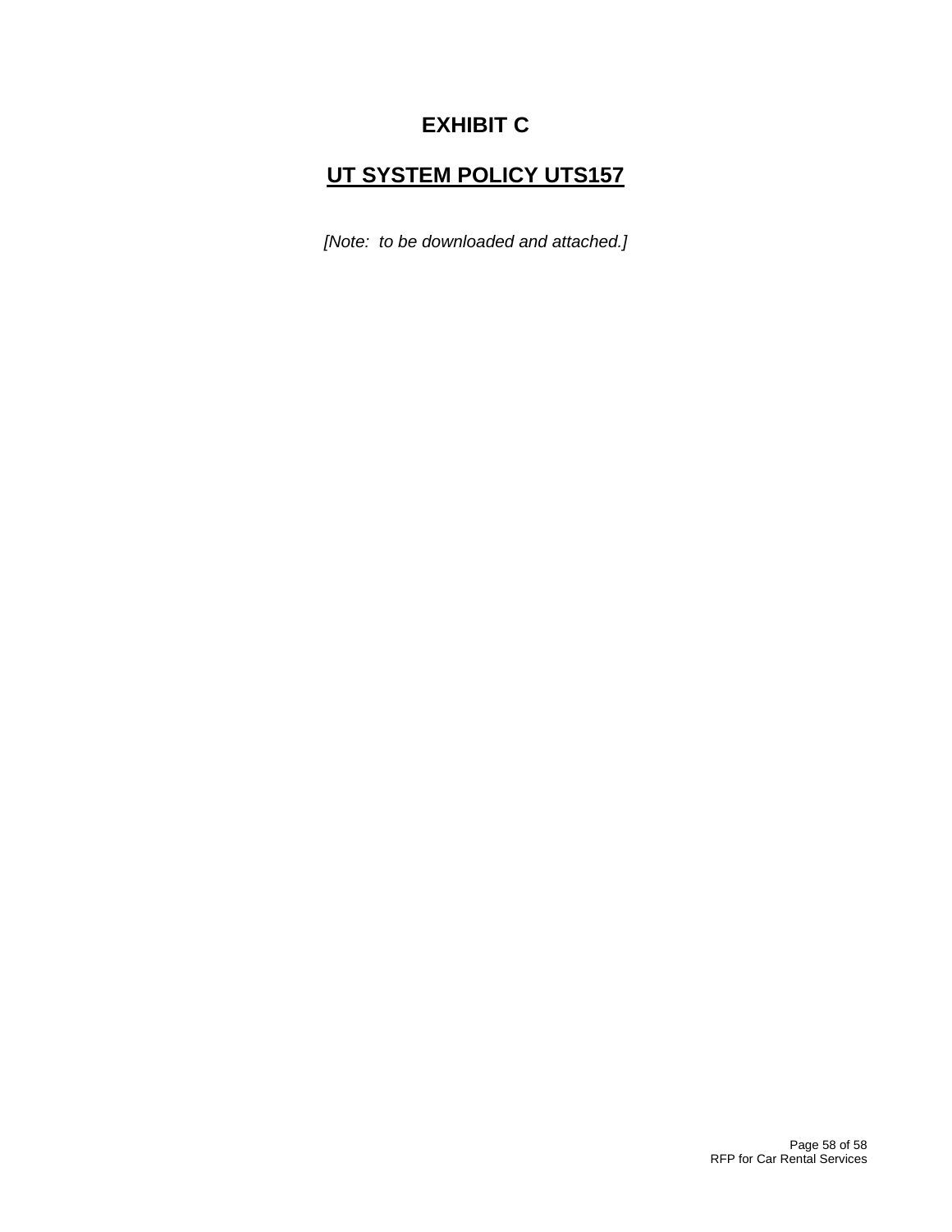# EXHIBIT C

## UT SYSTEM POLICY UTS157

*[Note: to be downloaded and attached.]*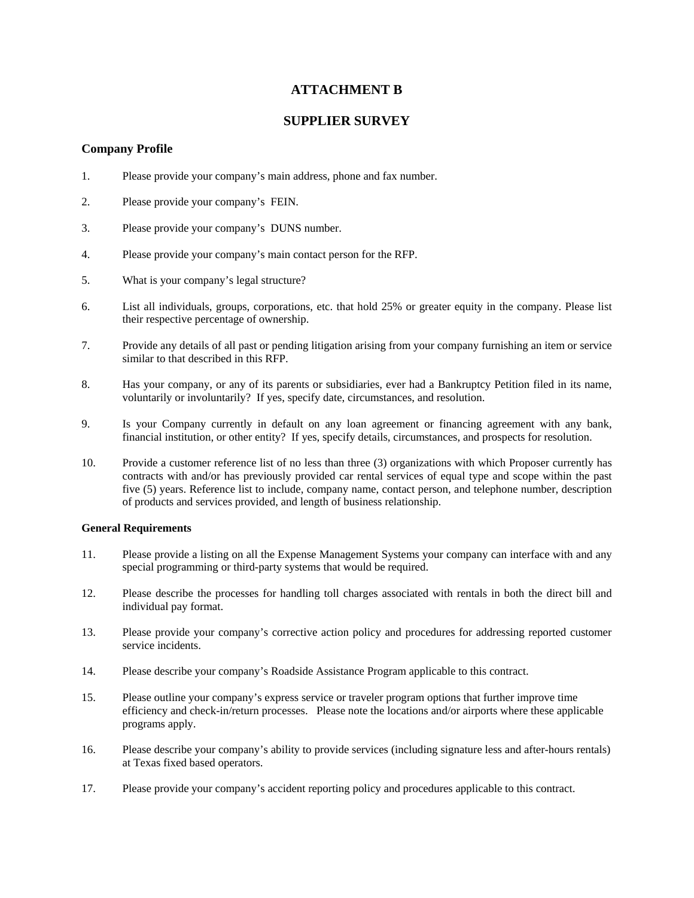# ATTACHMENT B

# SUPPLIER SURVEY

### Company Profile

1. Please provide your company's main address, phone and fax number.

2. Please provide your company's FEIN.

3. Please provide your company's DUNS number.

4. Please provide your company's main contact person for the RFP.

5. What is your company's legal structure?

6. List all individuals, groups, corporations, etc. that hold 25% or greater equity in the company. Please list their respective percentage of ownership.

7. Provide any details of all past or pending litigation arising from your company furnishing an item or service similar to that described in this RFP.

8. Has your company, or any of its parents or subsidiaries, ever had a Bankruptcy Petition filed in its name, voluntarily or involuntarily? If yes, specify date, circumstances, and resolution.

9. Is your Company currently in default on any loan agreement or financing agreement with any bank, financial institution, or other entity? If yes, specify details, circumstances, and prospects for resolution.

10. Provide a customer reference list of no less than three (3) organizations with which Proposer currently has contracts with and/or has previously provided car rental services of equal type and scope within the past five (5) years. Reference list to include, company name, contact person, and telephone number, description of products and services provided, and length of business relationship.

#### General Requirements

11. Please provide a listing on all the Expense Management Systems your company can interface with and any special programming or third-party systems that would be required.

12. Please describe the processes for handling toll charges associated with rentals in both the direct bill and individual pay format.

13. Please provide your company's corrective action policy and procedures for addressing reported customer service incidents.

14. Please describe your company's Roadside Assistance Program applicable to this contract.

15. Please outline your company's express service or traveler program options that further improve time efficiency and check-in/return processes. Please note the locations and/or airports where these applicable programs apply.

16. Please describe your company's ability to provide services (including signature less and after-hours rentals) at Texas fixed based operators.

17. Please provide your company's accident reporting policy and procedures applicable to this contract.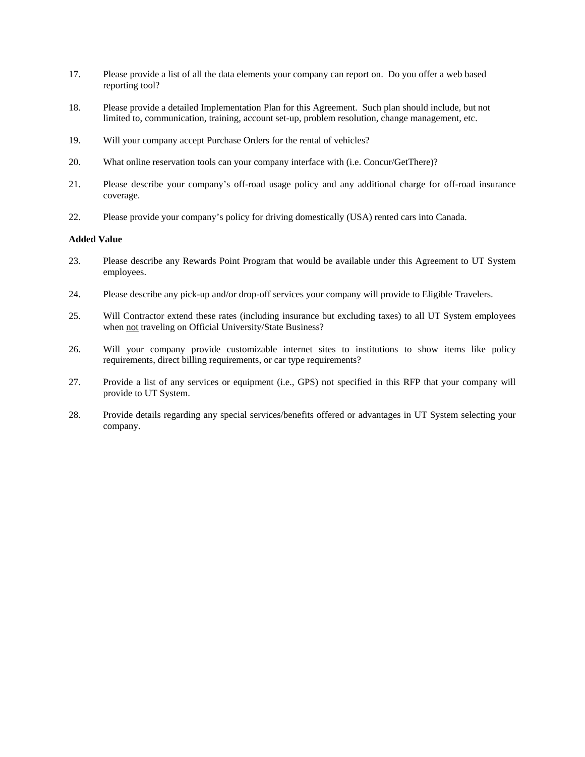17. Please provide a list of all the data elements your company can report on. Do you offer a web based reporting tool?

18. Please provide a detailed Implementation Plan for this Agreement. Such plan should include, but not limited to, communication, training, account set-up, problem resolution, change management, etc.

19. Will your company accept Purchase Orders for the rental of vehicles?

20. What online reservation tools can your company interface with (i.e. Concur/GetThere)?

21. Please describe your company's off-road usage policy and any additional charge for off-road insurance coverage.

22. Please provide your company's policy for driving domestically (USA) rented cars into Canada.

**Added Value**

23. Please describe any Rewards Point Program that would be available under this Agreement to UT System employees.

24. Please describe any pick-up and/or drop-off services your company will provide to Eligible Travelers.

25. Will Contractor extend these rates (including insurance but excluding taxes) to all UT System employees when <u>not</u> traveling on Official University/State Business?

26. Will your company provide customizable internet sites to institutions to show items like policy requirements, direct billing requirements, or car type requirements?

27. Provide a list of any services or equipment (i.e., GPS) not specified in this RFP that your company will provide to UT System.

28. Provide details regarding any special services/benefits offered or advantages in UT System selecting your company.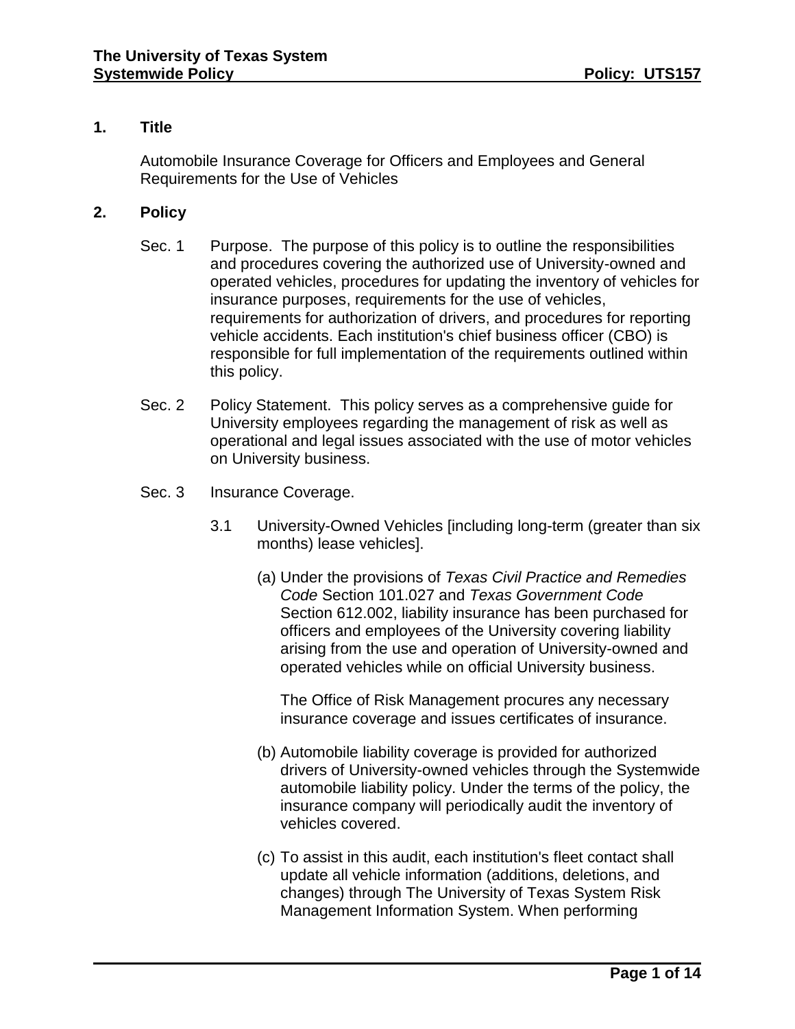## 1. Title

Automobile Insurance Coverage for Officers and Employees and General Requirements for the Use of Vehicles

## 2. Policy

Sec. 1 Purpose. The purpose of this policy is to outline the responsibilities and procedures covering the authorized use of University-owned and operated vehicles, procedures for updating the inventory of vehicles for insurance purposes, requirements for the use of vehicles, requirements for authorization of drivers, and procedures for reporting vehicle accidents. Each institution's chief business officer (CBO) is responsible for full implementation of the requirements outlined within this policy.

Sec. 2 Policy Statement. This policy serves as a comprehensive guide for University employees regarding the management of risk as well as operational and legal issues associated with the use of motor vehicles on University business.

Sec. 3 Insurance Coverage.

3.1 University-Owned Vehicles [including long-term (greater than six months) lease vehicles].

(a) Under the provisions of *Texas Civil Practice and Remedies Code* Section 101.027 and *Texas Government Code* Section 612.002, liability insurance has been purchased for officers and employees of the University covering liability arising from the use and operation of University-owned and operated vehicles while on official University business.

The Office of Risk Management procures any necessary insurance coverage and issues certificates of insurance.

(b) Automobile liability coverage is provided for authorized drivers of University-owned vehicles through the Systemwide automobile liability policy. Under the terms of the policy, the insurance company will periodically audit the inventory of vehicles covered.

(c) To assist in this audit, each institution's fleet contact shall update all vehicle information (additions, deletions, and changes) through The University of Texas System Risk Management Information System. When performing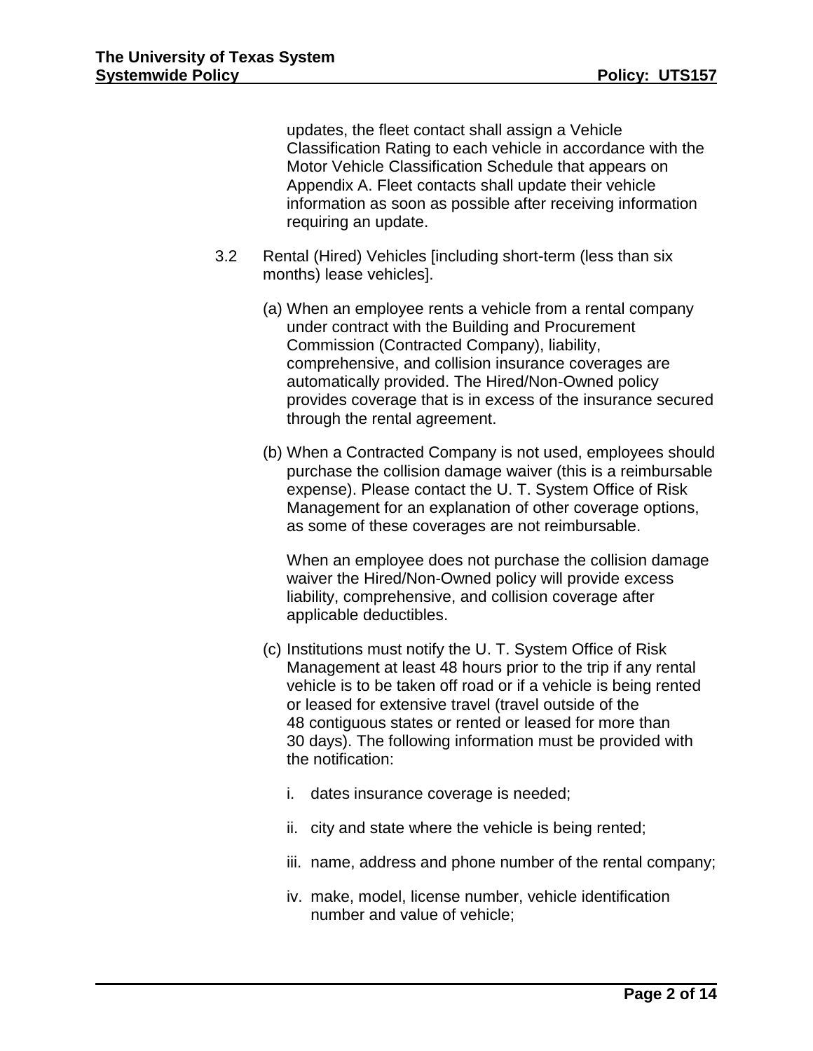updates, the fleet contact shall assign a Vehicle Classification Rating to each vehicle in accordance with the Motor Vehicle Classification Schedule that appears on Appendix A. Fleet contacts shall update their vehicle information as soon as possible after receiving information requiring an update.

3.2 Rental (Hired) Vehicles [including short-term (less than six months) lease vehicles].

(a) When an employee rents a vehicle from a rental company under contract with the Building and Procurement Commission (Contracted Company), liability, comprehensive, and collision insurance coverages are automatically provided. The Hired/Non-Owned policy provides coverage that is in excess of the insurance secured through the rental agreement.

(b) When a Contracted Company is not used, employees should purchase the collision damage waiver (this is a reimbursable expense). Please contact the U. T. System Office of Risk Management for an explanation of other coverage options, as some of these coverages are not reimbursable.

When an employee does not purchase the collision damage waiver the Hired/Non-Owned policy will provide excess liability, comprehensive, and collision coverage after applicable deductibles.

(c) Institutions must notify the U. T. System Office of Risk Management at least 48 hours prior to the trip if any rental vehicle is to be taken off road or if a vehicle is being rented or leased for extensive travel (travel outside of the 48 contiguous states or rented or leased for more than 30 days). The following information must be provided with the notification:

i. dates insurance coverage is needed;

ii. city and state where the vehicle is being rented;

iii. name, address and phone number of the rental company;

iv. make, model, license number, vehicle identification number and value of vehicle;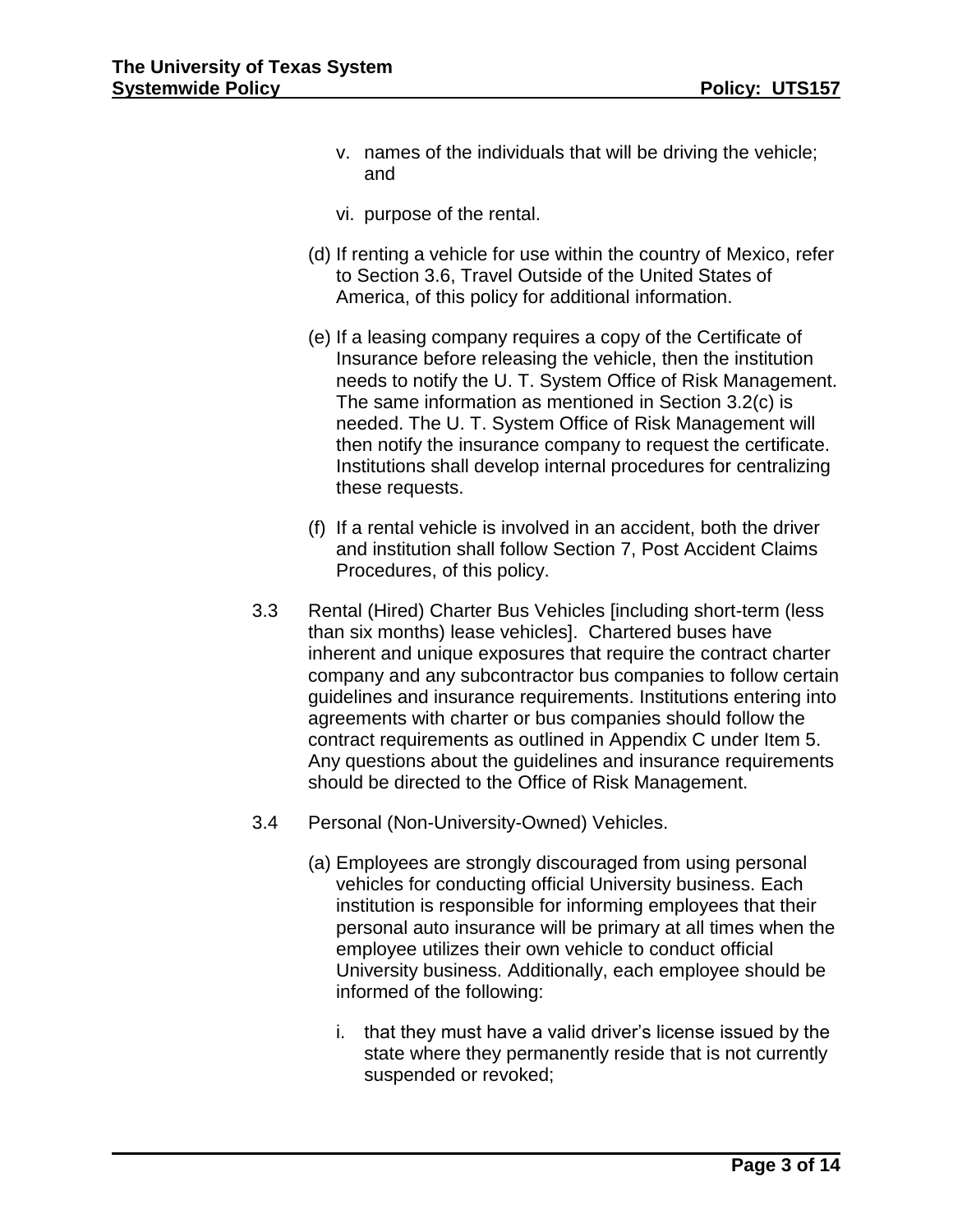v. names of the individuals that will be driving the vehicle; and

vi. purpose of the rental.

(d) If renting a vehicle for use within the country of Mexico, refer to Section 3.6, Travel Outside of the United States of America, of this policy for additional information.

(e) If a leasing company requires a copy of the Certificate of Insurance before releasing the vehicle, then the institution needs to notify the U. T. System Office of Risk Management. The same information as mentioned in Section 3.2(c) is needed. The U. T. System Office of Risk Management will then notify the insurance company to request the certificate. Institutions shall develop internal procedures for centralizing these requests.

(f) If a rental vehicle is involved in an accident, both the driver and institution shall follow Section 7, Post Accident Claims Procedures, of this policy.

3.3 Rental (Hired) Charter Bus Vehicles [including short-term (less than six months) lease vehicles]. Chartered buses have inherent and unique exposures that require the contract charter company and any subcontractor bus companies to follow certain guidelines and insurance requirements. Institutions entering into agreements with charter or bus companies should follow the contract requirements as outlined in Appendix C under Item 5. Any questions about the guidelines and insurance requirements should be directed to the Office of Risk Management.

3.4 Personal (Non-University-Owned) Vehicles.

(a) Employees are strongly discouraged from using personal vehicles for conducting official University business. Each institution is responsible for informing employees that their personal auto insurance will be primary at all times when the employee utilizes their own vehicle to conduct official University business. Additionally, each employee should be informed of the following:

i. that they must have a valid driver's license issued by the state where they permanently reside that is not currently suspended or revoked;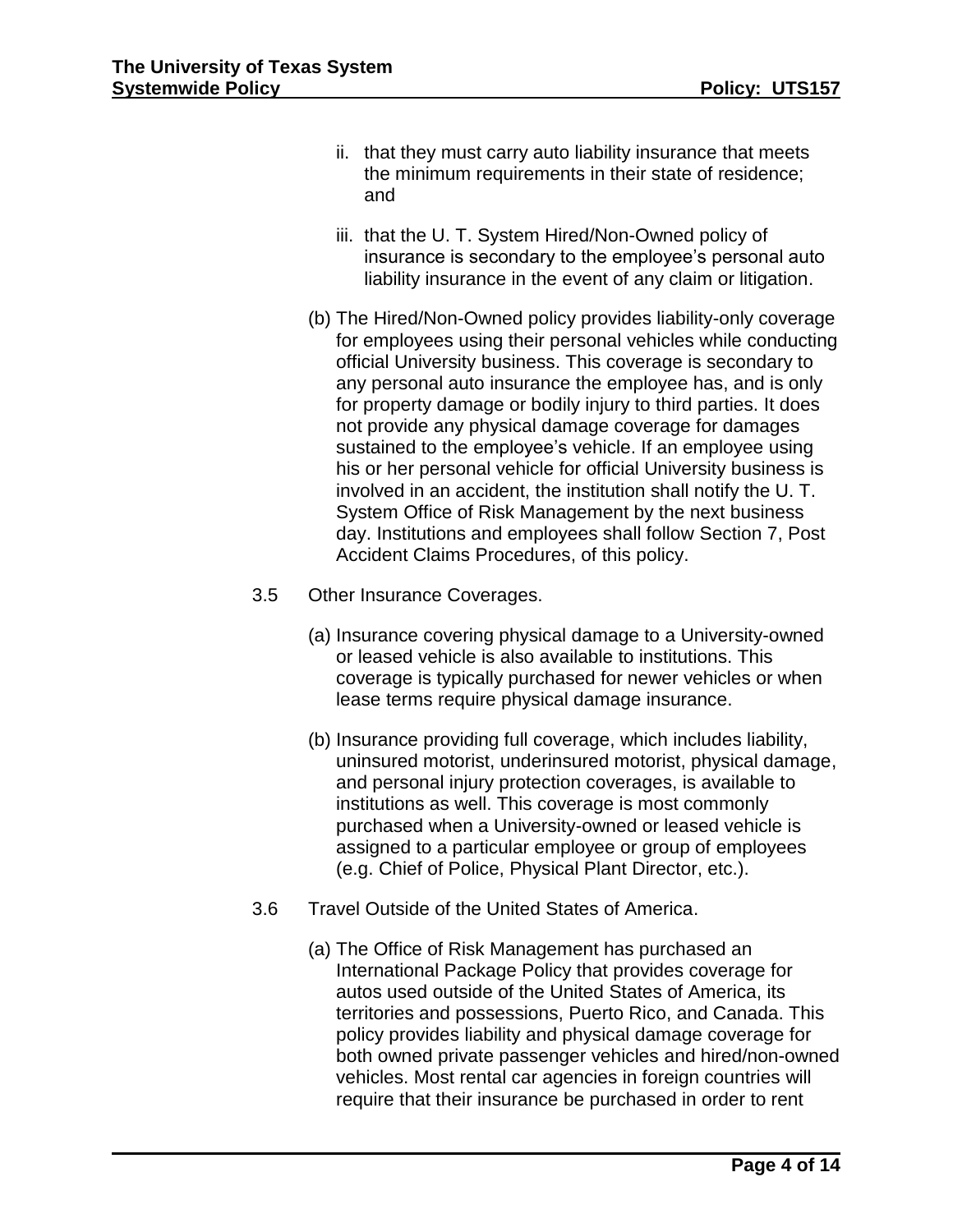ii. that they must carry auto liability insurance that meets the minimum requirements in their state of residence; and

iii. that the U. T. System Hired/Non-Owned policy of insurance is secondary to the employee's personal auto liability insurance in the event of any claim or litigation.

(b) The Hired/Non-Owned policy provides liability-only coverage for employees using their personal vehicles while conducting official University business. This coverage is secondary to any personal auto insurance the employee has, and is only for property damage or bodily injury to third parties. It does not provide any physical damage coverage for damages sustained to the employee's vehicle. If an employee using his or her personal vehicle for official University business is involved in an accident, the institution shall notify the U. T. System Office of Risk Management by the next business day. Institutions and employees shall follow Section 7, Post Accident Claims Procedures, of this policy.

3.5 Other Insurance Coverages.

(a) Insurance covering physical damage to a University-owned or leased vehicle is also available to institutions. This coverage is typically purchased for newer vehicles or when lease terms require physical damage insurance.

(b) Insurance providing full coverage, which includes liability, uninsured motorist, underinsured motorist, physical damage, and personal injury protection coverages, is available to institutions as well. This coverage is most commonly purchased when a University-owned or leased vehicle is assigned to a particular employee or group of employees (e.g. Chief of Police, Physical Plant Director, etc.).

3.6 Travel Outside of the United States of America.

(a) The Office of Risk Management has purchased an International Package Policy that provides coverage for autos used outside of the United States of America, its territories and possessions, Puerto Rico, and Canada. This policy provides liability and physical damage coverage for both owned private passenger vehicles and hired/non-owned vehicles. Most rental car agencies in foreign countries will require that their insurance be purchased in order to rent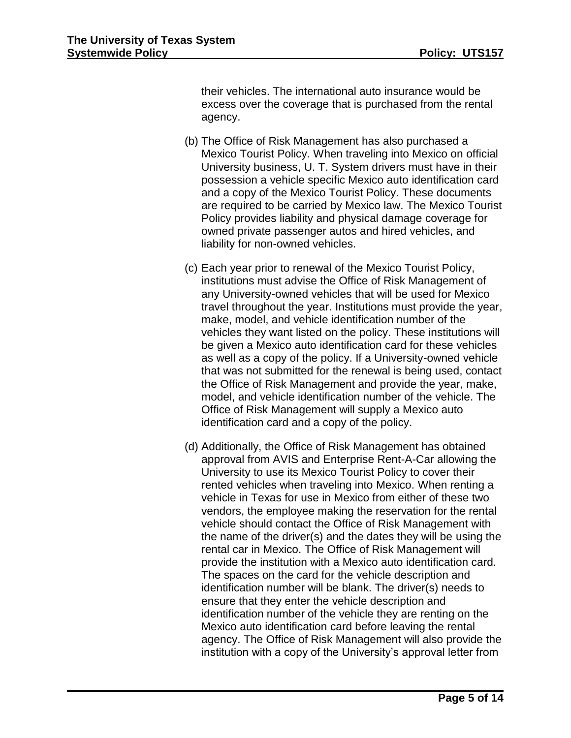their vehicles. The international auto insurance would be excess over the coverage that is purchased from the rental agency.

(b) The Office of Risk Management has also purchased a Mexico Tourist Policy. When traveling into Mexico on official University business, U. T. System drivers must have in their possession a vehicle specific Mexico auto identification card and a copy of the Mexico Tourist Policy. These documents are required to be carried by Mexico law. The Mexico Tourist Policy provides liability and physical damage coverage for owned private passenger autos and hired vehicles, and liability for non-owned vehicles.

(c) Each year prior to renewal of the Mexico Tourist Policy, institutions must advise the Office of Risk Management of any University-owned vehicles that will be used for Mexico travel throughout the year. Institutions must provide the year, make, model, and vehicle identification number of the vehicles they want listed on the policy. These institutions will be given a Mexico auto identification card for these vehicles as well as a copy of the policy. If a University-owned vehicle that was not submitted for the renewal is being used, contact the Office of Risk Management and provide the year, make, model, and vehicle identification number of the vehicle. The Office of Risk Management will supply a Mexico auto identification card and a copy of the policy.

(d) Additionally, the Office of Risk Management has obtained approval from AVIS and Enterprise Rent-A-Car allowing the University to use its Mexico Tourist Policy to cover their rented vehicles when traveling into Mexico. When renting a vehicle in Texas for use in Mexico from either of these two vendors, the employee making the reservation for the rental vehicle should contact the Office of Risk Management with the name of the driver(s) and the dates they will be using the rental car in Mexico. The Office of Risk Management will provide the institution with a Mexico auto identification card. The spaces on the card for the vehicle description and identification number will be blank. The driver(s) needs to ensure that they enter the vehicle description and identification number of the vehicle they are renting on the Mexico auto identification card before leaving the rental agency. The Office of Risk Management will also provide the institution with a copy of the University's approval letter from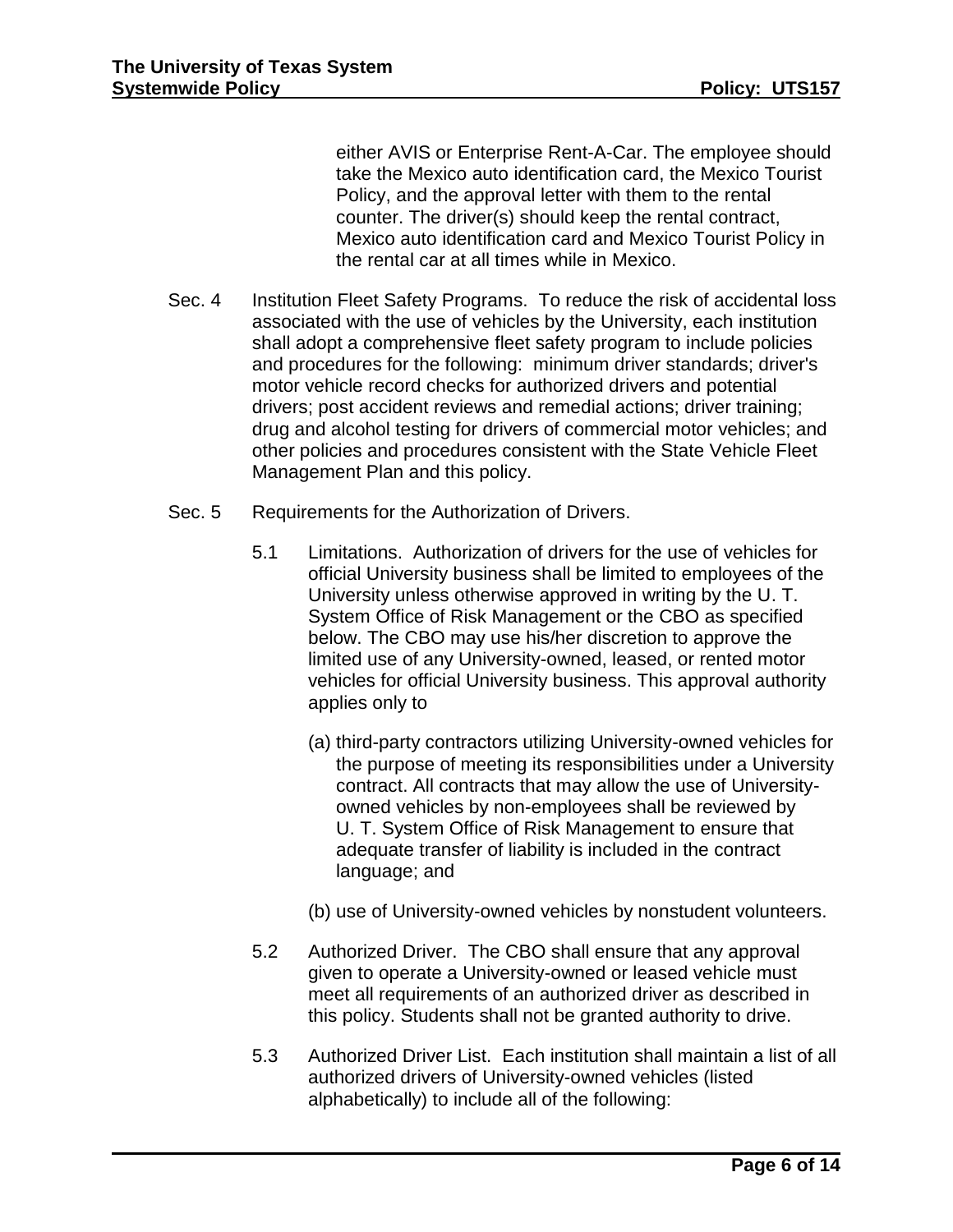either AVIS or Enterprise Rent-A-Car. The employee should take the Mexico auto identification card, the Mexico Tourist Policy, and the approval letter with them to the rental counter. The driver(s) should keep the rental contract, Mexico auto identification card and Mexico Tourist Policy in the rental car at all times while in Mexico.

Sec. 4 Institution Fleet Safety Programs. To reduce the risk of accidental loss associated with the use of vehicles by the University, each institution shall adopt a comprehensive fleet safety program to include policies and procedures for the following: minimum driver standards; driver's motor vehicle record checks for authorized drivers and potential drivers; post accident reviews and remedial actions; driver training; drug and alcohol testing for drivers of commercial motor vehicles; and other policies and procedures consistent with the State Vehicle Fleet Management Plan and this policy.

Sec. 5 Requirements for the Authorization of Drivers.

5.1 Limitations. Authorization of drivers for the use of vehicles for official University business shall be limited to employees of the University unless otherwise approved in writing by the U. T. System Office of Risk Management or the CBO as specified below. The CBO may use his/her discretion to approve the limited use of any University-owned, leased, or rented motor vehicles for official University business. This approval authority applies only to

(a) third-party contractors utilizing University-owned vehicles for the purpose of meeting its responsibilities under a University contract. All contracts that may allow the use of University-owned vehicles by non-employees shall be reviewed by U. T. System Office of Risk Management to ensure that adequate transfer of liability is included in the contract language; and

(b) use of University-owned vehicles by nonstudent volunteers.

5.2 Authorized Driver. The CBO shall ensure that any approval given to operate a University-owned or leased vehicle must meet all requirements of an authorized driver as described in this policy. Students shall not be granted authority to drive.

5.3 Authorized Driver List. Each institution shall maintain a list of all authorized drivers of University-owned vehicles (listed alphabetically) to include all of the following: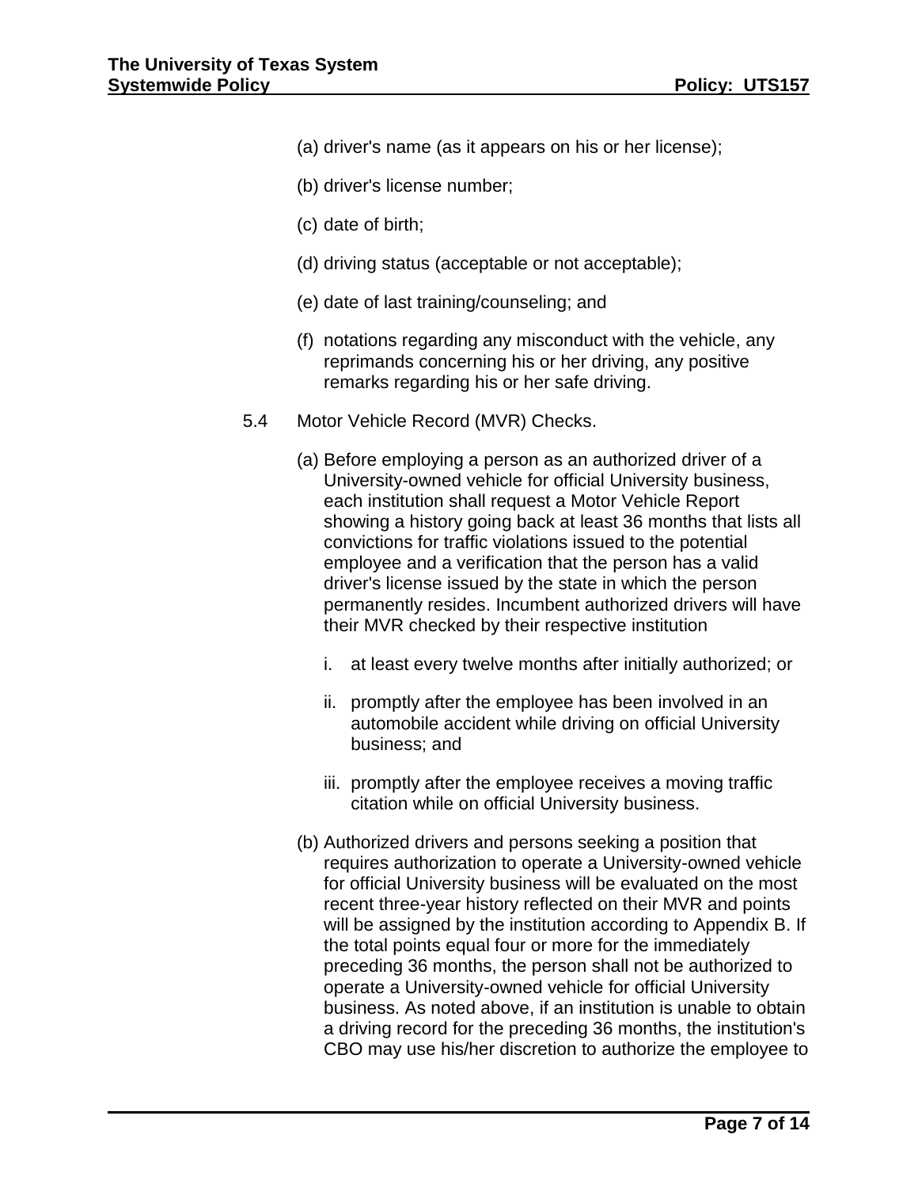(a) driver's name (as it appears on his or her license);

(b) driver's license number;

(c) date of birth;

(d) driving status (acceptable or not acceptable);

(e) date of last training/counseling; and

(f) notations regarding any misconduct with the vehicle, any reprimands concerning his or her driving, any positive remarks regarding his or her safe driving.

5.4 Motor Vehicle Record (MVR) Checks.

(a) Before employing a person as an authorized driver of a University-owned vehicle for official University business, each institution shall request a Motor Vehicle Report showing a history going back at least 36 months that lists all convictions for traffic violations issued to the potential employee and a verification that the person has a valid driver's license issued by the state in which the person permanently resides. Incumbent authorized drivers will have their MVR checked by their respective institution

i. at least every twelve months after initially authorized; or

ii. promptly after the employee has been involved in an automobile accident while driving on official University business; and

iii. promptly after the employee receives a moving traffic citation while on official University business.

(b) Authorized drivers and persons seeking a position that requires authorization to operate a University-owned vehicle for official University business will be evaluated on the most recent three-year history reflected on their MVR and points will be assigned by the institution according to Appendix B. If the total points equal four or more for the immediately preceding 36 months, the person shall not be authorized to operate a University-owned vehicle for official University business. As noted above, if an institution is unable to obtain a driving record for the preceding 36 months, the institution's CBO may use his/her discretion to authorize the employee to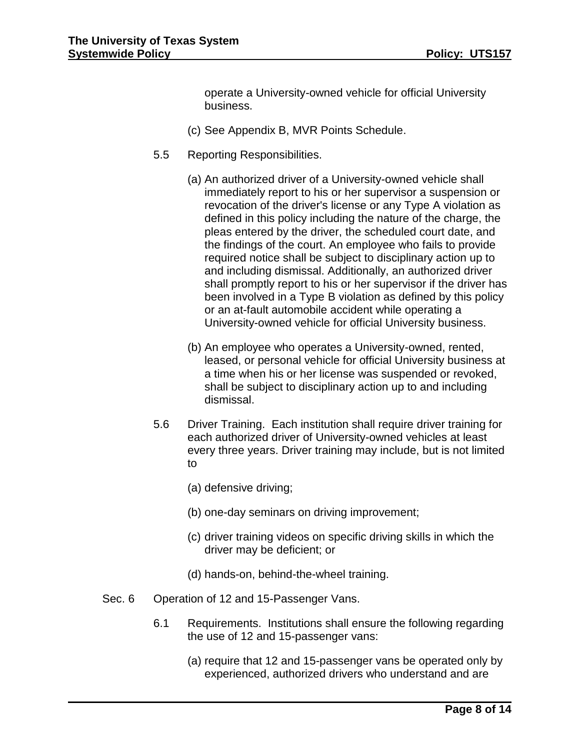operate a University-owned vehicle for official University business.

(c) See Appendix B, MVR Points Schedule.

5.5 Reporting Responsibilities.

(a) An authorized driver of a University-owned vehicle shall immediately report to his or her supervisor a suspension or revocation of the driver's license or any Type A violation as defined in this policy including the nature of the charge, the pleas entered by the driver, the scheduled court date, and the findings of the court. An employee who fails to provide required notice shall be subject to disciplinary action up to and including dismissal. Additionally, an authorized driver shall promptly report to his or her supervisor if the driver has been involved in a Type B violation as defined by this policy or an at-fault automobile accident while operating a University-owned vehicle for official University business.

(b) An employee who operates a University-owned, rented, leased, or personal vehicle for official University business at a time when his or her license was suspended or revoked, shall be subject to disciplinary action up to and including dismissal.

5.6 Driver Training. Each institution shall require driver training for each authorized driver of University-owned vehicles at least every three years. Driver training may include, but is not limited to

(a) defensive driving;

(b) one-day seminars on driving improvement;

(c) driver training videos on specific driving skills in which the driver may be deficient; or

(d) hands-on, behind-the-wheel training.

Sec. 6 Operation of 12 and 15-Passenger Vans.

6.1 Requirements. Institutions shall ensure the following regarding the use of 12 and 15-passenger vans:

(a) require that 12 and 15-passenger vans be operated only by experienced, authorized drivers who understand and are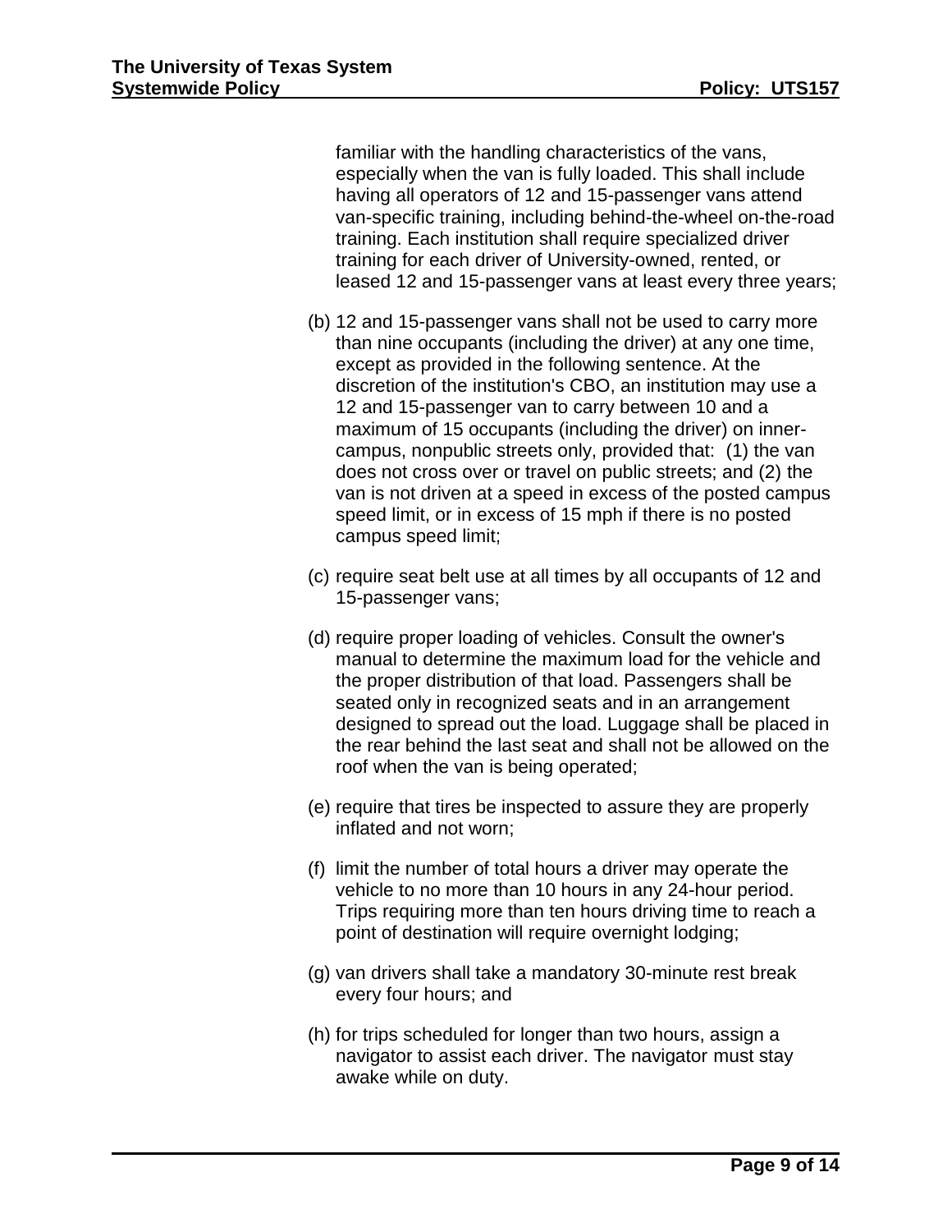familiar with the handling characteristics of the vans, especially when the van is fully loaded. This shall include having all operators of 12 and 15-passenger vans attend van-specific training, including behind-the-wheel on-the-road training. Each institution shall require specialized driver training for each driver of University-owned, rented, or leased 12 and 15-passenger vans at least every three years;

(b) 12 and 15-passenger vans shall not be used to carry more than nine occupants (including the driver) at any one time, except as provided in the following sentence. At the discretion of the institution's CBO, an institution may use a 12 and 15-passenger van to carry between 10 and a maximum of 15 occupants (including the driver) on inner-campus, nonpublic streets only, provided that: (1) the van does not cross over or travel on public streets; and (2) the van is not driven at a speed in excess of the posted campus speed limit, or in excess of 15 mph if there is no posted campus speed limit;

(c) require seat belt use at all times by all occupants of 12 and 15-passenger vans;

(d) require proper loading of vehicles. Consult the owner's manual to determine the maximum load for the vehicle and the proper distribution of that load. Passengers shall be seated only in recognized seats and in an arrangement designed to spread out the load. Luggage shall be placed in the rear behind the last seat and shall not be allowed on the roof when the van is being operated;

(e) require that tires be inspected to assure they are properly inflated and not worn;

(f) limit the number of total hours a driver may operate the vehicle to no more than 10 hours in any 24-hour period. Trips requiring more than ten hours driving time to reach a point of destination will require overnight lodging;

(g) van drivers shall take a mandatory 30-minute rest break every four hours; and

(h) for trips scheduled for longer than two hours, assign a navigator to assist each driver. The navigator must stay awake while on duty.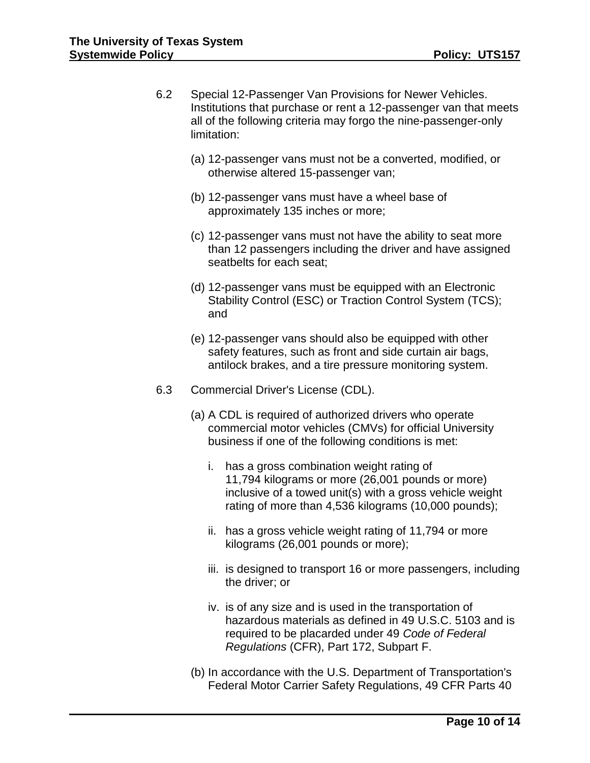6.2 Special 12-Passenger Van Provisions for Newer Vehicles. Institutions that purchase or rent a 12-passenger van that meets all of the following criteria may forgo the nine-passenger-only limitation:

(a) 12-passenger vans must not be a converted, modified, or otherwise altered 15-passenger van;

(b) 12-passenger vans must have a wheel base of approximately 135 inches or more;

(c) 12-passenger vans must not have the ability to seat more than 12 passengers including the driver and have assigned seatbelts for each seat;

(d) 12-passenger vans must be equipped with an Electronic Stability Control (ESC) or Traction Control System (TCS); and

(e) 12-passenger vans should also be equipped with other safety features, such as front and side curtain air bags, antilock brakes, and a tire pressure monitoring system.

6.3 Commercial Driver's License (CDL).

(a) A CDL is required of authorized drivers who operate commercial motor vehicles (CMVs) for official University business if one of the following conditions is met:

i. has a gross combination weight rating of 11,794 kilograms or more (26,001 pounds or more) inclusive of a towed unit(s) with a gross vehicle weight rating of more than 4,536 kilograms (10,000 pounds);

ii. has a gross vehicle weight rating of 11,794 or more kilograms (26,001 pounds or more);

iii. is designed to transport 16 or more passengers, including the driver; or

iv. is of any size and is used in the transportation of hazardous materials as defined in 49 U.S.C. 5103 and is required to be placarded under 49 *Code of Federal Regulations* (CFR), Part 172, Subpart F.

(b) In accordance with the U.S. Department of Transportation's Federal Motor Carrier Safety Regulations, 49 CFR Parts 40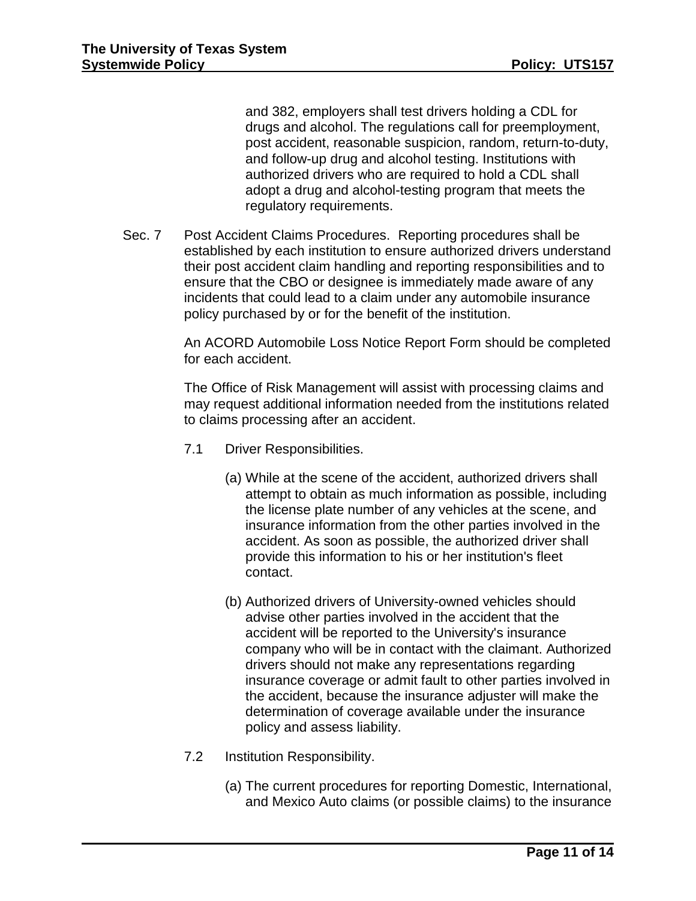and 382, employers shall test drivers holding a CDL for drugs and alcohol. The regulations call for preemployment, post accident, reasonable suspicion, random, return-to-duty, and follow-up drug and alcohol testing. Institutions with authorized drivers who are required to hold a CDL shall adopt a drug and alcohol-testing program that meets the regulatory requirements.

Sec. 7 Post Accident Claims Procedures. Reporting procedures shall be established by each institution to ensure authorized drivers understand their post accident claim handling and reporting responsibilities and to ensure that the CBO or designee is immediately made aware of any incidents that could lead to a claim under any automobile insurance policy purchased by or for the benefit of the institution.

An ACORD Automobile Loss Notice Report Form should be completed for each accident.

The Office of Risk Management will assist with processing claims and may request additional information needed from the institutions related to claims processing after an accident.

7.1 Driver Responsibilities.

(a) While at the scene of the accident, authorized drivers shall attempt to obtain as much information as possible, including the license plate number of any vehicles at the scene, and insurance information from the other parties involved in the accident. As soon as possible, the authorized driver shall provide this information to his or her institution's fleet contact.

(b) Authorized drivers of University-owned vehicles should advise other parties involved in the accident that the accident will be reported to the University's insurance company who will be in contact with the claimant. Authorized drivers should not make any representations regarding insurance coverage or admit fault to other parties involved in the accident, because the insurance adjuster will make the determination of coverage available under the insurance policy and assess liability.

7.2 Institution Responsibility.

(a) The current procedures for reporting Domestic, International, and Mexico Auto claims (or possible claims) to the insurance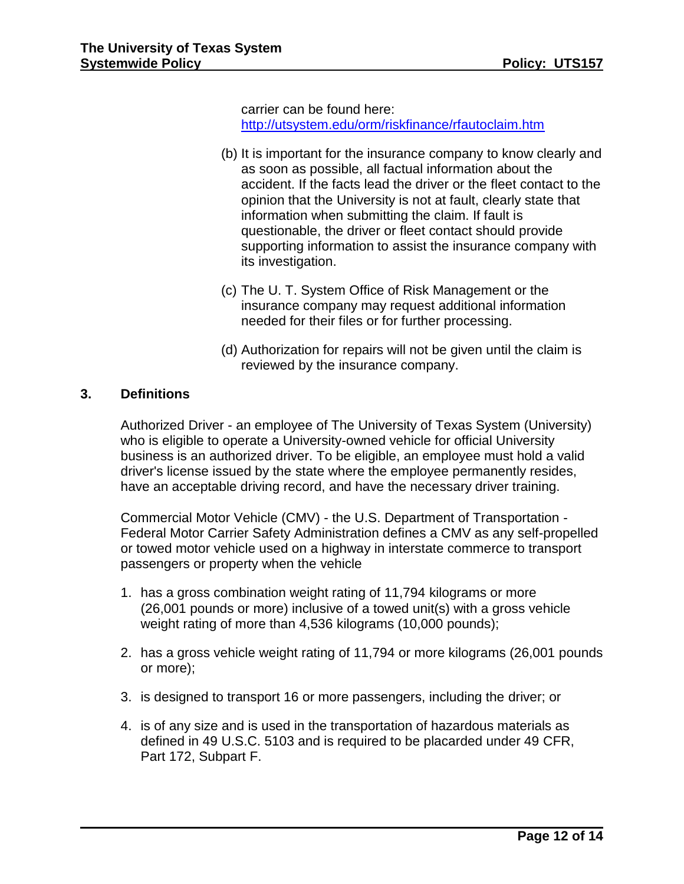carrier can be found here: http://utsystem.edu/orm/riskfinance/rfautoclaim.htm

(b) It is important for the insurance company to know clearly and as soon as possible, all factual information about the accident. If the facts lead the driver or the fleet contact to the opinion that the University is not at fault, clearly state that information when submitting the claim. If fault is questionable, the driver or fleet contact should provide supporting information to assist the insurance company with its investigation.

(c) The U. T. System Office of Risk Management or the insurance company may request additional information needed for their files or for further processing.

(d) Authorization for repairs will not be given until the claim is reviewed by the insurance company.

## 3. Definitions

Authorized Driver - an employee of The University of Texas System (University) who is eligible to operate a University-owned vehicle for official University business is an authorized driver. To be eligible, an employee must hold a valid driver's license issued by the state where the employee permanently resides, have an acceptable driving record, and have the necessary driver training.

Commercial Motor Vehicle (CMV) - the U.S. Department of Transportation - Federal Motor Carrier Safety Administration defines a CMV as any self-propelled or towed motor vehicle used on a highway in interstate commerce to transport passengers or property when the vehicle

1. has a gross combination weight rating of 11,794 kilograms or more (26,001 pounds or more) inclusive of a towed unit(s) with a gross vehicle weight rating of more than 4,536 kilograms (10,000 pounds);
2. has a gross vehicle weight rating of 11,794 or more kilograms (26,001 pounds or more);
3. is designed to transport 16 or more passengers, including the driver; or
4. is of any size and is used in the transportation of hazardous materials as defined in 49 U.S.C. 5103 and is required to be placarded under 49 CFR, Part 172, Subpart F.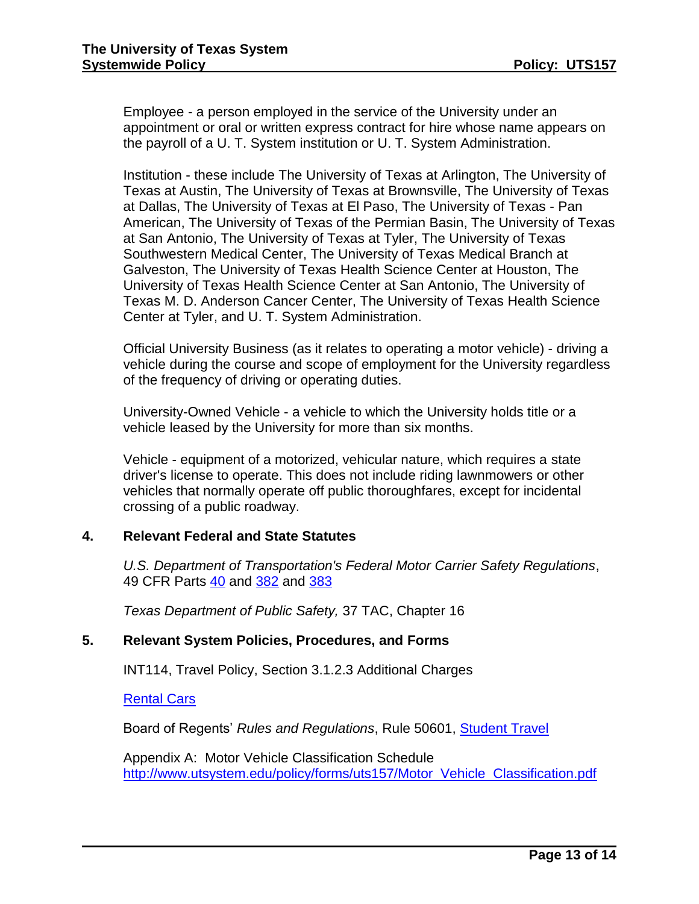Employee - a person employed in the service of the University under an appointment or oral or written express contract for hire whose name appears on the payroll of a U. T. System institution or U. T. System Administration.

Institution - these include The University of Texas at Arlington, The University of Texas at Austin, The University of Texas at Brownsville, The University of Texas at Dallas, The University of Texas at El Paso, The University of Texas - Pan American, The University of Texas of the Permian Basin, The University of Texas at San Antonio, The University of Texas at Tyler, The University of Texas Southwestern Medical Center, The University of Texas Medical Branch at Galveston, The University of Texas Health Science Center at Houston, The University of Texas Health Science Center at San Antonio, The University of Texas M. D. Anderson Cancer Center, The University of Texas Health Science Center at Tyler, and U. T. System Administration.

Official University Business (as it relates to operating a motor vehicle) - driving a vehicle during the course and scope of employment for the University regardless of the frequency of driving or operating duties.

University-Owned Vehicle - a vehicle to which the University holds title or a vehicle leased by the University for more than six months.

Vehicle - equipment of a motorized, vehicular nature, which requires a state driver's license to operate. This does not include riding lawnmowers or other vehicles that normally operate off public thoroughfares, except for incidental crossing of a public roadway.

## 4. Relevant Federal and State Statutes

*U.S. Department of Transportation's Federal Motor Carrier Safety Regulations*, 49 CFR Parts 40 and 382 and 383

*Texas Department of Public Safety,* 37 TAC, Chapter 16

## 5. Relevant System Policies, Procedures, and Forms

INT114, Travel Policy, Section 3.1.2.3 Additional Charges

Rental Cars

Board of Regents' *Rules and Regulations*, Rule 50601, Student Travel

Appendix A: Motor Vehicle Classification Schedule
http://www.utsystem.edu/policy/forms/uts157/Motor_Vehicle_Classification.pdf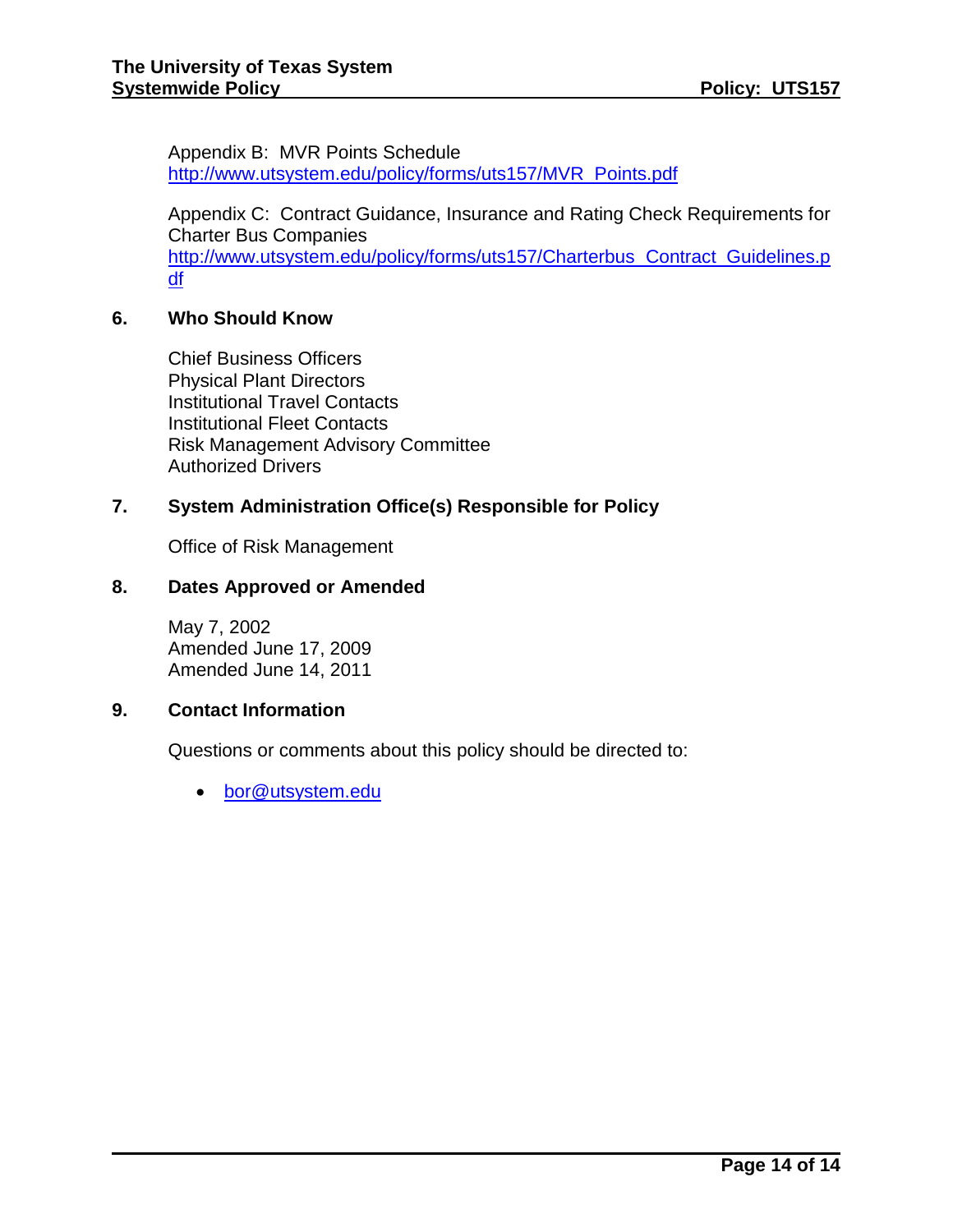Appendix B: MVR Points Schedule
http://www.utsystem.edu/policy/forms/uts157/MVR_Points.pdf

Appendix C: Contract Guidance, Insurance and Rating Check Requirements for Charter Bus Companies
http://www.utsystem.edu/policy/forms/uts157/Charterbus_Contract_Guidelines.pdf

## 6. Who Should Know

Chief Business Officers
Physical Plant Directors
Institutional Travel Contacts
Institutional Fleet Contacts
Risk Management Advisory Committee
Authorized Drivers

## 7. System Administration Office(s) Responsible for Policy

Office of Risk Management

## 8. Dates Approved or Amended

May 7, 2002
Amended June 17, 2009
Amended June 14, 2011

## 9. Contact Information

Questions or comments about this policy should be directed to:

- bor@utsystem.edu